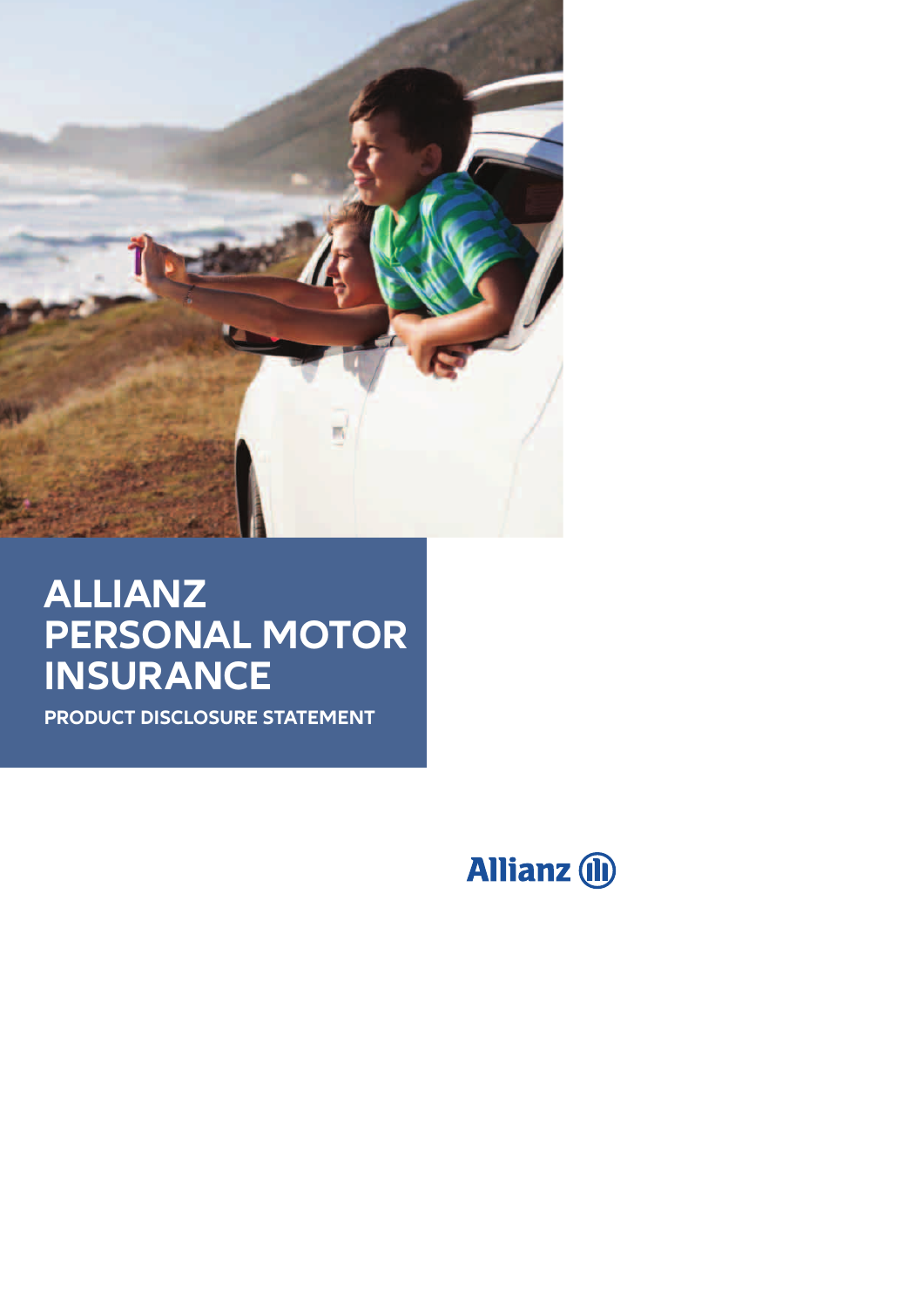# ALLIANZ PERSONAL MOTOR INSURANCE

PRODUCT DISCLOSURE STATEMENT

Allianz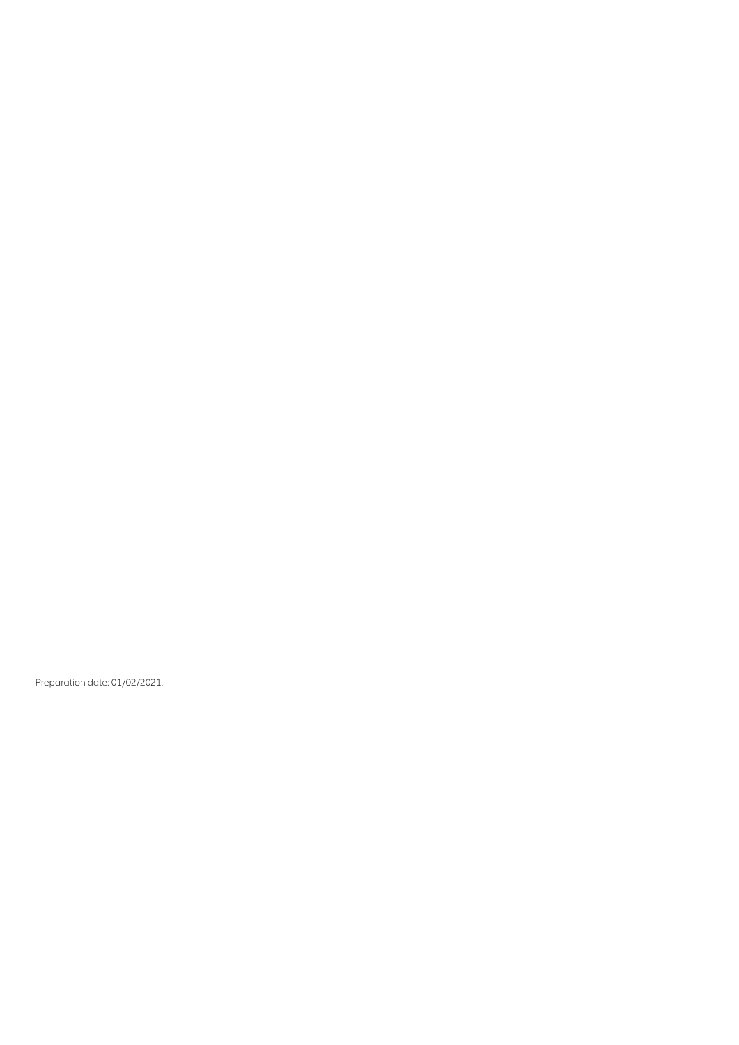Preparation date: 01/02/2021.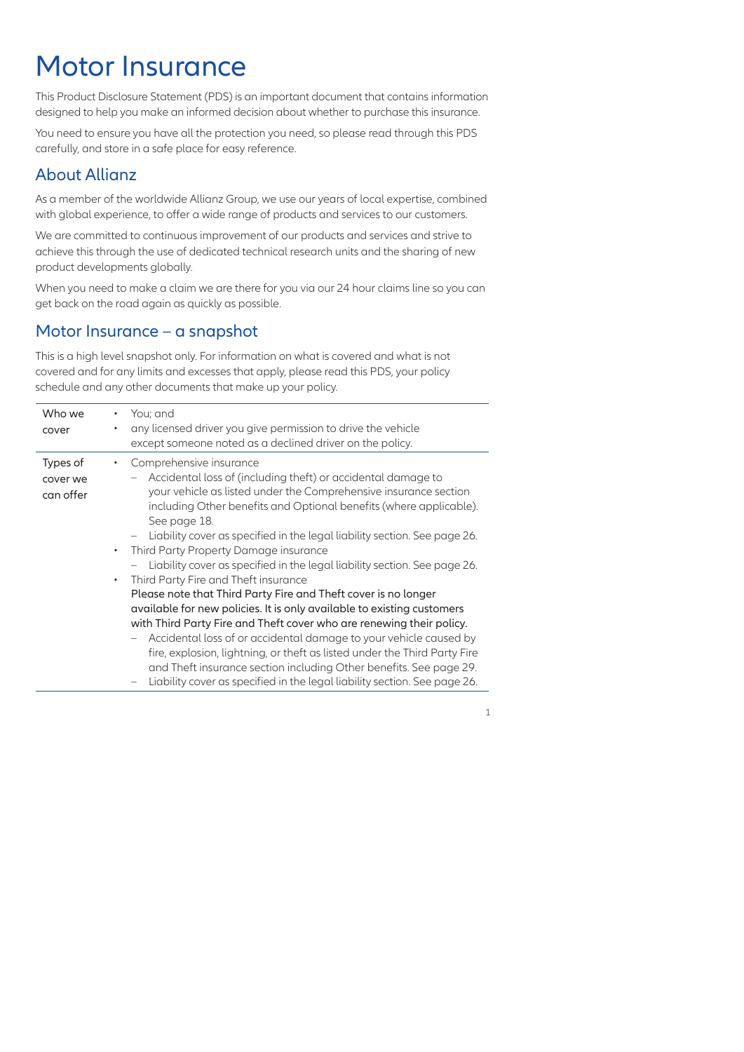# Motor Insurance

This Product Disclosure Statement (PDS) is an important document that contains information designed to help you make an informed decision about whether to purchase this insurance.

You need to ensure you have all the protection you need, so please read through this PDS carefully, and store in a safe place for easy reference.

## About Allianz

As a member of the worldwide Allianz Group, we use our years of local expertise, combined with global experience, to offer a wide range of products and services to our customers.

We are committed to continuous improvement of our products and services and strive to achieve this through the use of dedicated technical research units and the sharing of new product developments globally.

When you need to make a claim we are there for you via our 24 hour claims line so you can get back on the road again as quickly as possible.

## Motor Insurance – a snapshot

This is a high level snapshot only. For information on what is covered and what is not covered and for any limits and excesses that apply, please read this PDS, your policy schedule and any other documents that make up your policy.

| | |
|---|---|
| Who we cover | • You; and<br>• any licensed driver you give permission to drive the vehicle except someone noted as a declined driver on the policy. |
| Types of cover we can offer | • Comprehensive insurance<br>– Accidental loss of (including theft) or accidental damage to your vehicle as listed under the Comprehensive insurance section including Other benefits and Optional benefits (where applicable). See page 18.<br>– Liability cover as specified in the legal liability section. See page 26.<br>• Third Party Property Damage insurance<br>– Liability cover as specified in the legal liability section. See page 26.<br>• Third Party Fire and Theft insurance<br>**Please note that Third Party Fire and Theft cover is no longer available for new policies. It is only available to existing customers with Third Party Fire and Theft cover who are renewing their policy.**<br>– Accidental loss of or accidental damage to your vehicle caused by fire, explosion, lightning, or theft as listed under the Third Party Fire and Theft insurance section including Other benefits. See page 29.<br>– Liability cover as specified in the legal liability section. See page 26. |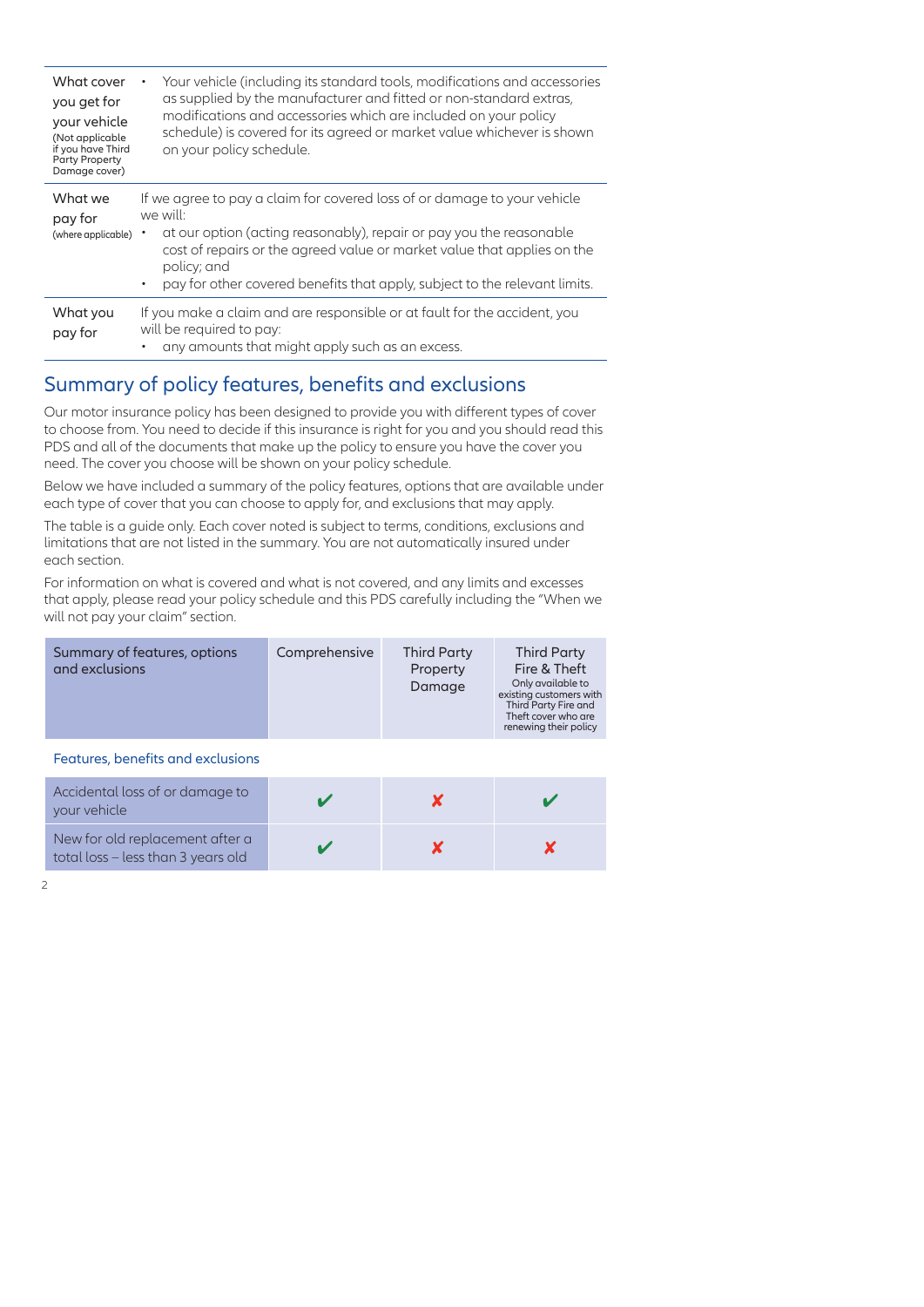| | |
|---|---|
| What cover you get for your vehicle (Not applicable if you have Third Party Property Damage cover) | • Your vehicle (including its standard tools, modifications and accessories as supplied by the manufacturer and fitted or non-standard extras, modifications and accessories which are included on your policy schedule) is covered for its agreed or market value whichever is shown on your policy schedule. |
| What we pay for (where applicable) | If we agree to pay a claim for covered loss of or damage to your vehicle we will:<br>• at our option (acting reasonably), repair or pay you the reasonable cost of repairs or the agreed value or market value that applies on the policy; and<br>• pay for other covered benefits that apply, subject to the relevant limits. |
| What you pay for | If you make a claim and are responsible or at fault for the accident, you will be required to pay:<br>• any amounts that might apply such as an excess. |

## Summary of policy features, benefits and exclusions

Our motor insurance policy has been designed to provide you with different types of cover to choose from. You need to decide if this insurance is right for you and you should read this PDS and all of the documents that make up the policy to ensure you have the cover you need. The cover you choose will be shown on your policy schedule.

Below we have included a summary of the policy features, options that are available under each type of cover that you can choose to apply for, and exclusions that may apply.

The table is a guide only. Each cover noted is subject to terms, conditions, exclusions and limitations that are not listed in the summary. You are not automatically insured under each section.

For information on what is covered and what is not covered, and any limits and excesses that apply, please read your policy schedule and this PDS carefully including the "When we will not pay your claim" section.

| Summary of features, options and exclusions | Comprehensive | Third Party Property Damage | Third Party Fire & Theft (Only available to existing customers with Third Party Fire and Theft cover who are renewing their policy) |
|---|---|---|---|
| **Features, benefits and exclusions** | | | |
| Accidental loss of or damage to your vehicle | ✔ | ✘ | ✔ |
| New for old replacement after a total loss – less than 3 years old | ✔ | ✘ | ✘ |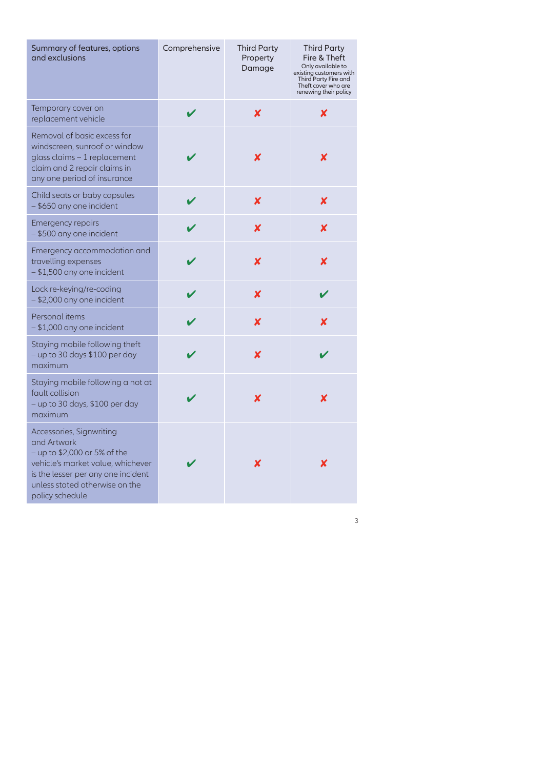| Summary of features, options and exclusions | Comprehensive | Third Party Property Damage | Third Party Fire & Theft Only available to existing customers with Third Party Fire and Theft cover who are renewing their policy |
|---|---|---|---|
| Temporary cover on replacement vehicle | ✔ | ✘ | ✘ |
| Removal of basic excess for windscreen, sunroof or window glass claims – 1 replacement claim and 2 repair claims in any one period of insurance | ✔ | ✘ | ✘ |
| Child seats or baby capsules – $650 any one incident | ✔ | ✘ | ✘ |
| Emergency repairs – $500 any one incident | ✔ | ✘ | ✘ |
| Emergency accommodation and travelling expenses – $1,500 any one incident | ✔ | ✘ | ✘ |
| Lock re-keying/re-coding – $2,000 any one incident | ✔ | ✘ | ✔ |
| Personal items – $1,000 any one incident | ✔ | ✘ | ✘ |
| Staying mobile following theft – up to 30 days $100 per day maximum | ✔ | ✘ | ✔ |
| Staying mobile following a not at fault collision – up to 30 days, $100 per day maximum | ✔ | ✘ | ✘ |
| Accessories, Signwriting and Artwork – up to $2,000 or 5% of the vehicle's market value, whichever is the lesser per any one incident unless stated otherwise on the policy schedule | ✔ | ✘ | ✘ |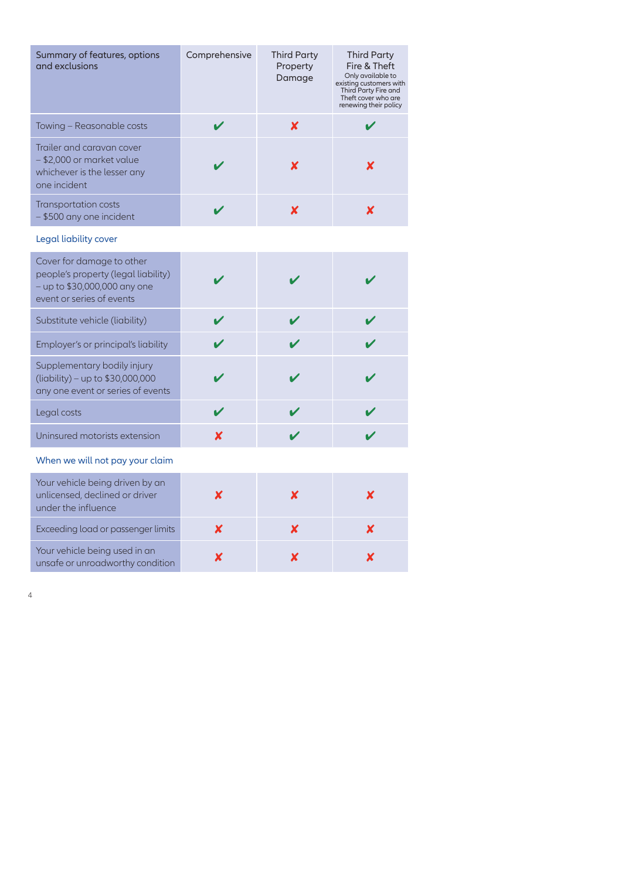| Summary of features, options and exclusions | Comprehensive | Third Party Property Damage | Third Party Fire & Theft Only available to existing customers with Third Party Fire and Theft cover who are renewing their policy |
|---|---|---|---|
| Towing – Reasonable costs | ✔ | ✘ | ✔ |
| Trailer and caravan cover – $2,000 or market value whichever is the lesser any one incident | ✔ | ✘ | ✘ |
| Transportation costs – $500 any one incident | ✔ | ✘ | ✘ |
| **Legal liability cover** | | | |
| Cover for damage to other people's property (legal liability) – up to $30,000,000 any one event or series of events | ✔ | ✔ | ✔ |
| Substitute vehicle (liability) | ✔ | ✔ | ✔ |
| Employer's or principal's liability | ✔ | ✔ | ✔ |
| Supplementary bodily injury (liability) – up to $30,000,000 any one event or series of events | ✔ | ✔ | ✔ |
| Legal costs | ✔ | ✔ | ✔ |
| Uninsured motorists extension | ✘ | ✔ | ✔ |
| **When we will not pay your claim** | | | |
| Your vehicle being driven by an unlicensed, declined or driver under the influence | ✘ | ✘ | ✘ |
| Exceeding load or passenger limits | ✘ | ✘ | ✘ |
| Your vehicle being used in an unsafe or unroadworthy condition | ✘ | ✘ | ✘ |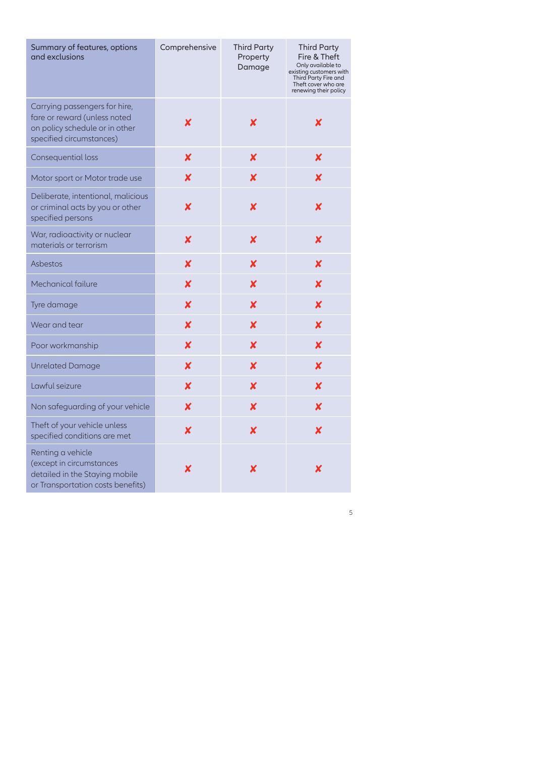| Summary of features, options and exclusions | Comprehensive | Third Party Property Damage | Third Party Fire & Theft Only available to existing customers with Third Party Fire and Theft cover who are renewing their policy |
|---|---|---|---|
| Carrying passengers for hire, fare or reward (unless noted on policy schedule or in other specified circumstances) | ✘ | ✘ | ✘ |
| Consequential loss | ✘ | ✘ | ✘ |
| Motor sport or Motor trade use | ✘ | ✘ | ✘ |
| Deliberate, intentional, malicious or criminal acts by you or other specified persons | ✘ | ✘ | ✘ |
| War, radioactivity or nuclear materials or terrorism | ✘ | ✘ | ✘ |
| Asbestos | ✘ | ✘ | ✘ |
| Mechanical failure | ✘ | ✘ | ✘ |
| Tyre damage | ✘ | ✘ | ✘ |
| Wear and tear | ✘ | ✘ | ✘ |
| Poor workmanship | ✘ | ✘ | ✘ |
| Unrelated Damage | ✘ | ✘ | ✘ |
| Lawful seizure | ✘ | ✘ | ✘ |
| Non safeguarding of your vehicle | ✘ | ✘ | ✘ |
| Theft of your vehicle unless specified conditions are met | ✘ | ✘ | ✘ |
| Renting a vehicle (except in circumstances detailed in the Staying mobile or Transportation costs benefits) | ✘ | ✘ | ✘ |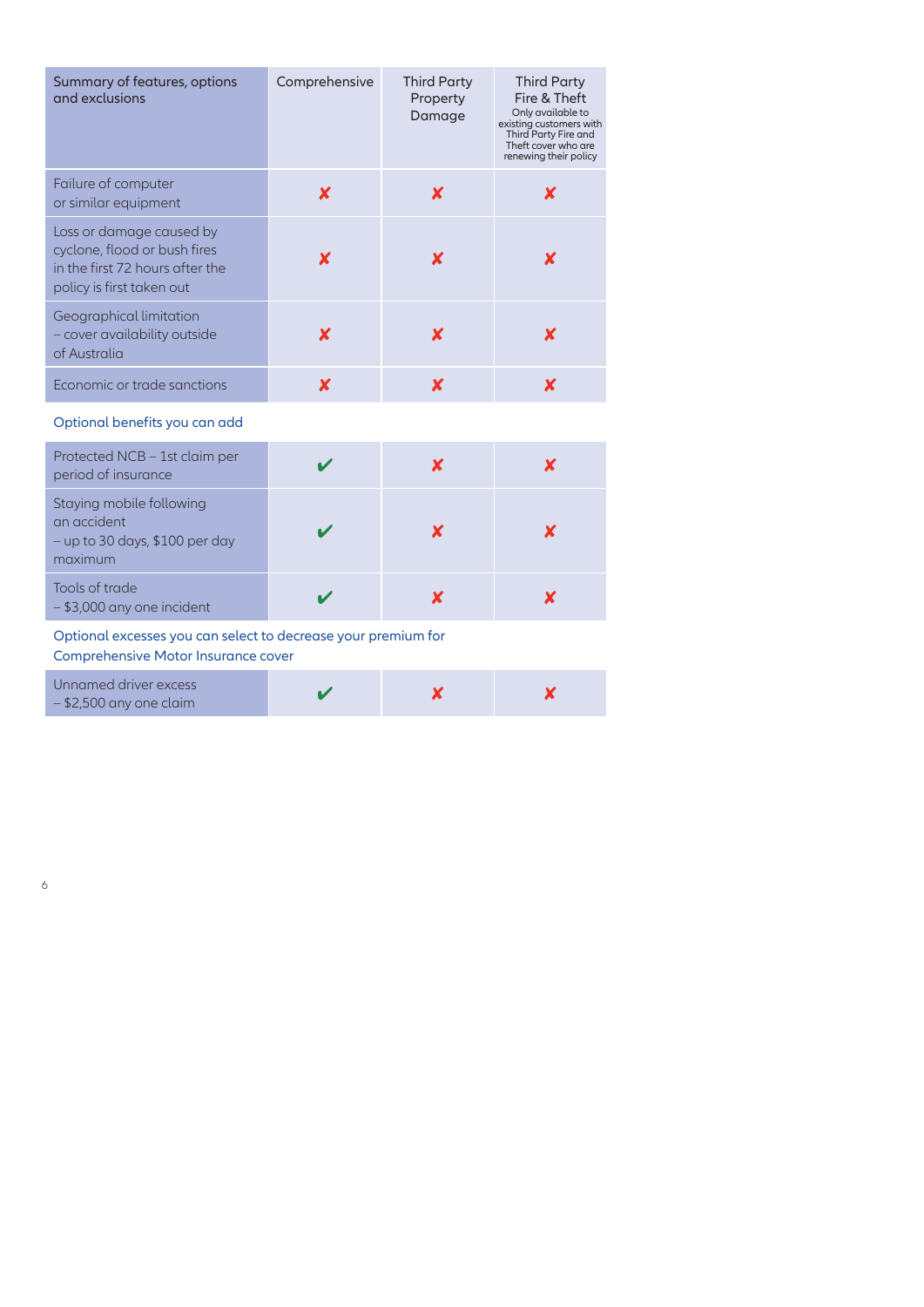| Summary of features, options and exclusions | Comprehensive | Third Party Property Damage | Third Party Fire & Theft<br>Only available to existing customers with Third Party Fire and Theft cover who are renewing their policy |
|---|---|---|---|
| Failure of computer or similar equipment | ✘ | ✘ | ✘ |
| Loss or damage caused by cyclone, flood or bush fires in the first 72 hours after the policy is first taken out | ✘ | ✘ | ✘ |
| Geographical limitation – cover availability outside of Australia | ✘ | ✘ | ✘ |
| Economic or trade sanctions | ✘ | ✘ | ✘ |
| **Optional benefits you can add** | | | |
| Protected NCB – 1st claim per period of insurance | ✔ | ✘ | ✘ |
| Staying mobile following an accident – up to 30 days, $100 per day maximum | ✔ | ✘ | ✘ |
| Tools of trade – $3,000 any one incident | ✔ | ✘ | ✘ |
| **Optional excesses you can select to decrease your premium for Comprehensive Motor Insurance cover** | | | |
| Unnamed driver excess – $2,500 any one claim | ✔ | ✘ | ✘ |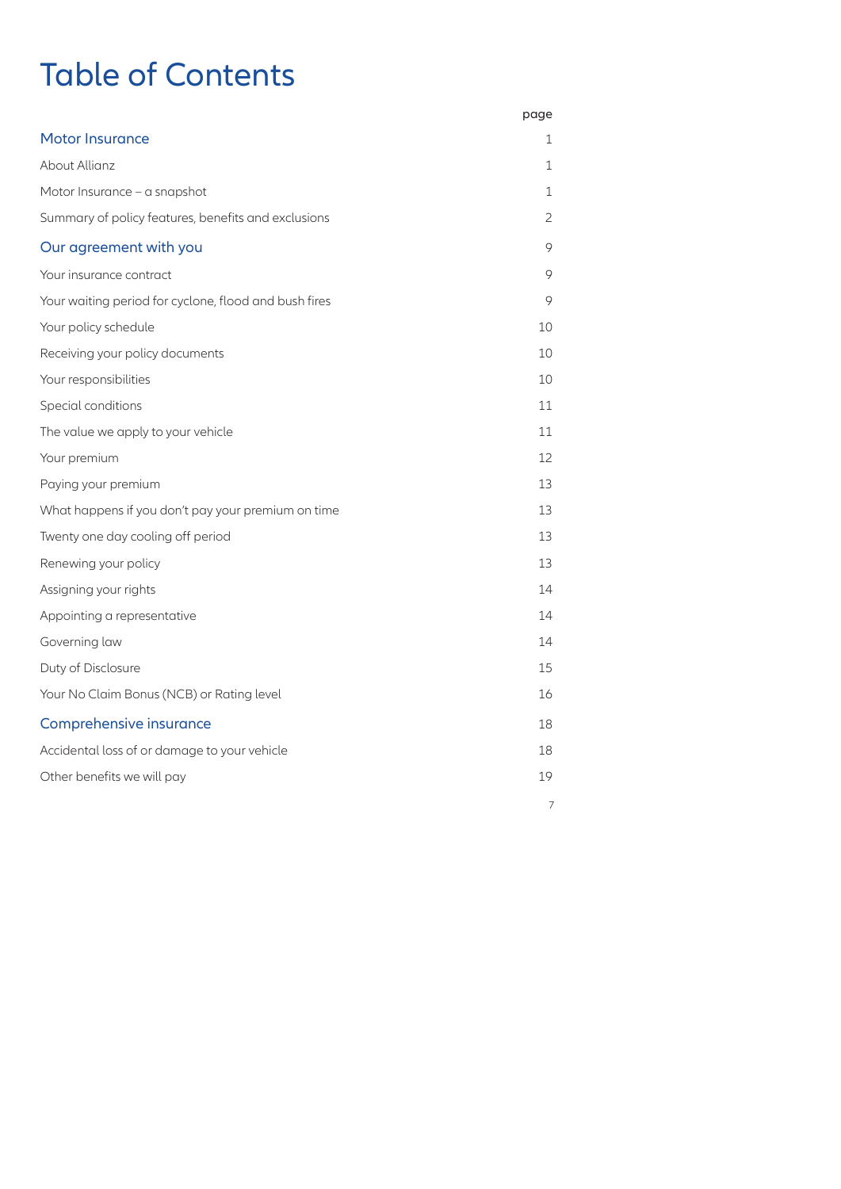# Table of Contents

| | page |
|---|---|
| **Motor Insurance** | 1 |
| About Allianz | 1 |
| Motor Insurance – a snapshot | 1 |
| Summary of policy features, benefits and exclusions | 2 |
| **Our agreement with you** | 9 |
| Your insurance contract | 9 |
| Your waiting period for cyclone, flood and bush fires | 9 |
| Your policy schedule | 10 |
| Receiving your policy documents | 10 |
| Your responsibilities | 10 |
| Special conditions | 11 |
| The value we apply to your vehicle | 11 |
| Your premium | 12 |
| Paying your premium | 13 |
| What happens if you don't pay your premium on time | 13 |
| Twenty one day cooling off period | 13 |
| Renewing your policy | 13 |
| Assigning your rights | 14 |
| Appointing a representative | 14 |
| Governing law | 14 |
| Duty of Disclosure | 15 |
| Your No Claim Bonus (NCB) or Rating level | 16 |
| **Comprehensive insurance** | 18 |
| Accidental loss of or damage to your vehicle | 18 |
| Other benefits we will pay | 19 |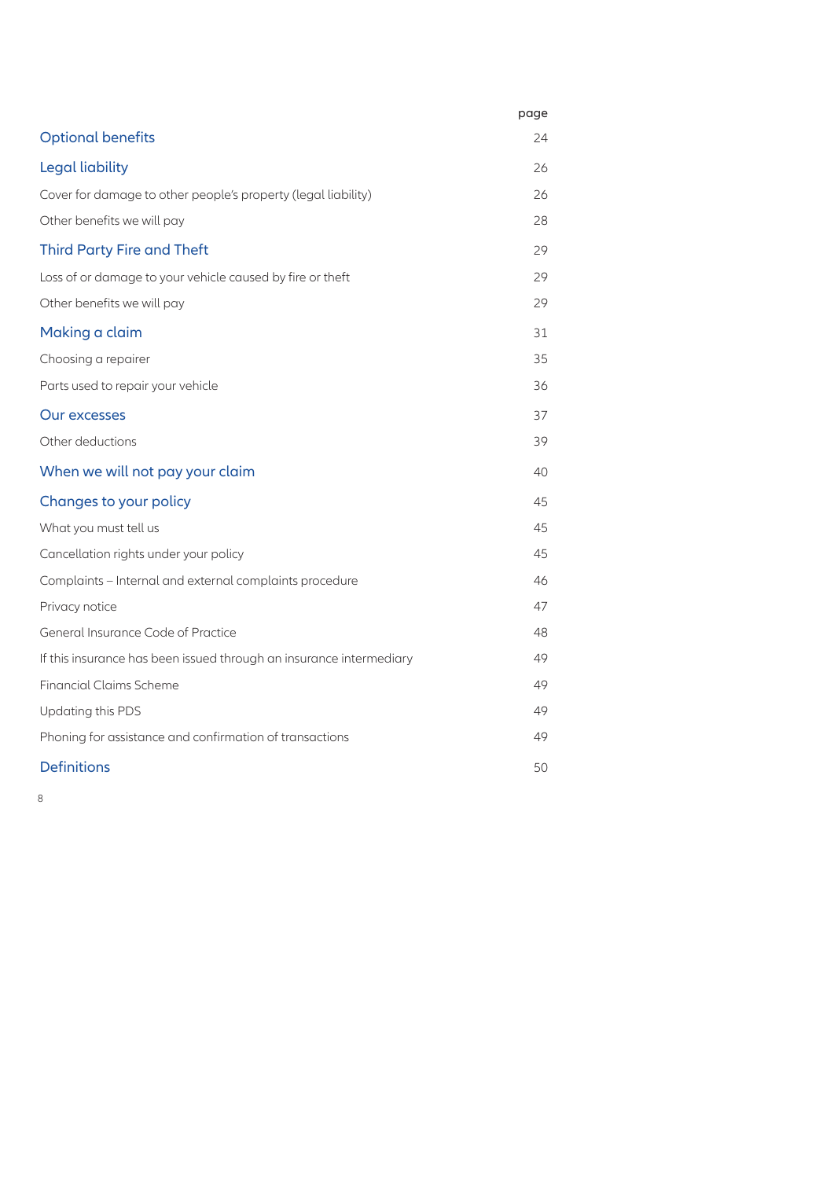| | page |
|---|---|
| **Optional benefits** | 24 |
| **Legal liability** | 26 |
| Cover for damage to other people's property (legal liability) | 26 |
| Other benefits we will pay | 28 |
| **Third Party Fire and Theft** | 29 |
| Loss of or damage to your vehicle caused by fire or theft | 29 |
| Other benefits we will pay | 29 |
| **Making a claim** | 31 |
| Choosing a repairer | 35 |
| Parts used to repair your vehicle | 36 |
| **Our excesses** | 37 |
| Other deductions | 39 |
| **When we will not pay your claim** | 40 |
| **Changes to your policy** | 45 |
| What you must tell us | 45 |
| Cancellation rights under your policy | 45 |
| Complaints – Internal and external complaints procedure | 46 |
| Privacy notice | 47 |
| General Insurance Code of Practice | 48 |
| If this insurance has been issued through an insurance intermediary | 49 |
| Financial Claims Scheme | 49 |
| Updating this PDS | 49 |
| Phoning for assistance and confirmation of transactions | 49 |
| **Definitions** | 50 |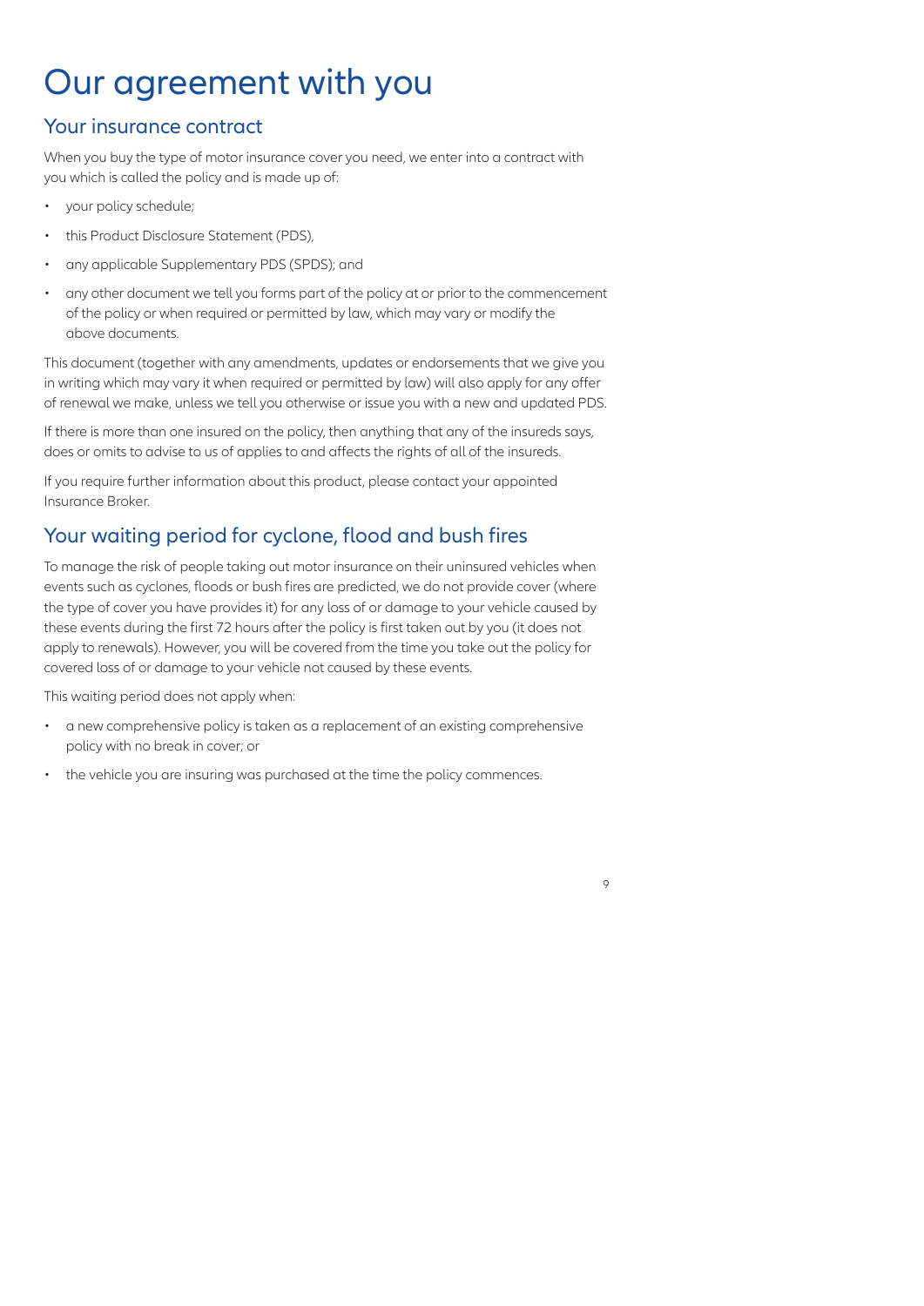# Our agreement with you

## Your insurance contract

When you buy the type of motor insurance cover you need, we enter into a contract with you which is called the policy and is made up of:

- your policy schedule;
- this Product Disclosure Statement (PDS),
- any applicable Supplementary PDS (SPDS); and
- any other document we tell you forms part of the policy at or prior to the commencement of the policy or when required or permitted by law, which may vary or modify the above documents.

This document (together with any amendments, updates or endorsements that we give you in writing which may vary it when required or permitted by law) will also apply for any offer of renewal we make, unless we tell you otherwise or issue you with a new and updated PDS.

If there is more than one insured on the policy, then anything that any of the insureds says, does or omits to advise to us of applies to and affects the rights of all of the insureds.

If you require further information about this product, please contact your appointed Insurance Broker.

## Your waiting period for cyclone, flood and bush fires

To manage the risk of people taking out motor insurance on their uninsured vehicles when events such as cyclones, floods or bush fires are predicted, we do not provide cover (where the type of cover you have provides it) for any loss of or damage to your vehicle caused by these events during the first 72 hours after the policy is first taken out by you (it does not apply to renewals). However, you will be covered from the time you take out the policy for covered loss of or damage to your vehicle not caused by these events.

This waiting period does not apply when:

- a new comprehensive policy is taken as a replacement of an existing comprehensive policy with no break in cover; or
- the vehicle you are insuring was purchased at the time the policy commences.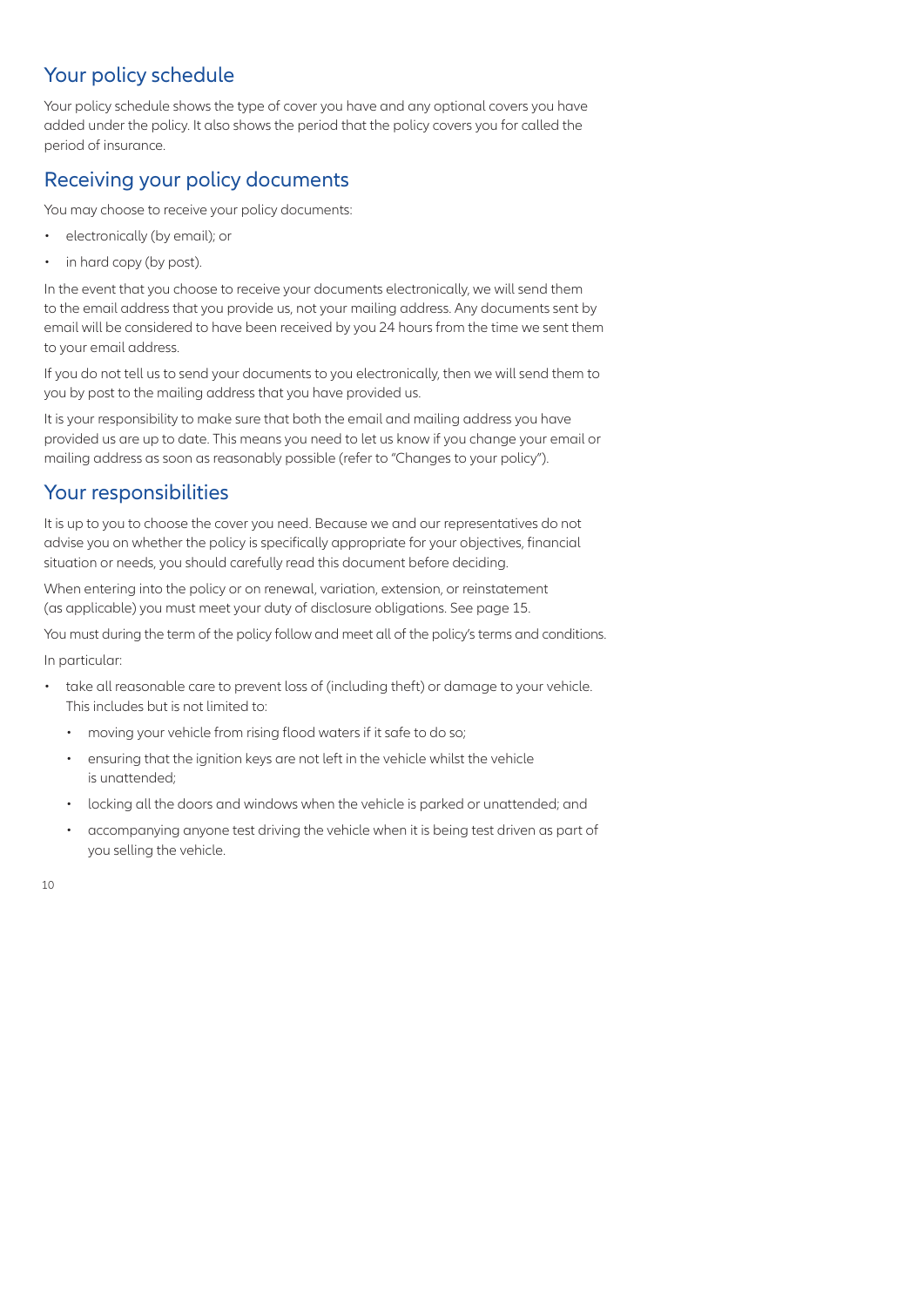## Your policy schedule

Your policy schedule shows the type of cover you have and any optional covers you have added under the policy. It also shows the period that the policy covers you for called the period of insurance.

## Receiving your policy documents

You may choose to receive your policy documents:

- electronically (by email); or
- in hard copy (by post).

In the event that you choose to receive your documents electronically, we will send them to the email address that you provide us, not your mailing address. Any documents sent by email will be considered to have been received by you 24 hours from the time we sent them to your email address.

If you do not tell us to send your documents to you electronically, then we will send them to you by post to the mailing address that you have provided us.

It is your responsibility to make sure that both the email and mailing address you have provided us are up to date. This means you need to let us know if you change your email or mailing address as soon as reasonably possible (refer to "Changes to your policy").

## Your responsibilities

It is up to you to choose the cover you need. Because we and our representatives do not advise you on whether the policy is specifically appropriate for your objectives, financial situation or needs, you should carefully read this document before deciding.

When entering into the policy or on renewal, variation, extension, or reinstatement (as applicable) you must meet your duty of disclosure obligations. See page 15.

You must during the term of the policy follow and meet all of the policy's terms and conditions.

In particular:

- take all reasonable care to prevent loss of (including theft) or damage to your vehicle. This includes but is not limited to:
  - moving your vehicle from rising flood waters if it safe to do so;
  - ensuring that the ignition keys are not left in the vehicle whilst the vehicle is unattended;
  - locking all the doors and windows when the vehicle is parked or unattended; and
  - accompanying anyone test driving the vehicle when it is being test driven as part of you selling the vehicle.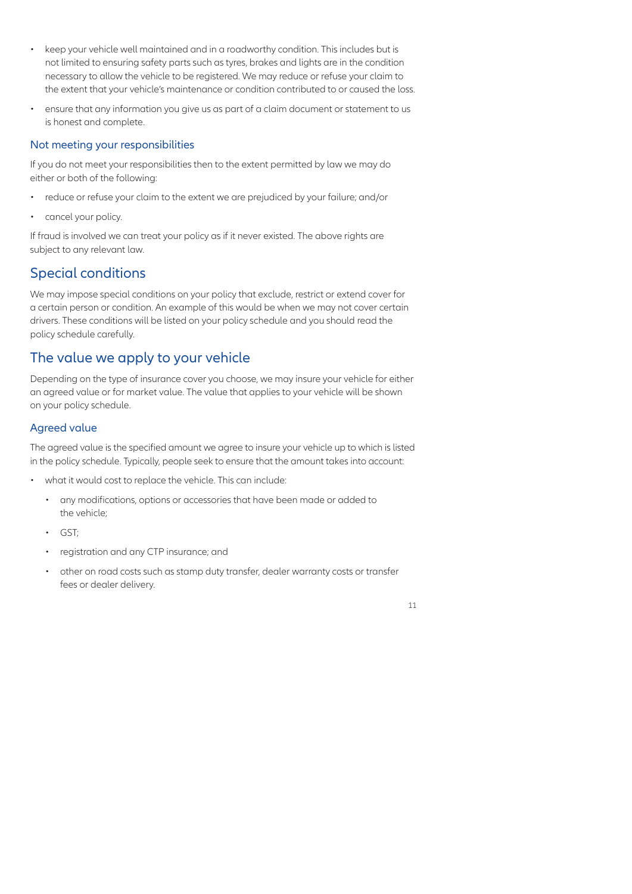- keep your vehicle well maintained and in a roadworthy condition. This includes but is not limited to ensuring safety parts such as tyres, brakes and lights are in the condition necessary to allow the vehicle to be registered. We may reduce or refuse your claim to the extent that your vehicle's maintenance or condition contributed to or caused the loss.
- ensure that any information you give us as part of a claim document or statement to us is honest and complete.

### Not meeting your responsibilities

If you do not meet your responsibilities then to the extent permitted by law we may do either or both of the following:

- reduce or refuse your claim to the extent we are prejudiced by your failure; and/or
- cancel your policy.

If fraud is involved we can treat your policy as if it never existed. The above rights are subject to any relevant law.

## Special conditions

We may impose special conditions on your policy that exclude, restrict or extend cover for a certain person or condition. An example of this would be when we may not cover certain drivers. These conditions will be listed on your policy schedule and you should read the policy schedule carefully.

## The value we apply to your vehicle

Depending on the type of insurance cover you choose, we may insure your vehicle for either an agreed value or for market value. The value that applies to your vehicle will be shown on your policy schedule.

### Agreed value

The agreed value is the specified amount we agree to insure your vehicle up to which is listed in the policy schedule. Typically, people seek to ensure that the amount takes into account:

- what it would cost to replace the vehicle. This can include:
  - any modifications, options or accessories that have been made or added to the vehicle;
  - GST;
  - registration and any CTP insurance; and
  - other on road costs such as stamp duty transfer, dealer warranty costs or transfer fees or dealer delivery.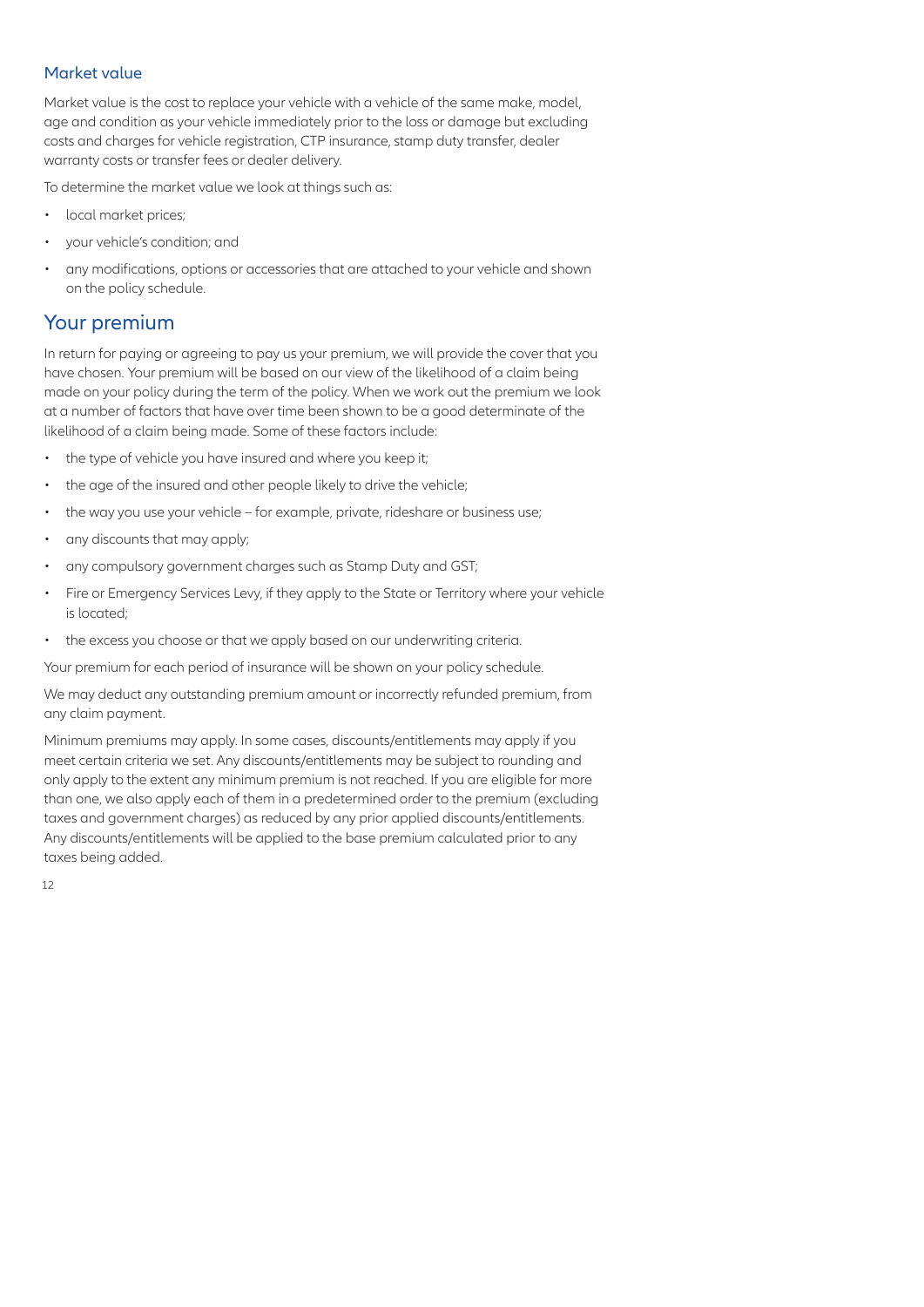### Market value

Market value is the cost to replace your vehicle with a vehicle of the same make, model, age and condition as your vehicle immediately prior to the loss or damage but excluding costs and charges for vehicle registration, CTP insurance, stamp duty transfer, dealer warranty costs or transfer fees or dealer delivery.

To determine the market value we look at things such as:

- local market prices;
- your vehicle's condition; and
- any modifications, options or accessories that are attached to your vehicle and shown on the policy schedule.

## Your premium

In return for paying or agreeing to pay us your premium, we will provide the cover that you have chosen. Your premium will be based on our view of the likelihood of a claim being made on your policy during the term of the policy. When we work out the premium we look at a number of factors that have over time been shown to be a good determinate of the likelihood of a claim being made. Some of these factors include:

- the type of vehicle you have insured and where you keep it;
- the age of the insured and other people likely to drive the vehicle;
- the way you use your vehicle – for example, private, rideshare or business use;
- any discounts that may apply;
- any compulsory government charges such as Stamp Duty and GST;
- Fire or Emergency Services Levy, if they apply to the State or Territory where your vehicle is located;
- the excess you choose or that we apply based on our underwriting criteria.

Your premium for each period of insurance will be shown on your policy schedule.

We may deduct any outstanding premium amount or incorrectly refunded premium, from any claim payment.

Minimum premiums may apply. In some cases, discounts/entitlements may apply if you meet certain criteria we set. Any discounts/entitlements may be subject to rounding and only apply to the extent any minimum premium is not reached. If you are eligible for more than one, we also apply each of them in a predetermined order to the premium (excluding taxes and government charges) as reduced by any prior applied discounts/entitlements. Any discounts/entitlements will be applied to the base premium calculated prior to any taxes being added.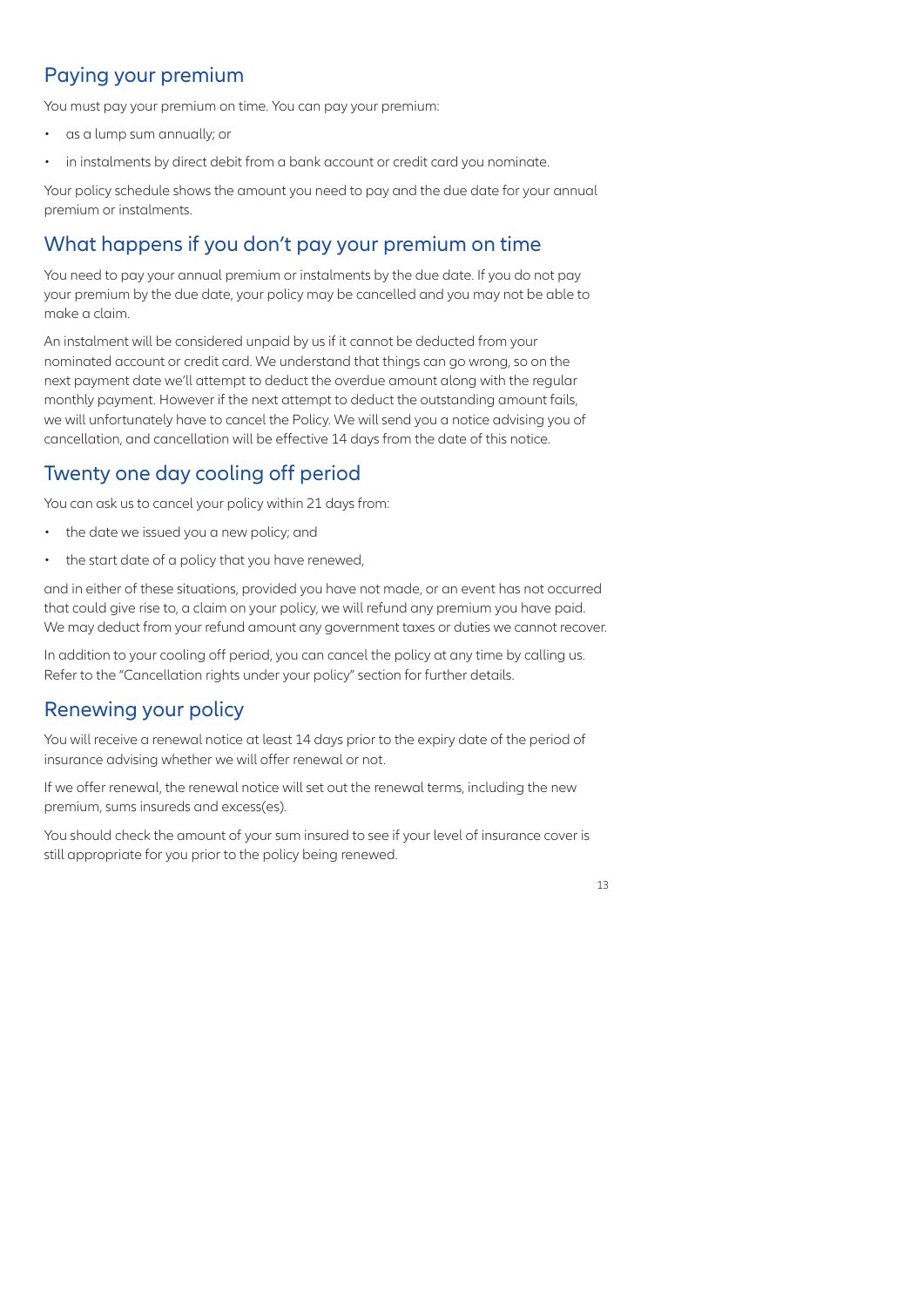## Paying your premium

You must pay your premium on time. You can pay your premium:

- as a lump sum annually; or
- in instalments by direct debit from a bank account or credit card you nominate.

Your policy schedule shows the amount you need to pay and the due date for your annual premium or instalments.

## What happens if you don't pay your premium on time

You need to pay your annual premium or instalments by the due date. If you do not pay your premium by the due date, your policy may be cancelled and you may not be able to make a claim.

An instalment will be considered unpaid by us if it cannot be deducted from your nominated account or credit card. We understand that things can go wrong, so on the next payment date we'll attempt to deduct the overdue amount along with the regular monthly payment. However if the next attempt to deduct the outstanding amount fails, we will unfortunately have to cancel the Policy. We will send you a notice advising you of cancellation, and cancellation will be effective 14 days from the date of this notice.

## Twenty one day cooling off period

You can ask us to cancel your policy within 21 days from:

- the date we issued you a new policy; and
- the start date of a policy that you have renewed,

and in either of these situations, provided you have not made, or an event has not occurred that could give rise to, a claim on your policy, we will refund any premium you have paid. We may deduct from your refund amount any government taxes or duties we cannot recover.

In addition to your cooling off period, you can cancel the policy at any time by calling us. Refer to the "Cancellation rights under your policy" section for further details.

## Renewing your policy

You will receive a renewal notice at least 14 days prior to the expiry date of the period of insurance advising whether we will offer renewal or not.

If we offer renewal, the renewal notice will set out the renewal terms, including the new premium, sums insureds and excess(es).

You should check the amount of your sum insured to see if your level of insurance cover is still appropriate for you prior to the policy being renewed.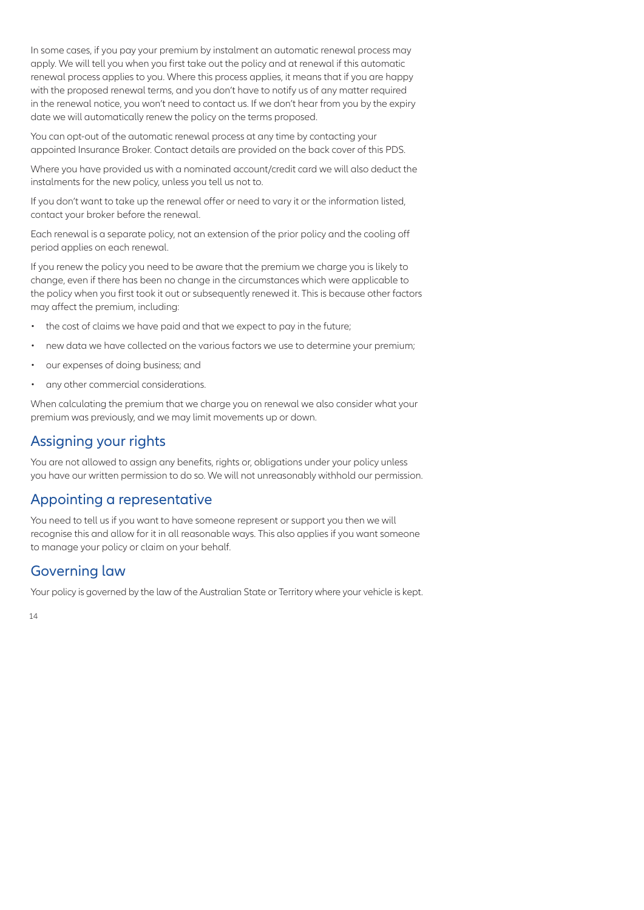In some cases, if you pay your premium by instalment an automatic renewal process may apply. We will tell you when you first take out the policy and at renewal if this automatic renewal process applies to you. Where this process applies, it means that if you are happy with the proposed renewal terms, and you don't have to notify us of any matter required in the renewal notice, you won't need to contact us. If we don't hear from you by the expiry date we will automatically renew the policy on the terms proposed.

You can opt-out of the automatic renewal process at any time by contacting your appointed Insurance Broker. Contact details are provided on the back cover of this PDS.

Where you have provided us with a nominated account/credit card we will also deduct the instalments for the new policy, unless you tell us not to.

If you don't want to take up the renewal offer or need to vary it or the information listed, contact your broker before the renewal.

Each renewal is a separate policy, not an extension of the prior policy and the cooling off period applies on each renewal.

If you renew the policy you need to be aware that the premium we charge you is likely to change, even if there has been no change in the circumstances which were applicable to the policy when you first took it out or subsequently renewed it. This is because other factors may affect the premium, including:

- the cost of claims we have paid and that we expect to pay in the future;
- new data we have collected on the various factors we use to determine your premium;
- our expenses of doing business; and
- any other commercial considerations.

When calculating the premium that we charge you on renewal we also consider what your premium was previously, and we may limit movements up or down.

## Assigning your rights

You are not allowed to assign any benefits, rights or, obligations under your policy unless you have our written permission to do so. We will not unreasonably withhold our permission.

## Appointing a representative

You need to tell us if you want to have someone represent or support you then we will recognise this and allow for it in all reasonable ways. This also applies if you want someone to manage your policy or claim on your behalf.

## Governing law

Your policy is governed by the law of the Australian State or Territory where your vehicle is kept.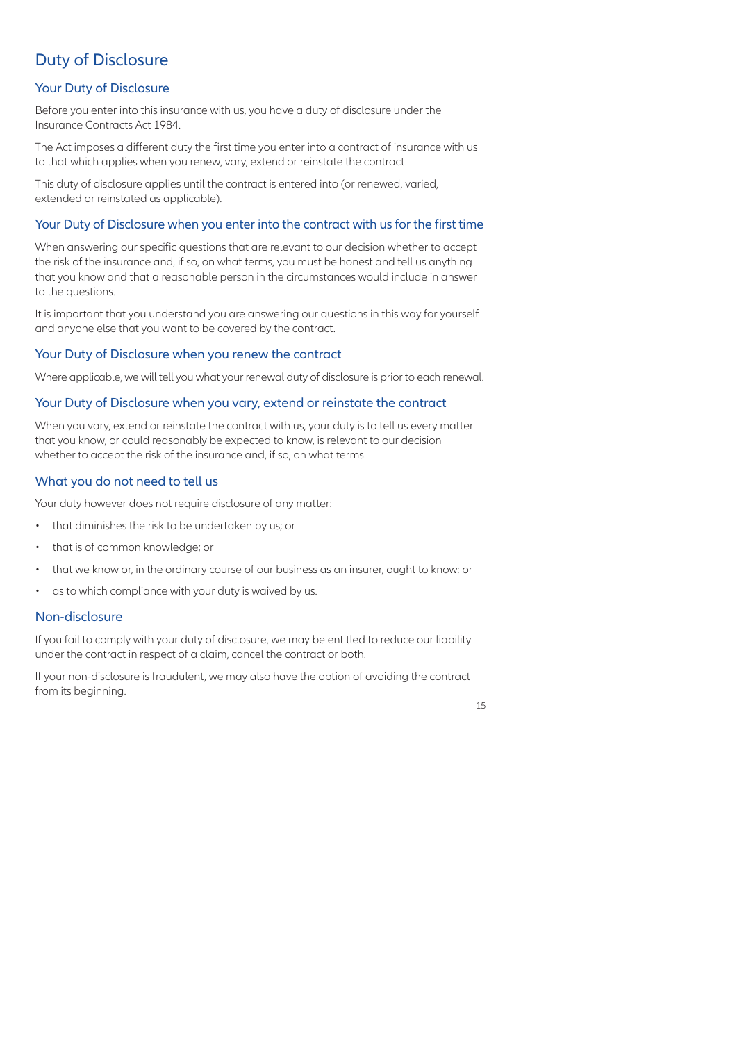# Duty of Disclosure

## Your Duty of Disclosure

Before you enter into this insurance with us, you have a duty of disclosure under the Insurance Contracts Act 1984.

The Act imposes a different duty the first time you enter into a contract of insurance with us to that which applies when you renew, vary, extend or reinstate the contract.

This duty of disclosure applies until the contract is entered into (or renewed, varied, extended or reinstated as applicable).

## Your Duty of Disclosure when you enter into the contract with us for the first time

When answering our specific questions that are relevant to our decision whether to accept the risk of the insurance and, if so, on what terms, you must be honest and tell us anything that you know and that a reasonable person in the circumstances would include in answer to the questions.

It is important that you understand you are answering our questions in this way for yourself and anyone else that you want to be covered by the contract.

## Your Duty of Disclosure when you renew the contract

Where applicable, we will tell you what your renewal duty of disclosure is prior to each renewal.

## Your Duty of Disclosure when you vary, extend or reinstate the contract

When you vary, extend or reinstate the contract with us, your duty is to tell us every matter that you know, or could reasonably be expected to know, is relevant to our decision whether to accept the risk of the insurance and, if so, on what terms.

## What you do not need to tell us

Your duty however does not require disclosure of any matter:

- that diminishes the risk to be undertaken by us; or
- that is of common knowledge; or
- that we know or, in the ordinary course of our business as an insurer, ought to know; or
- as to which compliance with your duty is waived by us.

## Non-disclosure

If you fail to comply with your duty of disclosure, we may be entitled to reduce our liability under the contract in respect of a claim, cancel the contract or both.

If your non-disclosure is fraudulent, we may also have the option of avoiding the contract from its beginning.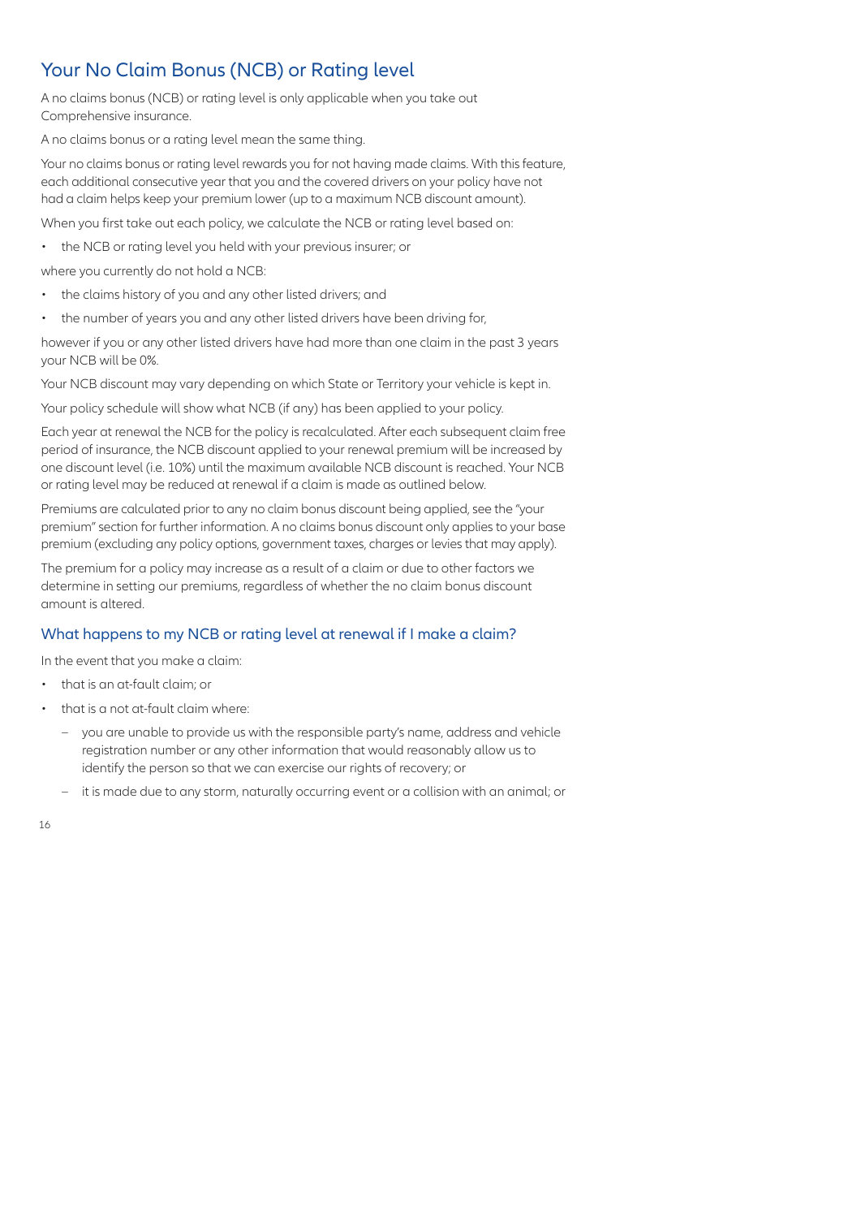## Your No Claim Bonus (NCB) or Rating level

A no claims bonus (NCB) or rating level is only applicable when you take out Comprehensive insurance.

A no claims bonus or a rating level mean the same thing.

Your no claims bonus or rating level rewards you for not having made claims. With this feature, each additional consecutive year that you and the covered drivers on your policy have not had a claim helps keep your premium lower (up to a maximum NCB discount amount).

When you first take out each policy, we calculate the NCB or rating level based on:

- the NCB or rating level you held with your previous insurer; or

where you currently do not hold a NCB:

- the claims history of you and any other listed drivers; and
- the number of years you and any other listed drivers have been driving for,

however if you or any other listed drivers have had more than one claim in the past 3 years your NCB will be 0%.

Your NCB discount may vary depending on which State or Territory your vehicle is kept in.

Your policy schedule will show what NCB (if any) has been applied to your policy.

Each year at renewal the NCB for the policy is recalculated. After each subsequent claim free period of insurance, the NCB discount applied to your renewal premium will be increased by one discount level (i.e. 10%) until the maximum available NCB discount is reached. Your NCB or rating level may be reduced at renewal if a claim is made as outlined below.

Premiums are calculated prior to any no claim bonus discount being applied, see the "your premium" section for further information. A no claims bonus discount only applies to your base premium (excluding any policy options, government taxes, charges or levies that may apply).

The premium for a policy may increase as a result of a claim or due to other factors we determine in setting our premiums, regardless of whether the no claim bonus discount amount is altered.

### What happens to my NCB or rating level at renewal if I make a claim?

In the event that you make a claim:

- that is an at-fault claim; or
- that is a not at-fault claim where:
  - you are unable to provide us with the responsible party's name, address and vehicle registration number or any other information that would reasonably allow us to identify the person so that we can exercise our rights of recovery; or
  - it is made due to any storm, naturally occurring event or a collision with an animal; or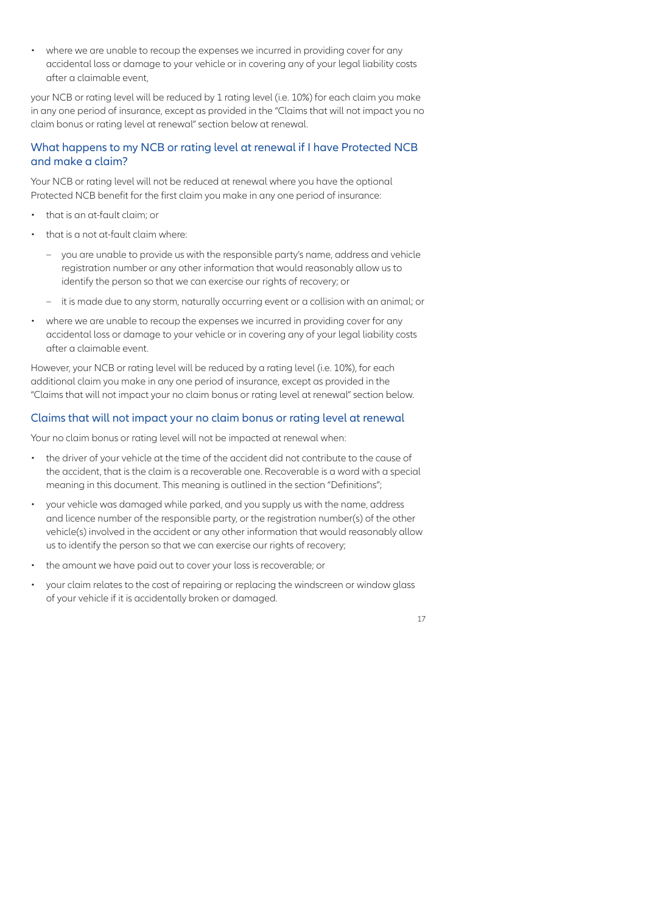- where we are unable to recoup the expenses we incurred in providing cover for any accidental loss or damage to your vehicle or in covering any of your legal liability costs after a claimable event,

your NCB or rating level will be reduced by 1 rating level (i.e. 10%) for each claim you make in any one period of insurance, except as provided in the "Claims that will not impact you no claim bonus or rating level at renewal" section below at renewal.

## What happens to my NCB or rating level at renewal if I have Protected NCB and make a claim?

Your NCB or rating level will not be reduced at renewal where you have the optional Protected NCB benefit for the first claim you make in any one period of insurance:

- that is an at-fault claim; or
- that is a not at-fault claim where:
  - you are unable to provide us with the responsible party's name, address and vehicle registration number or any other information that would reasonably allow us to identify the person so that we can exercise our rights of recovery; or
  - it is made due to any storm, naturally occurring event or a collision with an animal; or
- where we are unable to recoup the expenses we incurred in providing cover for any accidental loss or damage to your vehicle or in covering any of your legal liability costs after a claimable event.

However, your NCB or rating level will be reduced by a rating level (i.e. 10%), for each additional claim you make in any one period of insurance, except as provided in the "Claims that will not impact your no claim bonus or rating level at renewal" section below.

## Claims that will not impact your no claim bonus or rating level at renewal

Your no claim bonus or rating level will not be impacted at renewal when:

- the driver of your vehicle at the time of the accident did not contribute to the cause of the accident, that is the claim is a recoverable one. Recoverable is a word with a special meaning in this document. This meaning is outlined in the section "Definitions";
- your vehicle was damaged while parked, and you supply us with the name, address and licence number of the responsible party, or the registration number(s) of the other vehicle(s) involved in the accident or any other information that would reasonably allow us to identify the person so that we can exercise our rights of recovery;
- the amount we have paid out to cover your loss is recoverable; or
- your claim relates to the cost of repairing or replacing the windscreen or window glass of your vehicle if it is accidentally broken or damaged.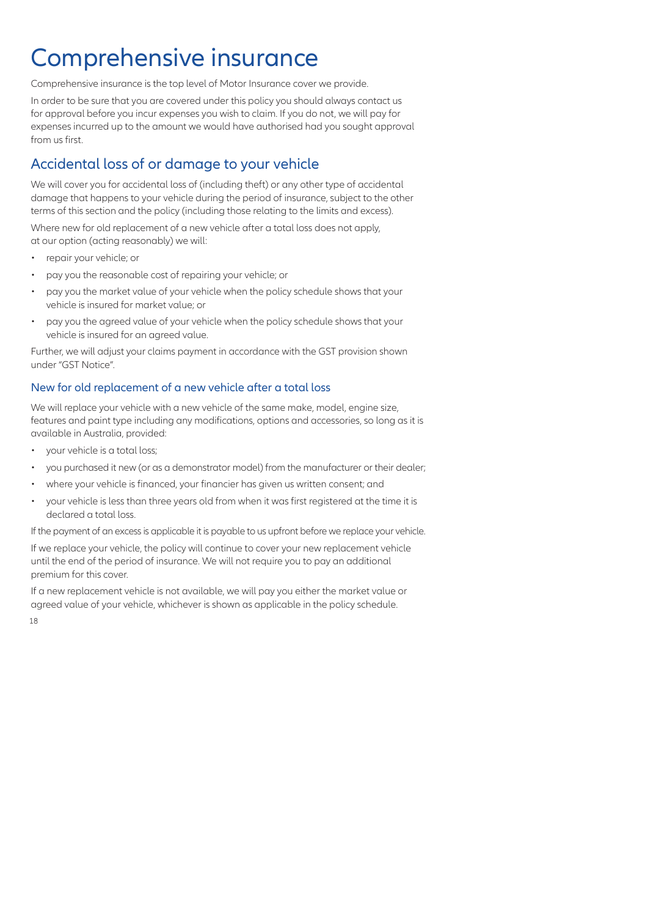# Comprehensive insurance

Comprehensive insurance is the top level of Motor Insurance cover we provide.

In order to be sure that you are covered under this policy you should always contact us for approval before you incur expenses you wish to claim. If you do not, we will pay for expenses incurred up to the amount we would have authorised had you sought approval from us first.

## Accidental loss of or damage to your vehicle

We will cover you for accidental loss of (including theft) or any other type of accidental damage that happens to your vehicle during the period of insurance, subject to the other terms of this section and the policy (including those relating to the limits and excess).

Where new for old replacement of a new vehicle after a total loss does not apply, at our option (acting reasonably) we will:

- repair your vehicle; or
- pay you the reasonable cost of repairing your vehicle; or
- pay you the market value of your vehicle when the policy schedule shows that your vehicle is insured for market value; or
- pay you the agreed value of your vehicle when the policy schedule shows that your vehicle is insured for an agreed value.

Further, we will adjust your claims payment in accordance with the GST provision shown under "GST Notice".

### New for old replacement of a new vehicle after a total loss

We will replace your vehicle with a new vehicle of the same make, model, engine size, features and paint type including any modifications, options and accessories, so long as it is available in Australia, provided:

- your vehicle is a total loss;
- you purchased it new (or as a demonstrator model) from the manufacturer or their dealer;
- where your vehicle is financed, your financier has given us written consent; and
- your vehicle is less than three years old from when it was first registered at the time it is declared a total loss.

If the payment of an excess is applicable it is payable to us upfront before we replace your vehicle.

If we replace your vehicle, the policy will continue to cover your new replacement vehicle until the end of the period of insurance. We will not require you to pay an additional premium for this cover.

If a new replacement vehicle is not available, we will pay you either the market value or agreed value of your vehicle, whichever is shown as applicable in the policy schedule.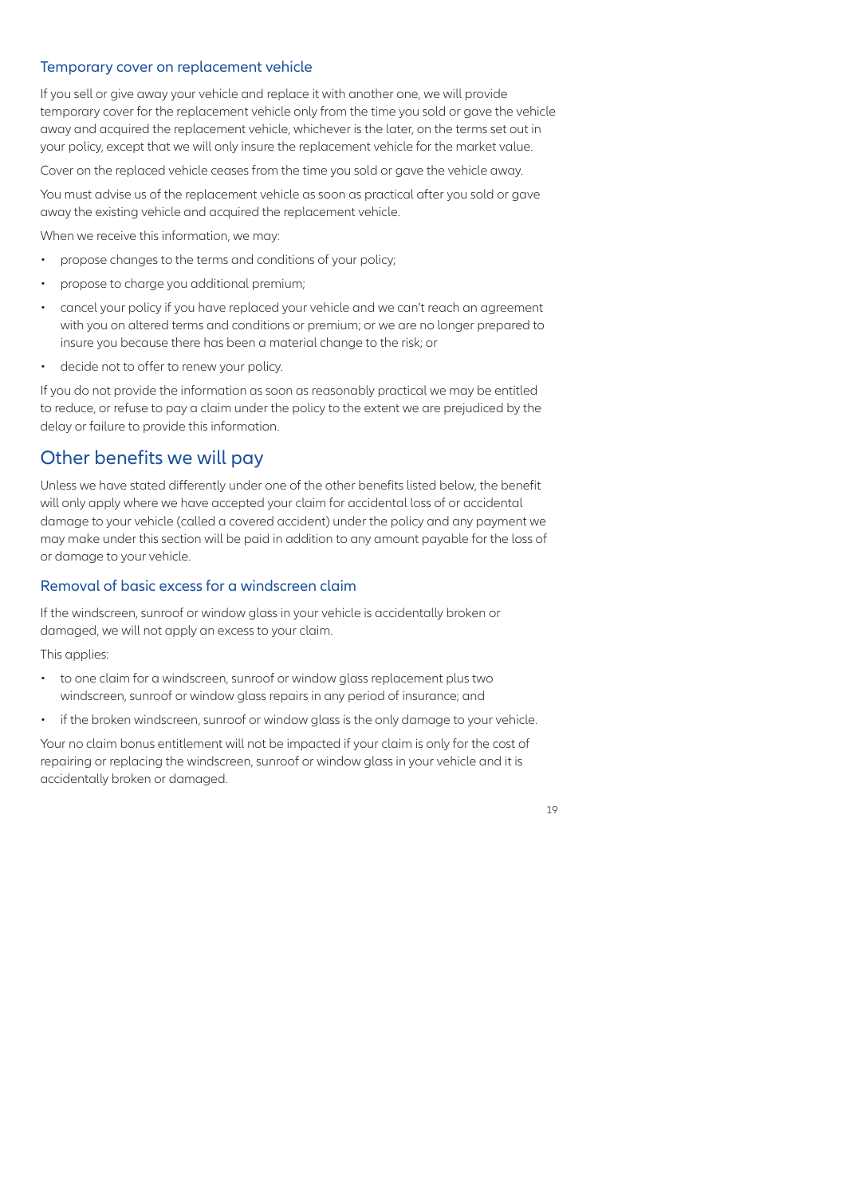### Temporary cover on replacement vehicle

If you sell or give away your vehicle and replace it with another one, we will provide temporary cover for the replacement vehicle only from the time you sold or gave the vehicle away and acquired the replacement vehicle, whichever is the later, on the terms set out in your policy, except that we will only insure the replacement vehicle for the market value.

Cover on the replaced vehicle ceases from the time you sold or gave the vehicle away.

You must advise us of the replacement vehicle as soon as practical after you sold or gave away the existing vehicle and acquired the replacement vehicle.

When we receive this information, we may:

- propose changes to the terms and conditions of your policy;
- propose to charge you additional premium;
- cancel your policy if you have replaced your vehicle and we can't reach an agreement with you on altered terms and conditions or premium; or we are no longer prepared to insure you because there has been a material change to the risk; or
- decide not to offer to renew your policy.

If you do not provide the information as soon as reasonably practical we may be entitled to reduce, or refuse to pay a claim under the policy to the extent we are prejudiced by the delay or failure to provide this information.

## Other benefits we will pay

Unless we have stated differently under one of the other benefits listed below, the benefit will only apply where we have accepted your claim for accidental loss of or accidental damage to your vehicle (called a covered accident) under the policy and any payment we may make under this section will be paid in addition to any amount payable for the loss of or damage to your vehicle.

### Removal of basic excess for a windscreen claim

If the windscreen, sunroof or window glass in your vehicle is accidentally broken or damaged, we will not apply an excess to your claim.

This applies:

- to one claim for a windscreen, sunroof or window glass replacement plus two windscreen, sunroof or window glass repairs in any period of insurance; and
- if the broken windscreen, sunroof or window glass is the only damage to your vehicle.

Your no claim bonus entitlement will not be impacted if your claim is only for the cost of repairing or replacing the windscreen, sunroof or window glass in your vehicle and it is accidentally broken or damaged.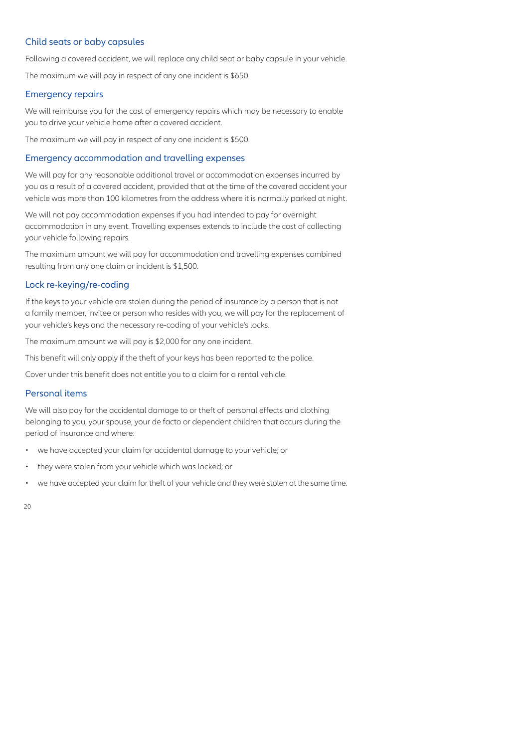### Child seats or baby capsules

Following a covered accident, we will replace any child seat or baby capsule in your vehicle.

The maximum we will pay in respect of any one incident is $650.

### Emergency repairs

We will reimburse you for the cost of emergency repairs which may be necessary to enable you to drive your vehicle home after a covered accident.

The maximum we will pay in respect of any one incident is $500.

### Emergency accommodation and travelling expenses

We will pay for any reasonable additional travel or accommodation expenses incurred by you as a result of a covered accident, provided that at the time of the covered accident your vehicle was more than 100 kilometres from the address where it is normally parked at night.

We will not pay accommodation expenses if you had intended to pay for overnight accommodation in any event. Travelling expenses extends to include the cost of collecting your vehicle following repairs.

The maximum amount we will pay for accommodation and travelling expenses combined resulting from any one claim or incident is $1,500.

### Lock re-keying/re-coding

If the keys to your vehicle are stolen during the period of insurance by a person that is not a family member, invitee or person who resides with you, we will pay for the replacement of your vehicle's keys and the necessary re-coding of your vehicle's locks.

The maximum amount we will pay is $2,000 for any one incident.

This benefit will only apply if the theft of your keys has been reported to the police.

Cover under this benefit does not entitle you to a claim for a rental vehicle.

### Personal items

We will also pay for the accidental damage to or theft of personal effects and clothing belonging to you, your spouse, your de facto or dependent children that occurs during the period of insurance and where:

- we have accepted your claim for accidental damage to your vehicle; or
- they were stolen from your vehicle which was locked; or
- we have accepted your claim for theft of your vehicle and they were stolen at the same time.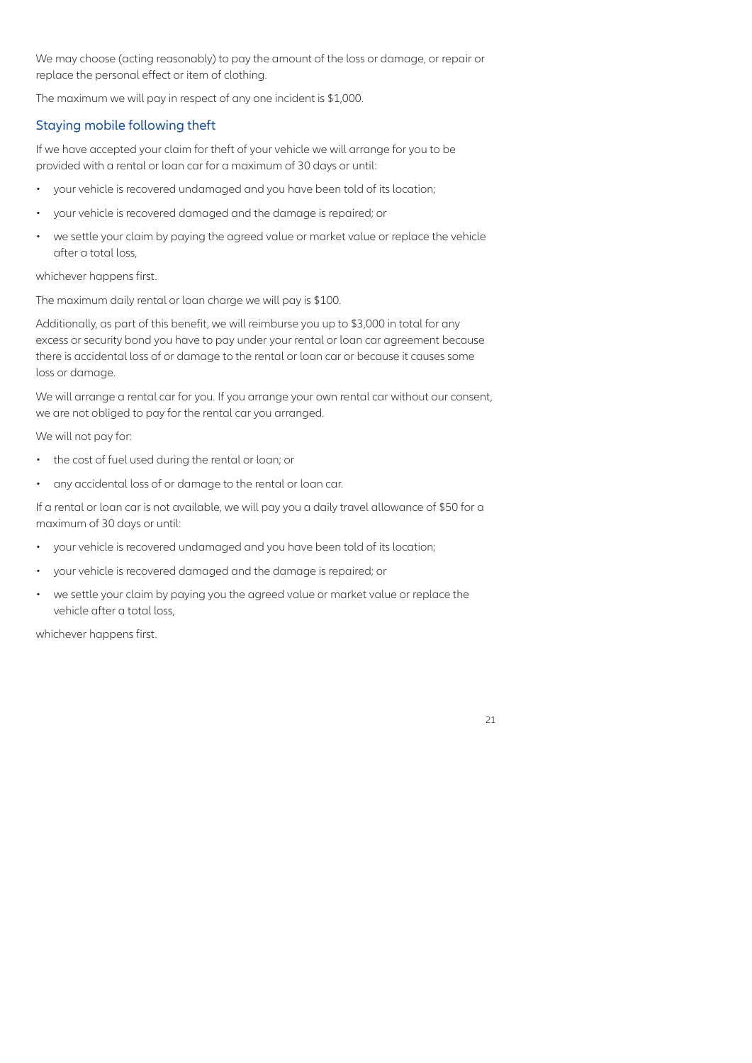We may choose (acting reasonably) to pay the amount of the loss or damage, or repair or replace the personal effect or item of clothing.

The maximum we will pay in respect of any one incident is $1,000.

## Staying mobile following theft

If we have accepted your claim for theft of your vehicle we will arrange for you to be provided with a rental or loan car for a maximum of 30 days or until:

- your vehicle is recovered undamaged and you have been told of its location;
- your vehicle is recovered damaged and the damage is repaired; or
- we settle your claim by paying the agreed value or market value or replace the vehicle after a total loss,

whichever happens first.

The maximum daily rental or loan charge we will pay is $100.

Additionally, as part of this benefit, we will reimburse you up to $3,000 in total for any excess or security bond you have to pay under your rental or loan car agreement because there is accidental loss of or damage to the rental or loan car or because it causes some loss or damage.

We will arrange a rental car for you. If you arrange your own rental car without our consent, we are not obliged to pay for the rental car you arranged.

We will not pay for:

- the cost of fuel used during the rental or loan; or
- any accidental loss of or damage to the rental or loan car.

If a rental or loan car is not available, we will pay you a daily travel allowance of $50 for a maximum of 30 days or until:

- your vehicle is recovered undamaged and you have been told of its location;
- your vehicle is recovered damaged and the damage is repaired; or
- we settle your claim by paying you the agreed value or market value or replace the vehicle after a total loss,

whichever happens first.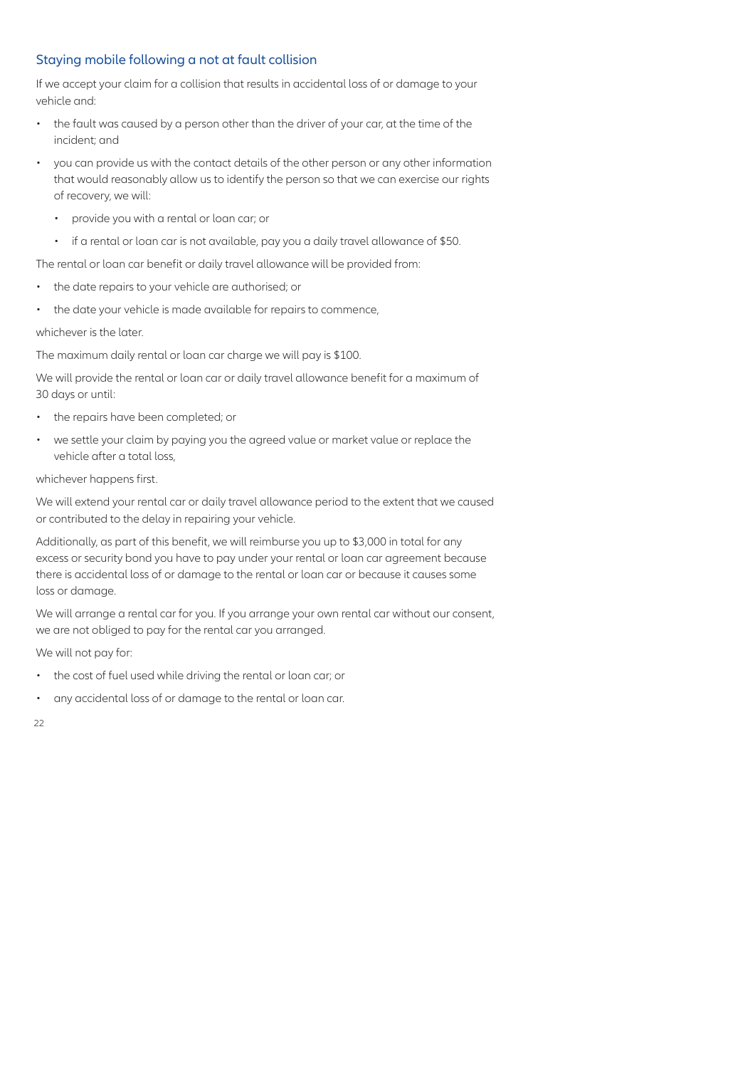## Staying mobile following a not at fault collision

If we accept your claim for a collision that results in accidental loss of or damage to your vehicle and:

- the fault was caused by a person other than the driver of your car, at the time of the incident; and
- you can provide us with the contact details of the other person or any other information that would reasonably allow us to identify the person so that we can exercise our rights of recovery, we will:
  - provide you with a rental or loan car; or
  - if a rental or loan car is not available, pay you a daily travel allowance of $50.

The rental or loan car benefit or daily travel allowance will be provided from:

- the date repairs to your vehicle are authorised; or
- the date your vehicle is made available for repairs to commence,

whichever is the later.

The maximum daily rental or loan car charge we will pay is $100.

We will provide the rental or loan car or daily travel allowance benefit for a maximum of 30 days or until:

- the repairs have been completed; or
- we settle your claim by paying you the agreed value or market value or replace the vehicle after a total loss,

whichever happens first.

We will extend your rental car or daily travel allowance period to the extent that we caused or contributed to the delay in repairing your vehicle.

Additionally, as part of this benefit, we will reimburse you up to $3,000 in total for any excess or security bond you have to pay under your rental or loan car agreement because there is accidental loss of or damage to the rental or loan car or because it causes some loss or damage.

We will arrange a rental car for you. If you arrange your own rental car without our consent, we are not obliged to pay for the rental car you arranged.

We will not pay for:

- the cost of fuel used while driving the rental or loan car; or
- any accidental loss of or damage to the rental or loan car.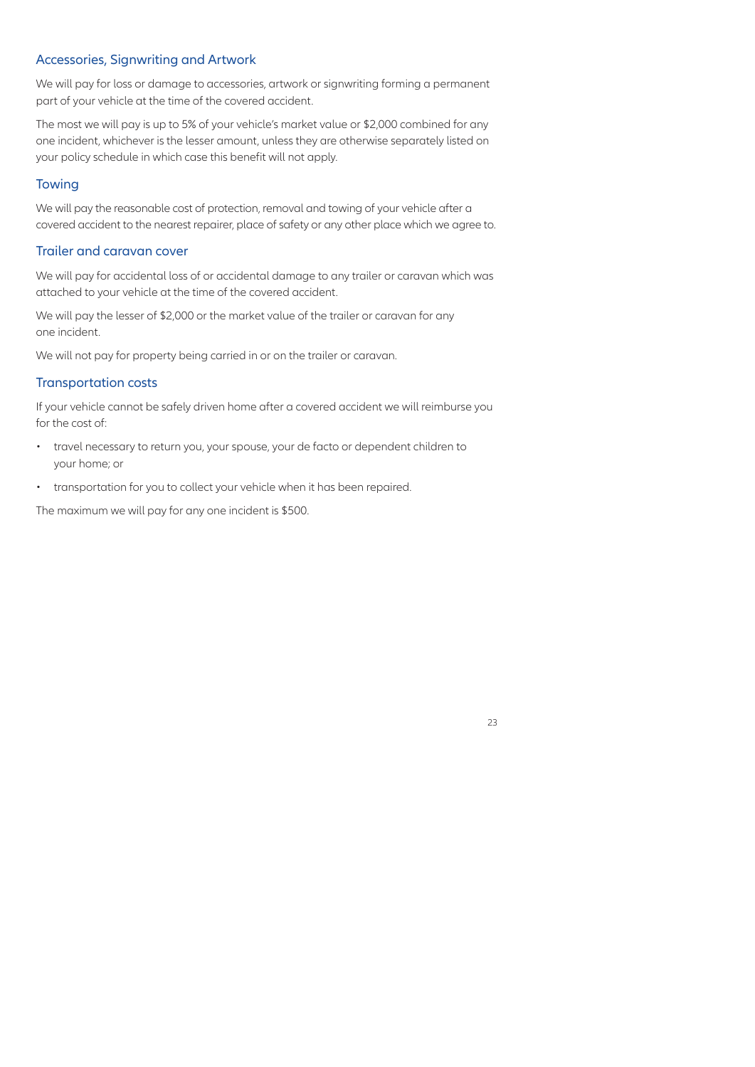## Accessories, Signwriting and Artwork

We will pay for loss or damage to accessories, artwork or signwriting forming a permanent part of your vehicle at the time of the covered accident.

The most we will pay is up to 5% of your vehicle's market value or $2,000 combined for any one incident, whichever is the lesser amount, unless they are otherwise separately listed on your policy schedule in which case this benefit will not apply.

## Towing

We will pay the reasonable cost of protection, removal and towing of your vehicle after a covered accident to the nearest repairer, place of safety or any other place which we agree to.

## Trailer and caravan cover

We will pay for accidental loss of or accidental damage to any trailer or caravan which was attached to your vehicle at the time of the covered accident.

We will pay the lesser of $2,000 or the market value of the trailer or caravan for any one incident.

We will not pay for property being carried in or on the trailer or caravan.

## Transportation costs

If your vehicle cannot be safely driven home after a covered accident we will reimburse you for the cost of:

- travel necessary to return you, your spouse, your de facto or dependent children to your home; or
- transportation for you to collect your vehicle when it has been repaired.

The maximum we will pay for any one incident is $500.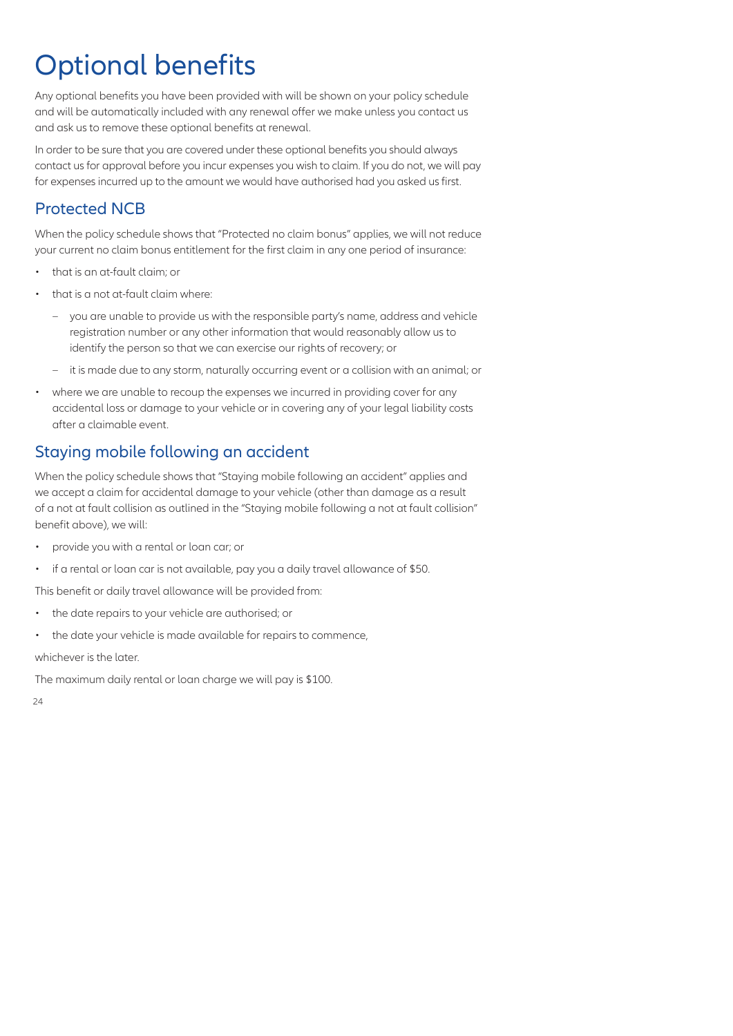# Optional benefits

Any optional benefits you have been provided with will be shown on your policy schedule and will be automatically included with any renewal offer we make unless you contact us and ask us to remove these optional benefits at renewal.

In order to be sure that you are covered under these optional benefits you should always contact us for approval before you incur expenses you wish to claim. If you do not, we will pay for expenses incurred up to the amount we would have authorised had you asked us first.

## Protected NCB

When the policy schedule shows that "Protected no claim bonus" applies, we will not reduce your current no claim bonus entitlement for the first claim in any one period of insurance:

- that is an at-fault claim; or
- that is a not at-fault claim where:
  - you are unable to provide us with the responsible party's name, address and vehicle registration number or any other information that would reasonably allow us to identify the person so that we can exercise our rights of recovery; or
  - it is made due to any storm, naturally occurring event or a collision with an animal; or
- where we are unable to recoup the expenses we incurred in providing cover for any accidental loss or damage to your vehicle or in covering any of your legal liability costs after a claimable event.

## Staying mobile following an accident

When the policy schedule shows that "Staying mobile following an accident" applies and we accept a claim for accidental damage to your vehicle (other than damage as a result of a not at fault collision as outlined in the "Staying mobile following a not at fault collision" benefit above), we will:

- provide you with a rental or loan car; or
- if a rental or loan car is not available, pay you a daily travel allowance of $50.

This benefit or daily travel allowance will be provided from:

- the date repairs to your vehicle are authorised; or
- the date your vehicle is made available for repairs to commence,

whichever is the later.

The maximum daily rental or loan charge we will pay is $100.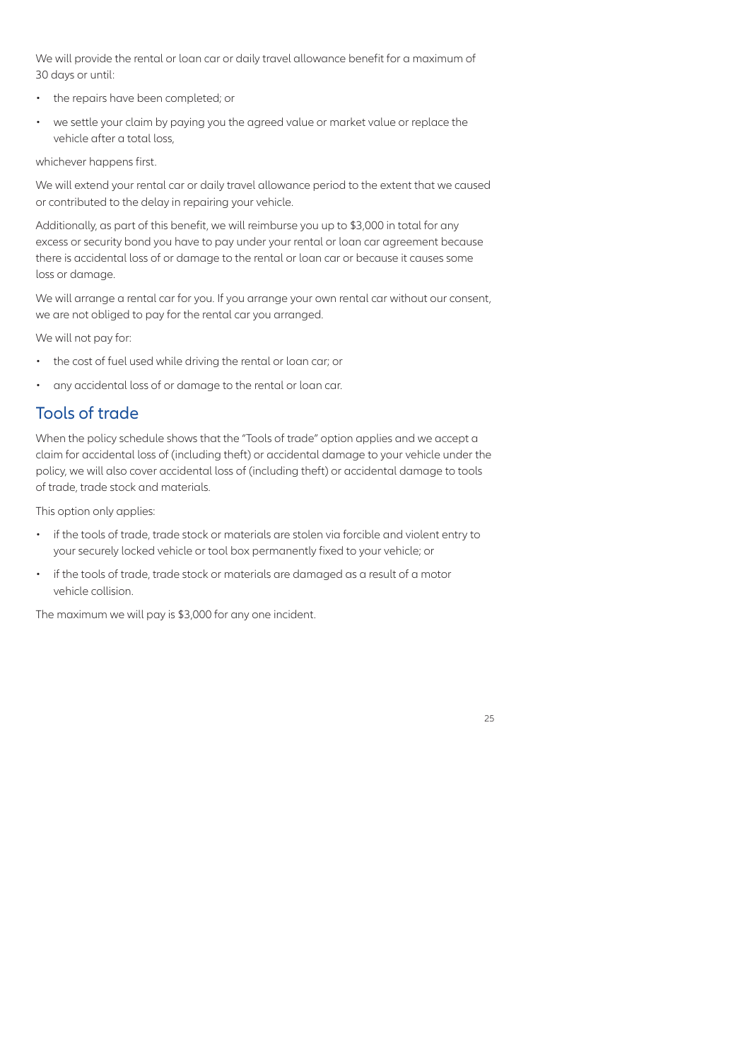We will provide the rental or loan car or daily travel allowance benefit for a maximum of 30 days or until:

- the repairs have been completed; or
- we settle your claim by paying you the agreed value or market value or replace the vehicle after a total loss,

whichever happens first.

We will extend your rental car or daily travel allowance period to the extent that we caused or contributed to the delay in repairing your vehicle.

Additionally, as part of this benefit, we will reimburse you up to $3,000 in total for any excess or security bond you have to pay under your rental or loan car agreement because there is accidental loss of or damage to the rental or loan car or because it causes some loss or damage.

We will arrange a rental car for you. If you arrange your own rental car without our consent, we are not obliged to pay for the rental car you arranged.

We will not pay for:

- the cost of fuel used while driving the rental or loan car; or
- any accidental loss of or damage to the rental or loan car.

## Tools of trade

When the policy schedule shows that the "Tools of trade" option applies and we accept a claim for accidental loss of (including theft) or accidental damage to your vehicle under the policy, we will also cover accidental loss of (including theft) or accidental damage to tools of trade, trade stock and materials.

This option only applies:

- if the tools of trade, trade stock or materials are stolen via forcible and violent entry to your securely locked vehicle or tool box permanently fixed to your vehicle; or
- if the tools of trade, trade stock or materials are damaged as a result of a motor vehicle collision.

The maximum we will pay is $3,000 for any one incident.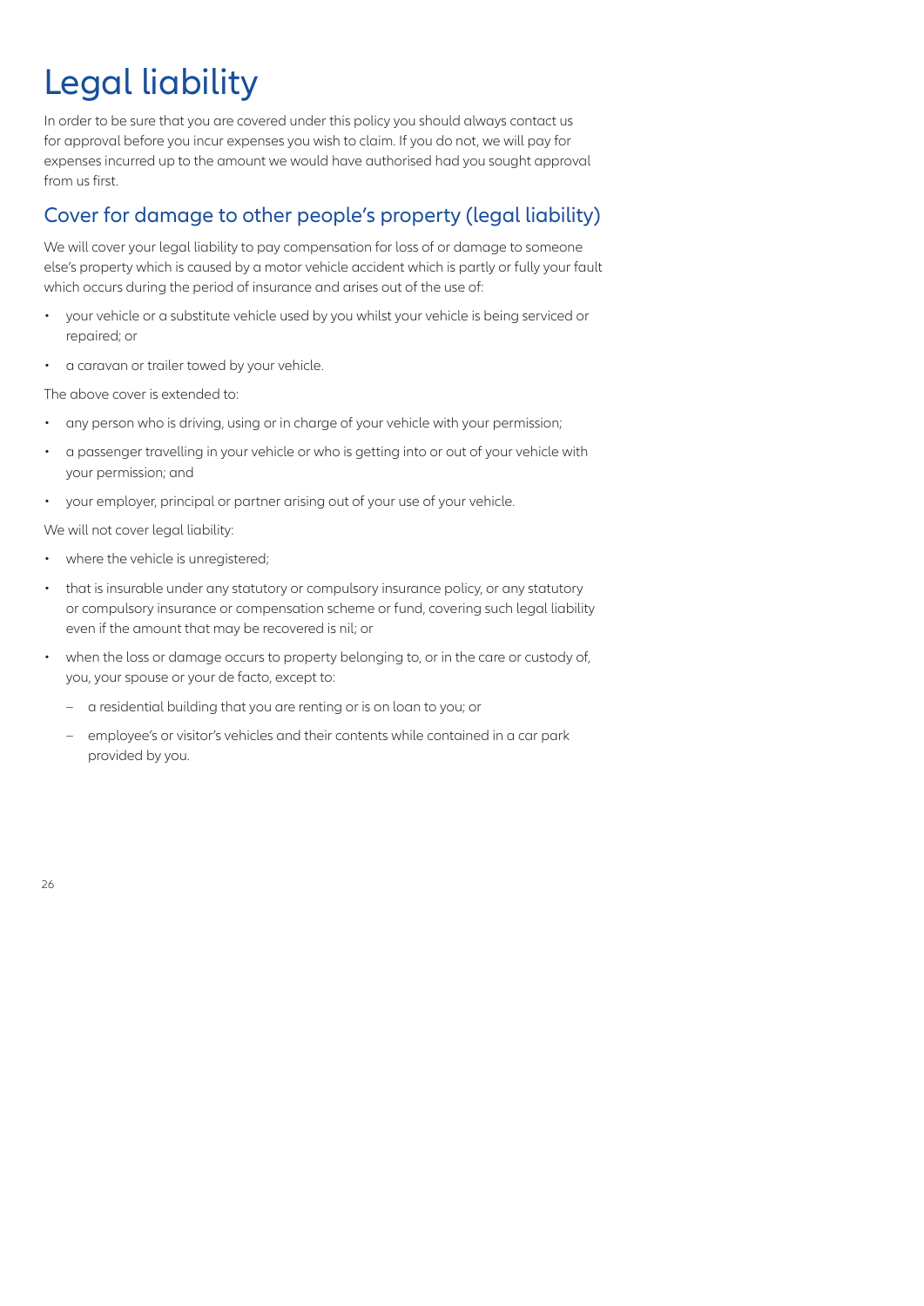# Legal liability

In order to be sure that you are covered under this policy you should always contact us for approval before you incur expenses you wish to claim. If you do not, we will pay for expenses incurred up to the amount we would have authorised had you sought approval from us first.

## Cover for damage to other people's property (legal liability)

We will cover your legal liability to pay compensation for loss of or damage to someone else's property which is caused by a motor vehicle accident which is partly or fully your fault which occurs during the period of insurance and arises out of the use of:

- your vehicle or a substitute vehicle used by you whilst your vehicle is being serviced or repaired; or
- a caravan or trailer towed by your vehicle.

The above cover is extended to:

- any person who is driving, using or in charge of your vehicle with your permission;
- a passenger travelling in your vehicle or who is getting into or out of your vehicle with your permission; and
- your employer, principal or partner arising out of your use of your vehicle.

We will not cover legal liability:

- where the vehicle is unregistered;
- that is insurable under any statutory or compulsory insurance policy, or any statutory or compulsory insurance or compensation scheme or fund, covering such legal liability even if the amount that may be recovered is nil; or
- when the loss or damage occurs to property belonging to, or in the care or custody of, you, your spouse or your de facto, except to:
  - a residential building that you are renting or is on loan to you; or
  - employee's or visitor's vehicles and their contents while contained in a car park provided by you.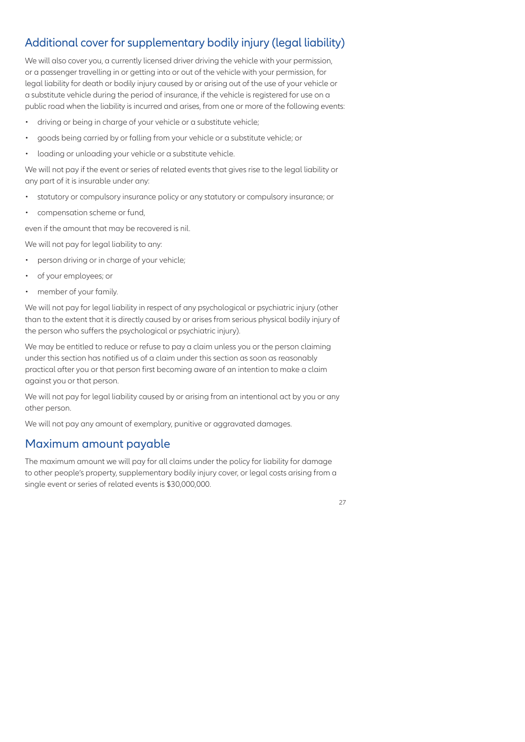## Additional cover for supplementary bodily injury (legal liability)

We will also cover you, a currently licensed driver driving the vehicle with your permission, or a passenger travelling in or getting into or out of the vehicle with your permission, for legal liability for death or bodily injury caused by or arising out of the use of your vehicle or a substitute vehicle during the period of insurance, if the vehicle is registered for use on a public road when the liability is incurred and arises, from one or more of the following events:

- driving or being in charge of your vehicle or a substitute vehicle;
- goods being carried by or falling from your vehicle or a substitute vehicle; or
- loading or unloading your vehicle or a substitute vehicle.

We will not pay if the event or series of related events that gives rise to the legal liability or any part of it is insurable under any:

- statutory or compulsory insurance policy or any statutory or compulsory insurance; or
- compensation scheme or fund,

even if the amount that may be recovered is nil.

We will not pay for legal liability to any:

- person driving or in charge of your vehicle;
- of your employees; or
- member of your family.

We will not pay for legal liability in respect of any psychological or psychiatric injury (other than to the extent that it is directly caused by or arises from serious physical bodily injury of the person who suffers the psychological or psychiatric injury).

We may be entitled to reduce or refuse to pay a claim unless you or the person claiming under this section has notified us of a claim under this section as soon as reasonably practical after you or that person first becoming aware of an intention to make a claim against you or that person.

We will not pay for legal liability caused by or arising from an intentional act by you or any other person.

We will not pay any amount of exemplary, punitive or aggravated damages.

## Maximum amount payable

The maximum amount we will pay for all claims under the policy for liability for damage to other people's property, supplementary bodily injury cover, or legal costs arising from a single event or series of related events is $30,000,000.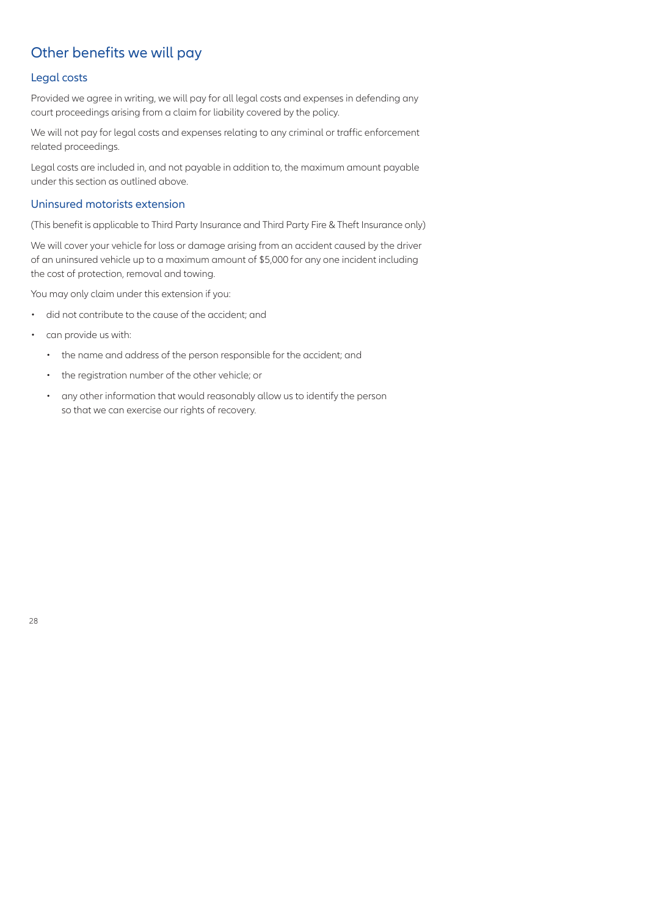## Other benefits we will pay

### Legal costs

Provided we agree in writing, we will pay for all legal costs and expenses in defending any court proceedings arising from a claim for liability covered by the policy.

We will not pay for legal costs and expenses relating to any criminal or traffic enforcement related proceedings.

Legal costs are included in, and not payable in addition to, the maximum amount payable under this section as outlined above.

### Uninsured motorists extension

(This benefit is applicable to Third Party Insurance and Third Party Fire & Theft Insurance only)

We will cover your vehicle for loss or damage arising from an accident caused by the driver of an uninsured vehicle up to a maximum amount of $5,000 for any one incident including the cost of protection, removal and towing.

You may only claim under this extension if you:

- did not contribute to the cause of the accident; and
- can provide us with:
  - the name and address of the person responsible for the accident; and
  - the registration number of the other vehicle; or
  - any other information that would reasonably allow us to identify the person so that we can exercise our rights of recovery.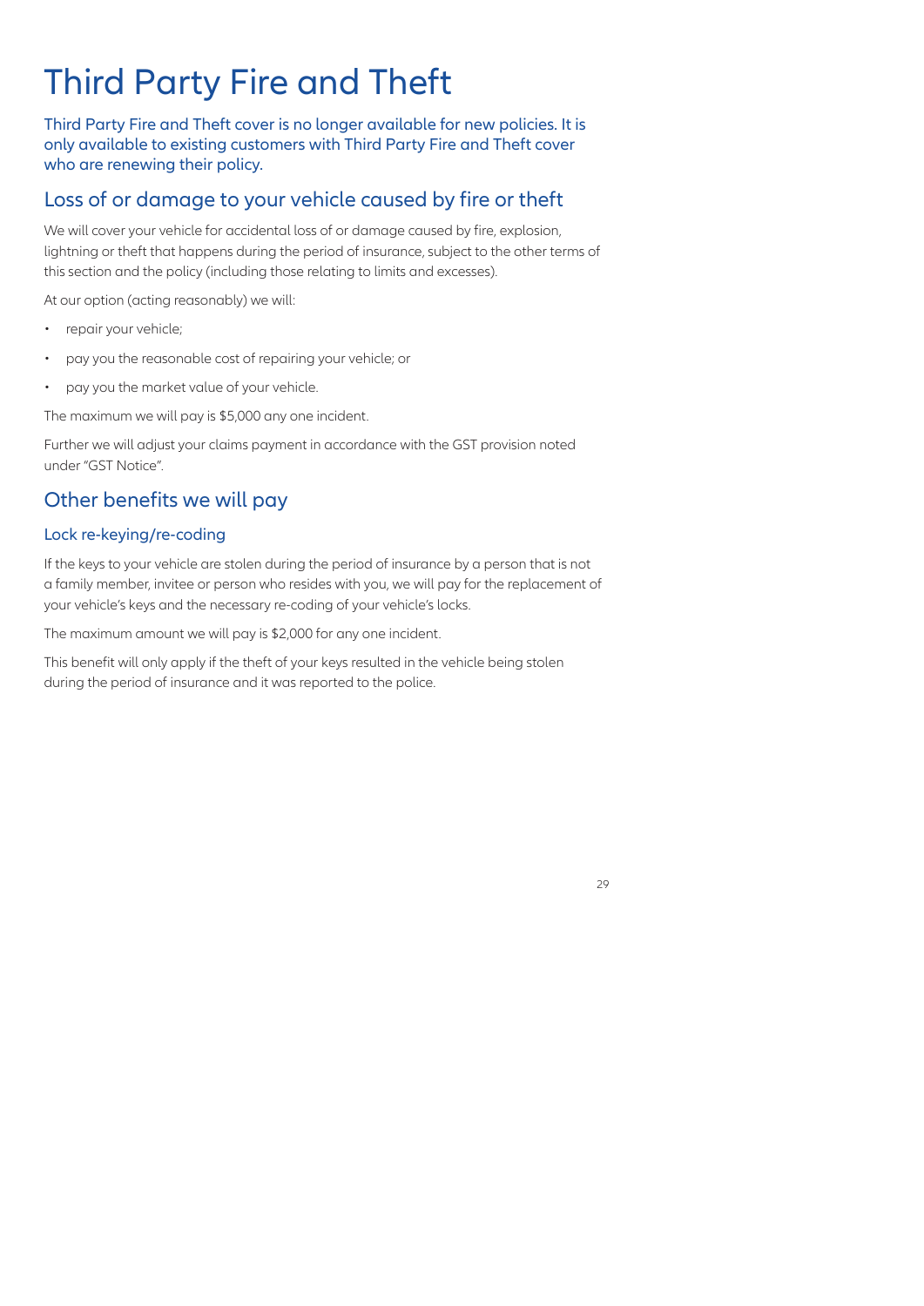# Third Party Fire and Theft

Third Party Fire and Theft cover is no longer available for new policies. It is only available to existing customers with Third Party Fire and Theft cover who are renewing their policy.

## Loss of or damage to your vehicle caused by fire or theft

We will cover your vehicle for accidental loss of or damage caused by fire, explosion, lightning or theft that happens during the period of insurance, subject to the other terms of this section and the policy (including those relating to limits and excesses).

At our option (acting reasonably) we will:

- repair your vehicle;
- pay you the reasonable cost of repairing your vehicle; or
- pay you the market value of your vehicle.

The maximum we will pay is $5,000 any one incident.

Further we will adjust your claims payment in accordance with the GST provision noted under "GST Notice".

## Other benefits we will pay

### Lock re-keying/re-coding

If the keys to your vehicle are stolen during the period of insurance by a person that is not a family member, invitee or person who resides with you, we will pay for the replacement of your vehicle's keys and the necessary re-coding of your vehicle's locks.

The maximum amount we will pay is $2,000 for any one incident.

This benefit will only apply if the theft of your keys resulted in the vehicle being stolen during the period of insurance and it was reported to the police.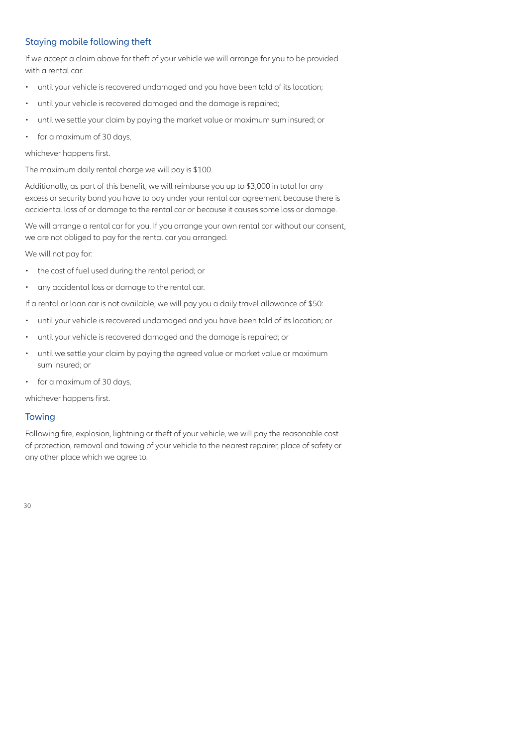## Staying mobile following theft

If we accept a claim above for theft of your vehicle we will arrange for you to be provided with a rental car:

- until your vehicle is recovered undamaged and you have been told of its location;
- until your vehicle is recovered damaged and the damage is repaired;
- until we settle your claim by paying the market value or maximum sum insured; or
- for a maximum of 30 days,

whichever happens first.

The maximum daily rental charge we will pay is $100.

Additionally, as part of this benefit, we will reimburse you up to $3,000 in total for any excess or security bond you have to pay under your rental car agreement because there is accidental loss of or damage to the rental car or because it causes some loss or damage.

We will arrange a rental car for you. If you arrange your own rental car without our consent, we are not obliged to pay for the rental car you arranged.

We will not pay for:

- the cost of fuel used during the rental period; or
- any accidental loss or damage to the rental car.

If a rental or loan car is not available, we will pay you a daily travel allowance of $50:

- until your vehicle is recovered undamaged and you have been told of its location; or
- until your vehicle is recovered damaged and the damage is repaired; or
- until we settle your claim by paying the agreed value or market value or maximum sum insured; or
- for a maximum of 30 days,

whichever happens first.

## Towing

Following fire, explosion, lightning or theft of your vehicle, we will pay the reasonable cost of protection, removal and towing of your vehicle to the nearest repairer, place of safety or any other place which we agree to.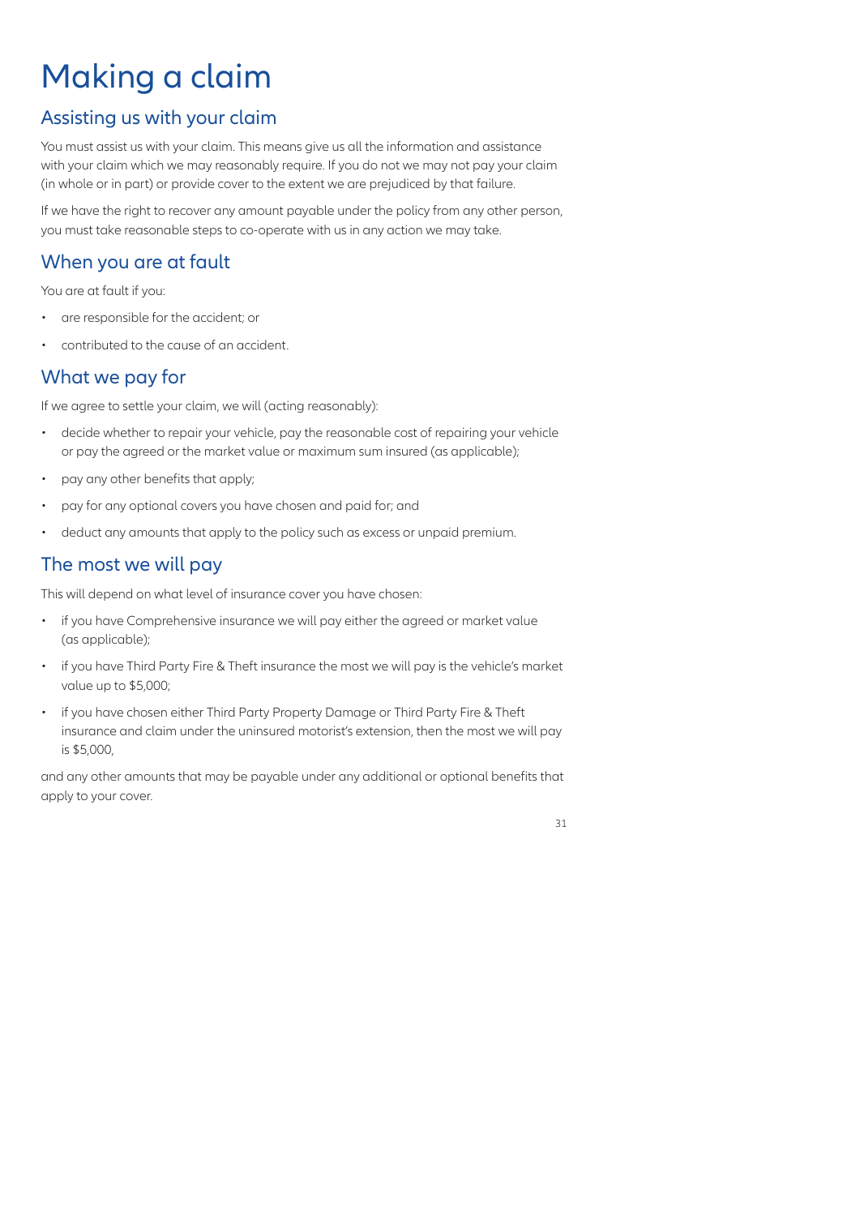# Making a claim

## Assisting us with your claim

You must assist us with your claim. This means give us all the information and assistance with your claim which we may reasonably require. If you do not we may not pay your claim (in whole or in part) or provide cover to the extent we are prejudiced by that failure.

If we have the right to recover any amount payable under the policy from any other person, you must take reasonable steps to co-operate with us in any action we may take.

## When you are at fault

You are at fault if you:

- are responsible for the accident; or
- contributed to the cause of an accident.

## What we pay for

If we agree to settle your claim, we will (acting reasonably):

- decide whether to repair your vehicle, pay the reasonable cost of repairing your vehicle or pay the agreed or the market value or maximum sum insured (as applicable);
- pay any other benefits that apply;
- pay for any optional covers you have chosen and paid for; and
- deduct any amounts that apply to the policy such as excess or unpaid premium.

## The most we will pay

This will depend on what level of insurance cover you have chosen:

- if you have Comprehensive insurance we will pay either the agreed or market value (as applicable);
- if you have Third Party Fire & Theft insurance the most we will pay is the vehicle's market value up to $5,000;
- if you have chosen either Third Party Property Damage or Third Party Fire & Theft insurance and claim under the uninsured motorist's extension, then the most we will pay is $5,000,

and any other amounts that may be payable under any additional or optional benefits that apply to your cover.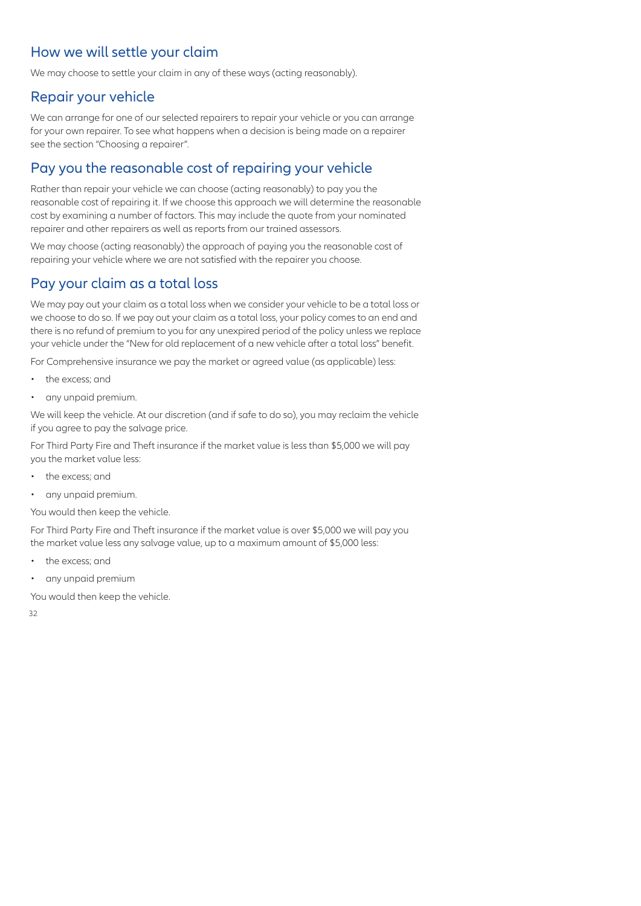## How we will settle your claim

We may choose to settle your claim in any of these ways (acting reasonably).

## Repair your vehicle

We can arrange for one of our selected repairers to repair your vehicle or you can arrange for your own repairer. To see what happens when a decision is being made on a repairer see the section "Choosing a repairer".

## Pay you the reasonable cost of repairing your vehicle

Rather than repair your vehicle we can choose (acting reasonably) to pay you the reasonable cost of repairing it. If we choose this approach we will determine the reasonable cost by examining a number of factors. This may include the quote from your nominated repairer and other repairers as well as reports from our trained assessors.

We may choose (acting reasonably) the approach of paying you the reasonable cost of repairing your vehicle where we are not satisfied with the repairer you choose.

## Pay your claim as a total loss

We may pay out your claim as a total loss when we consider your vehicle to be a total loss or we choose to do so. If we pay out your claim as a total loss, your policy comes to an end and there is no refund of premium to you for any unexpired period of the policy unless we replace your vehicle under the "New for old replacement of a new vehicle after a total loss" benefit.

For Comprehensive insurance we pay the market or agreed value (as applicable) less:

- the excess; and
- any unpaid premium.

We will keep the vehicle. At our discretion (and if safe to do so), you may reclaim the vehicle if you agree to pay the salvage price.

For Third Party Fire and Theft insurance if the market value is less than $5,000 we will pay you the market value less:

- the excess; and
- any unpaid premium.

You would then keep the vehicle.

For Third Party Fire and Theft insurance if the market value is over $5,000 we will pay you the market value less any salvage value, up to a maximum amount of $5,000 less:

- the excess; and
- any unpaid premium

You would then keep the vehicle.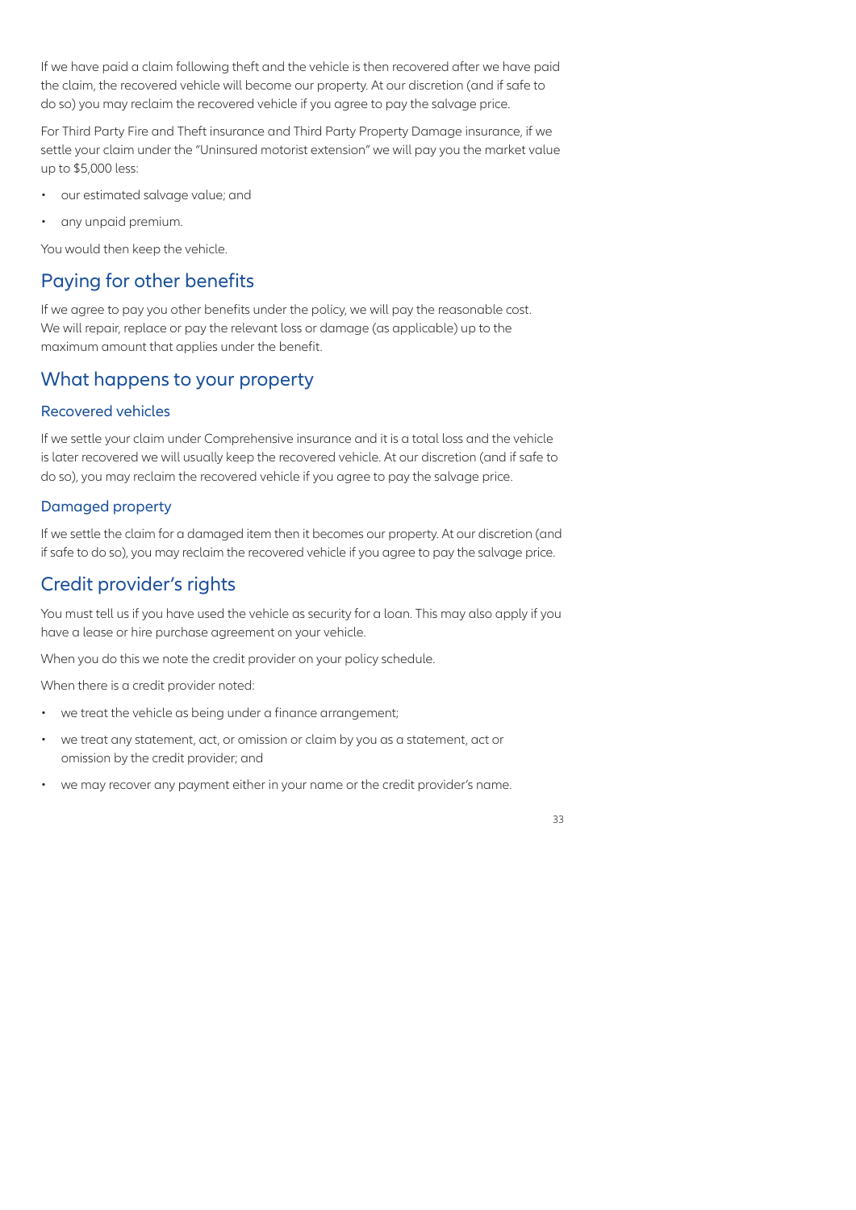If we have paid a claim following theft and the vehicle is then recovered after we have paid the claim, the recovered vehicle will become our property. At our discretion (and if safe to do so) you may reclaim the recovered vehicle if you agree to pay the salvage price.

For Third Party Fire and Theft insurance and Third Party Property Damage insurance, if we settle your claim under the "Uninsured motorist extension" we will pay you the market value up to $5,000 less:

- our estimated salvage value; and
- any unpaid premium.

You would then keep the vehicle.

## Paying for other benefits

If we agree to pay you other benefits under the policy, we will pay the reasonable cost. We will repair, replace or pay the relevant loss or damage (as applicable) up to the maximum amount that applies under the benefit.

## What happens to your property

### Recovered vehicles

If we settle your claim under Comprehensive insurance and it is a total loss and the vehicle is later recovered we will usually keep the recovered vehicle. At our discretion (and if safe to do so), you may reclaim the recovered vehicle if you agree to pay the salvage price.

### Damaged property

If we settle the claim for a damaged item then it becomes our property. At our discretion (and if safe to do so), you may reclaim the recovered vehicle if you agree to pay the salvage price.

## Credit provider's rights

You must tell us if you have used the vehicle as security for a loan. This may also apply if you have a lease or hire purchase agreement on your vehicle.

When you do this we note the credit provider on your policy schedule.

When there is a credit provider noted:

- we treat the vehicle as being under a finance arrangement;
- we treat any statement, act, or omission or claim by you as a statement, act or omission by the credit provider; and
- we may recover any payment either in your name or the credit provider's name.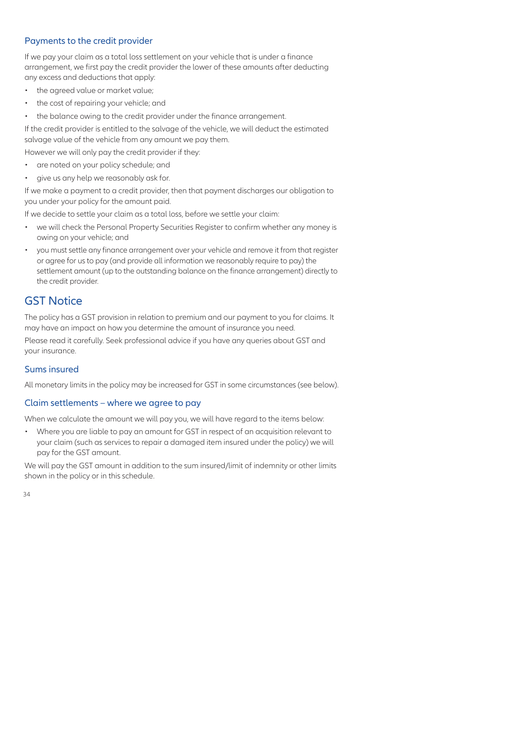### Payments to the credit provider

If we pay your claim as a total loss settlement on your vehicle that is under a finance arrangement, we first pay the credit provider the lower of these amounts after deducting any excess and deductions that apply:

- the agreed value or market value;
- the cost of repairing your vehicle; and
- the balance owing to the credit provider under the finance arrangement.

If the credit provider is entitled to the salvage of the vehicle, we will deduct the estimated salvage value of the vehicle from any amount we pay them.

However we will only pay the credit provider if they:

- are noted on your policy schedule; and
- give us any help we reasonably ask for.

If we make a payment to a credit provider, then that payment discharges our obligation to you under your policy for the amount paid.

If we decide to settle your claim as a total loss, before we settle your claim:

- we will check the Personal Property Securities Register to confirm whether any money is owing on your vehicle; and
- you must settle any finance arrangement over your vehicle and remove it from that register or agree for us to pay (and provide all information we reasonably require to pay) the settlement amount (up to the outstanding balance on the finance arrangement) directly to the credit provider.

## GST Notice

The policy has a GST provision in relation to premium and our payment to you for claims. It may have an impact on how you determine the amount of insurance you need.

Please read it carefully. Seek professional advice if you have any queries about GST and your insurance.

### Sums insured

All monetary limits in the policy may be increased for GST in some circumstances (see below).

### Claim settlements – where we agree to pay

When we calculate the amount we will pay you, we will have regard to the items below:

- Where you are liable to pay an amount for GST in respect of an acquisition relevant to your claim (such as services to repair a damaged item insured under the policy) we will pay for the GST amount.

We will pay the GST amount in addition to the sum insured/limit of indemnity or other limits shown in the policy or in this schedule.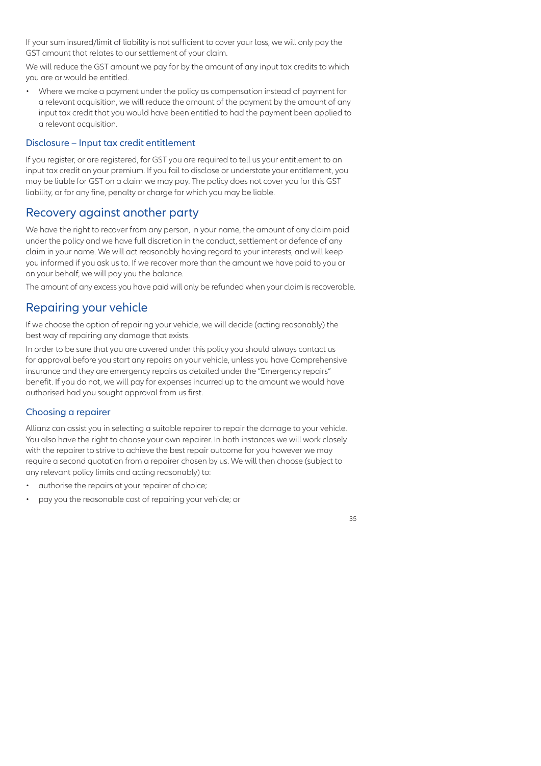If your sum insured/limit of liability is not sufficient to cover your loss, we will only pay the GST amount that relates to our settlement of your claim.

We will reduce the GST amount we pay for by the amount of any input tax credits to which you are or would be entitled.

- Where we make a payment under the policy as compensation instead of payment for a relevant acquisition, we will reduce the amount of the payment by the amount of any input tax credit that you would have been entitled to had the payment been applied to a relevant acquisition.

### Disclosure – Input tax credit entitlement

If you register, or are registered, for GST you are required to tell us your entitlement to an input tax credit on your premium. If you fail to disclose or understate your entitlement, you may be liable for GST on a claim we may pay. The policy does not cover you for this GST liability, or for any fine, penalty or charge for which you may be liable.

## Recovery against another party

We have the right to recover from any person, in your name, the amount of any claim paid under the policy and we have full discretion in the conduct, settlement or defence of any claim in your name. We will act reasonably having regard to your interests, and will keep you informed if you ask us to. If we recover more than the amount we have paid to you or on your behalf, we will pay you the balance.

The amount of any excess you have paid will only be refunded when your claim is recoverable.

## Repairing your vehicle

If we choose the option of repairing your vehicle, we will decide (acting reasonably) the best way of repairing any damage that exists.

In order to be sure that you are covered under this policy you should always contact us for approval before you start any repairs on your vehicle, unless you have Comprehensive insurance and they are emergency repairs as detailed under the "Emergency repairs" benefit. If you do not, we will pay for expenses incurred up to the amount we would have authorised had you sought approval from us first.

### Choosing a repairer

Allianz can assist you in selecting a suitable repairer to repair the damage to your vehicle. You also have the right to choose your own repairer. In both instances we will work closely with the repairer to strive to achieve the best repair outcome for you however we may require a second quotation from a repairer chosen by us. We will then choose (subject to any relevant policy limits and acting reasonably) to:

- authorise the repairs at your repairer of choice;
- pay you the reasonable cost of repairing your vehicle; or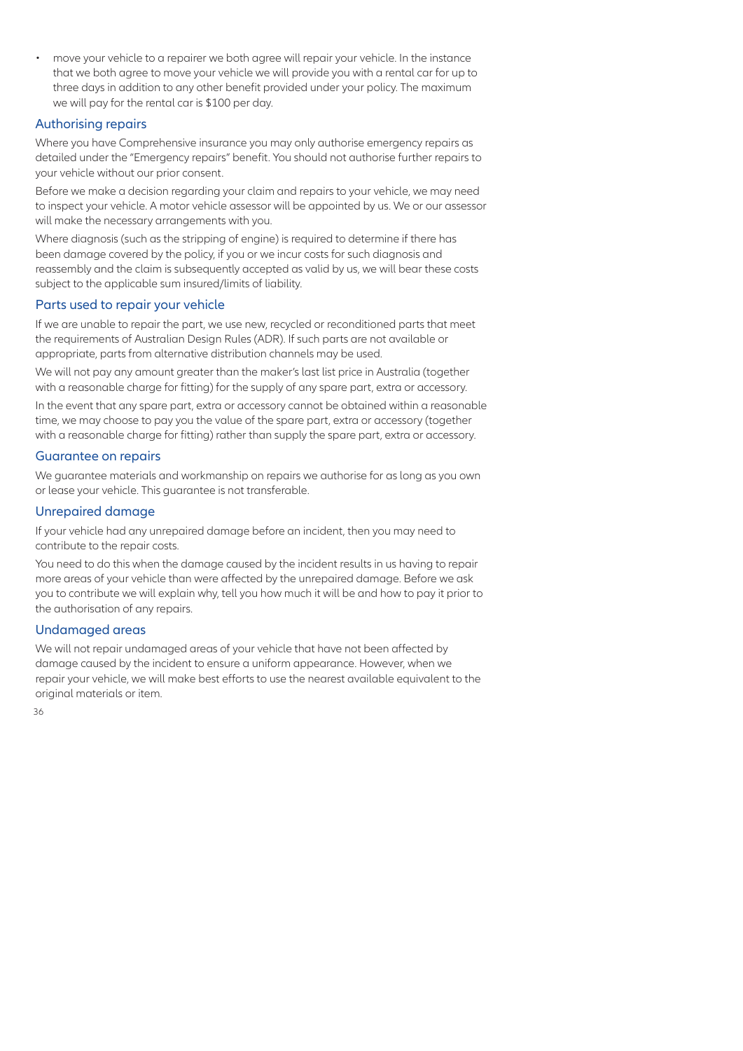- move your vehicle to a repairer we both agree will repair your vehicle. In the instance that we both agree to move your vehicle we will provide you with a rental car for up to three days in addition to any other benefit provided under your policy. The maximum we will pay for the rental car is $100 per day.

## Authorising repairs

Where you have Comprehensive insurance you may only authorise emergency repairs as detailed under the "Emergency repairs" benefit. You should not authorise further repairs to your vehicle without our prior consent.

Before we make a decision regarding your claim and repairs to your vehicle, we may need to inspect your vehicle. A motor vehicle assessor will be appointed by us. We or our assessor will make the necessary arrangements with you.

Where diagnosis (such as the stripping of engine) is required to determine if there has been damage covered by the policy, if you or we incur costs for such diagnosis and reassembly and the claim is subsequently accepted as valid by us, we will bear these costs subject to the applicable sum insured/limits of liability.

## Parts used to repair your vehicle

If we are unable to repair the part, we use new, recycled or reconditioned parts that meet the requirements of Australian Design Rules (ADR). If such parts are not available or appropriate, parts from alternative distribution channels may be used.

We will not pay any amount greater than the maker's last list price in Australia (together with a reasonable charge for fitting) for the supply of any spare part, extra or accessory.

In the event that any spare part, extra or accessory cannot be obtained within a reasonable time, we may choose to pay you the value of the spare part, extra or accessory (together with a reasonable charge for fitting) rather than supply the spare part, extra or accessory.

## Guarantee on repairs

We guarantee materials and workmanship on repairs we authorise for as long as you own or lease your vehicle. This guarantee is not transferable.

## Unrepaired damage

If your vehicle had any unrepaired damage before an incident, then you may need to contribute to the repair costs.

You need to do this when the damage caused by the incident results in us having to repair more areas of your vehicle than were affected by the unrepaired damage. Before we ask you to contribute we will explain why, tell you how much it will be and how to pay it prior to the authorisation of any repairs.

## Undamaged areas

We will not repair undamaged areas of your vehicle that have not been affected by damage caused by the incident to ensure a uniform appearance. However, when we repair your vehicle, we will make best efforts to use the nearest available equivalent to the original materials or item.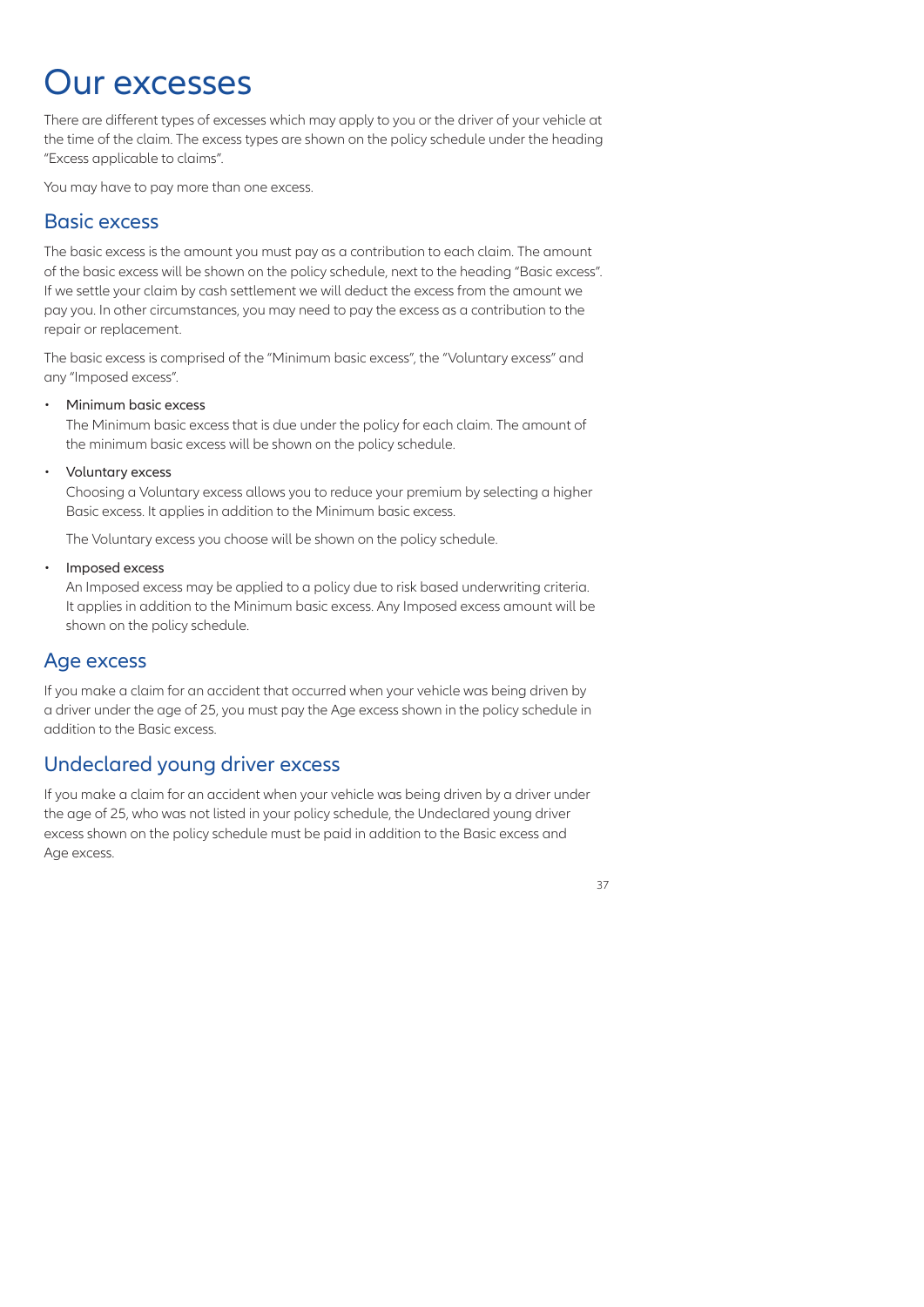# Our excesses

There are different types of excesses which may apply to you or the driver of your vehicle at the time of the claim. The excess types are shown on the policy schedule under the heading "Excess applicable to claims".

You may have to pay more than one excess.

## Basic excess

The basic excess is the amount you must pay as a contribution to each claim. The amount of the basic excess will be shown on the policy schedule, next to the heading "Basic excess". If we settle your claim by cash settlement we will deduct the excess from the amount we pay you. In other circumstances, you may need to pay the excess as a contribution to the repair or replacement.

The basic excess is comprised of the "Minimum basic excess", the "Voluntary excess" and any "Imposed excess".

- Minimum basic excess
  The Minimum basic excess that is due under the policy for each claim. The amount of the minimum basic excess will be shown on the policy schedule.
- Voluntary excess
  Choosing a Voluntary excess allows you to reduce your premium by selecting a higher Basic excess. It applies in addition to the Minimum basic excess.

  The Voluntary excess you choose will be shown on the policy schedule.
- Imposed excess
  An Imposed excess may be applied to a policy due to risk based underwriting criteria. It applies in addition to the Minimum basic excess. Any Imposed excess amount will be shown on the policy schedule.

## Age excess

If you make a claim for an accident that occurred when your vehicle was being driven by a driver under the age of 25, you must pay the Age excess shown in the policy schedule in addition to the Basic excess.

## Undeclared young driver excess

If you make a claim for an accident when your vehicle was being driven by a driver under the age of 25, who was not listed in your policy schedule, the Undeclared young driver excess shown on the policy schedule must be paid in addition to the Basic excess and Age excess.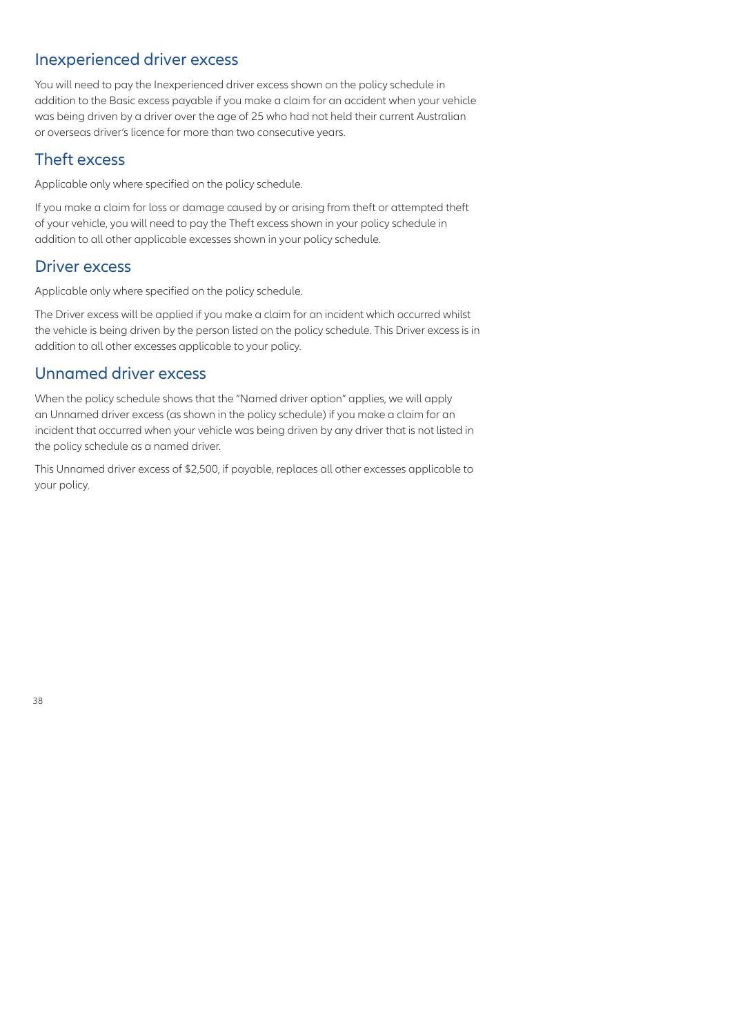## Inexperienced driver excess

You will need to pay the Inexperienced driver excess shown on the policy schedule in addition to the Basic excess payable if you make a claim for an accident when your vehicle was being driven by a driver over the age of 25 who had not held their current Australian or overseas driver's licence for more than two consecutive years.

## Theft excess

Applicable only where specified on the policy schedule.

If you make a claim for loss or damage caused by or arising from theft or attempted theft of your vehicle, you will need to pay the Theft excess shown in your policy schedule in addition to all other applicable excesses shown in your policy schedule.

## Driver excess

Applicable only where specified on the policy schedule.

The Driver excess will be applied if you make a claim for an incident which occurred whilst the vehicle is being driven by the person listed on the policy schedule. This Driver excess is in addition to all other excesses applicable to your policy.

## Unnamed driver excess

When the policy schedule shows that the "Named driver option" applies, we will apply an Unnamed driver excess (as shown in the policy schedule) if you make a claim for an incident that occurred when your vehicle was being driven by any driver that is not listed in the policy schedule as a named driver.

This Unnamed driver excess of $2,500, if payable, replaces all other excesses applicable to your policy.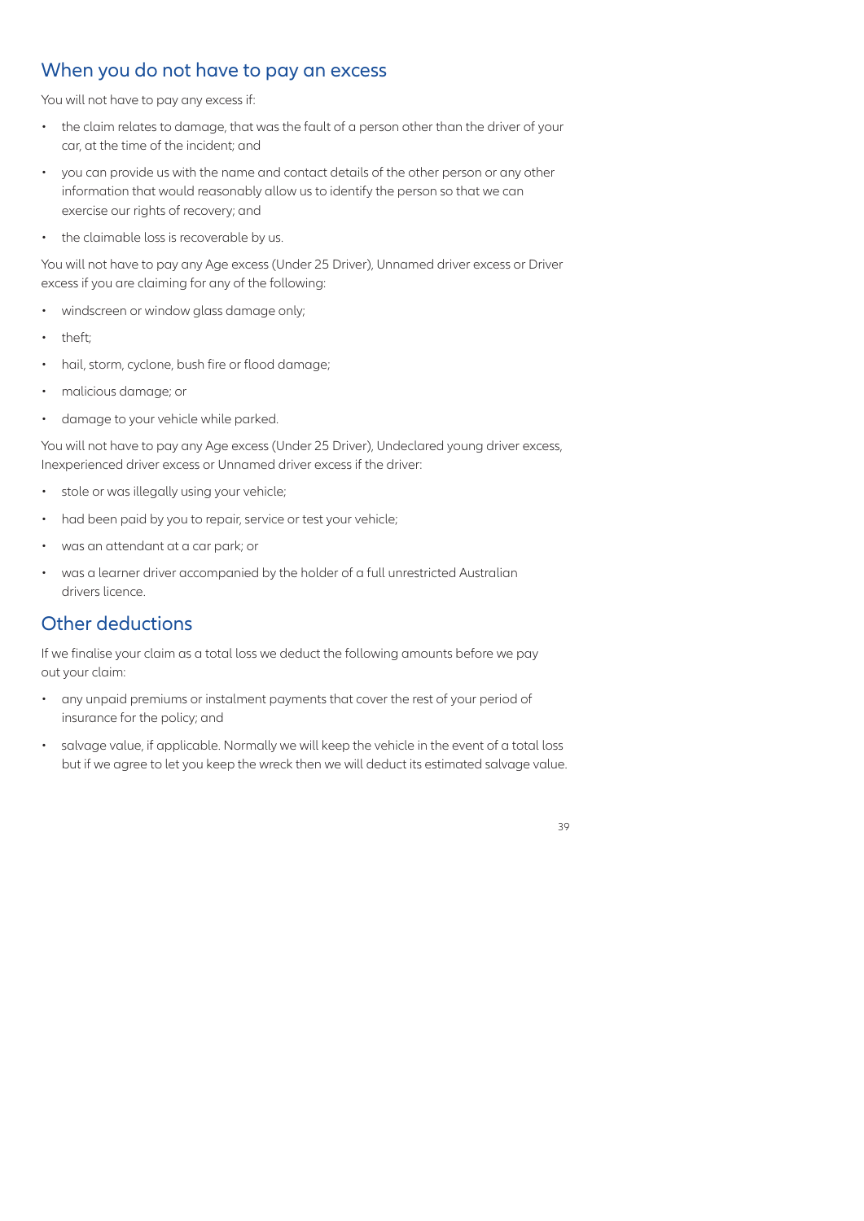## When you do not have to pay an excess

You will not have to pay any excess if:

- the claim relates to damage, that was the fault of a person other than the driver of your car, at the time of the incident; and
- you can provide us with the name and contact details of the other person or any other information that would reasonably allow us to identify the person so that we can exercise our rights of recovery; and
- the claimable loss is recoverable by us.

You will not have to pay any Age excess (Under 25 Driver), Unnamed driver excess or Driver excess if you are claiming for any of the following:

- windscreen or window glass damage only;
- theft;
- hail, storm, cyclone, bush fire or flood damage;
- malicious damage; or
- damage to your vehicle while parked.

You will not have to pay any Age excess (Under 25 Driver), Undeclared young driver excess, Inexperienced driver excess or Unnamed driver excess if the driver:

- stole or was illegally using your vehicle;
- had been paid by you to repair, service or test your vehicle;
- was an attendant at a car park; or
- was a learner driver accompanied by the holder of a full unrestricted Australian drivers licence.

## Other deductions

If we finalise your claim as a total loss we deduct the following amounts before we pay out your claim:

- any unpaid premiums or instalment payments that cover the rest of your period of insurance for the policy; and
- salvage value, if applicable. Normally we will keep the vehicle in the event of a total loss but if we agree to let you keep the wreck then we will deduct its estimated salvage value.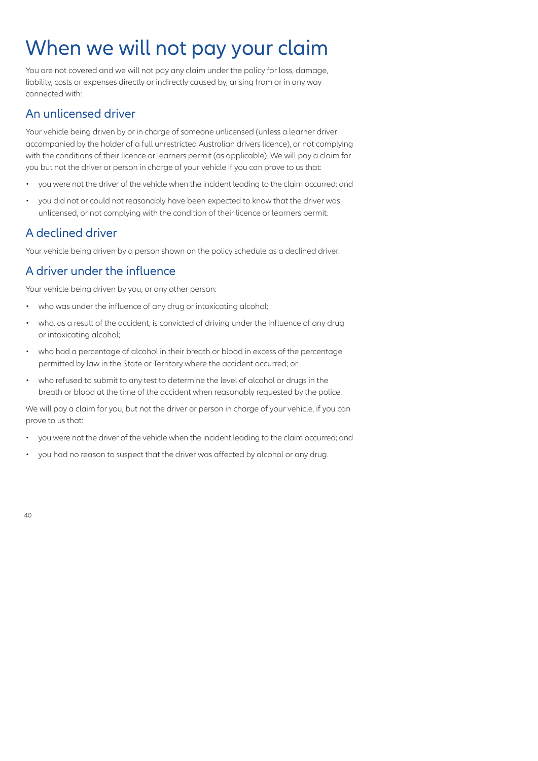# When we will not pay your claim

You are not covered and we will not pay any claim under the policy for loss, damage, liability, costs or expenses directly or indirectly caused by, arising from or in any way connected with:

## An unlicensed driver

Your vehicle being driven by or in charge of someone unlicensed (unless a learner driver accompanied by the holder of a full unrestricted Australian drivers licence), or not complying with the conditions of their licence or learners permit (as applicable). We will pay a claim for you but not the driver or person in charge of your vehicle if you can prove to us that:

- you were not the driver of the vehicle when the incident leading to the claim occurred; and
- you did not or could not reasonably have been expected to know that the driver was unlicensed, or not complying with the condition of their licence or learners permit.

## A declined driver

Your vehicle being driven by a person shown on the policy schedule as a declined driver.

## A driver under the influence

Your vehicle being driven by you, or any other person:

- who was under the influence of any drug or intoxicating alcohol;
- who, as a result of the accident, is convicted of driving under the influence of any drug or intoxicating alcohol;
- who had a percentage of alcohol in their breath or blood in excess of the percentage permitted by law in the State or Territory where the accident occurred; or
- who refused to submit to any test to determine the level of alcohol or drugs in the breath or blood at the time of the accident when reasonably requested by the police.

We will pay a claim for you, but not the driver or person in charge of your vehicle, if you can prove to us that:

- you were not the driver of the vehicle when the incident leading to the claim occurred; and
- you had no reason to suspect that the driver was affected by alcohol or any drug.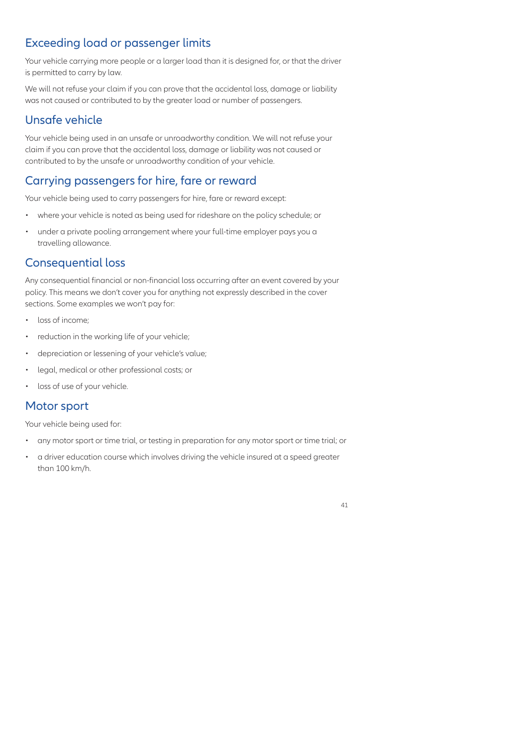## Exceeding load or passenger limits

Your vehicle carrying more people or a larger load than it is designed for, or that the driver is permitted to carry by law.

We will not refuse your claim if you can prove that the accidental loss, damage or liability was not caused or contributed to by the greater load or number of passengers.

## Unsafe vehicle

Your vehicle being used in an unsafe or unroadworthy condition. We will not refuse your claim if you can prove that the accidental loss, damage or liability was not caused or contributed to by the unsafe or unroadworthy condition of your vehicle.

## Carrying passengers for hire, fare or reward

Your vehicle being used to carry passengers for hire, fare or reward except:

- where your vehicle is noted as being used for rideshare on the policy schedule; or
- under a private pooling arrangement where your full-time employer pays you a travelling allowance.

## Consequential loss

Any consequential financial or non-financial loss occurring after an event covered by your policy. This means we don't cover you for anything not expressly described in the cover sections. Some examples we won't pay for:

- loss of income;
- reduction in the working life of your vehicle;
- depreciation or lessening of your vehicle's value;
- legal, medical or other professional costs; or
- loss of use of your vehicle.

## Motor sport

Your vehicle being used for:

- any motor sport or time trial, or testing in preparation for any motor sport or time trial; or
- a driver education course which involves driving the vehicle insured at a speed greater than 100 km/h.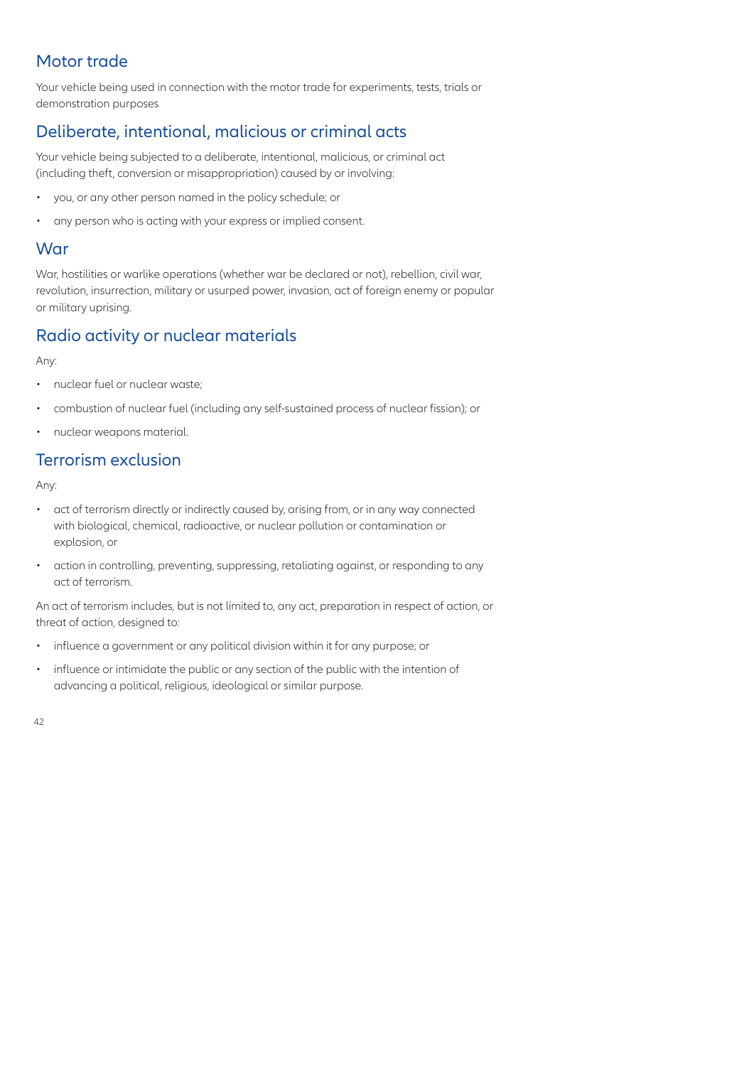## Motor trade

Your vehicle being used in connection with the motor trade for experiments, tests, trials or demonstration purposes

## Deliberate, intentional, malicious or criminal acts

Your vehicle being subjected to a deliberate, intentional, malicious, or criminal act (including theft, conversion or misappropriation) caused by or involving:

- you, or any other person named in the policy schedule; or
- any person who is acting with your express or implied consent.

## War

War, hostilities or warlike operations (whether war be declared or not), rebellion, civil war, revolution, insurrection, military or usurped power, invasion, act of foreign enemy or popular or military uprising.

## Radio activity or nuclear materials

Any:

- nuclear fuel or nuclear waste;
- combustion of nuclear fuel (including any self-sustained process of nuclear fission); or
- nuclear weapons material.

## Terrorism exclusion

Any:

- act of terrorism directly or indirectly caused by, arising from, or in any way connected with biological, chemical, radioactive, or nuclear pollution or contamination or explosion, or
- action in controlling, preventing, suppressing, retaliating against, or responding to any act of terrorism.

An act of terrorism includes, but is not limited to, any act, preparation in respect of action, or threat of action, designed to:

- influence a government or any political division within it for any purpose; or
- influence or intimidate the public or any section of the public with the intention of advancing a political, religious, ideological or similar purpose.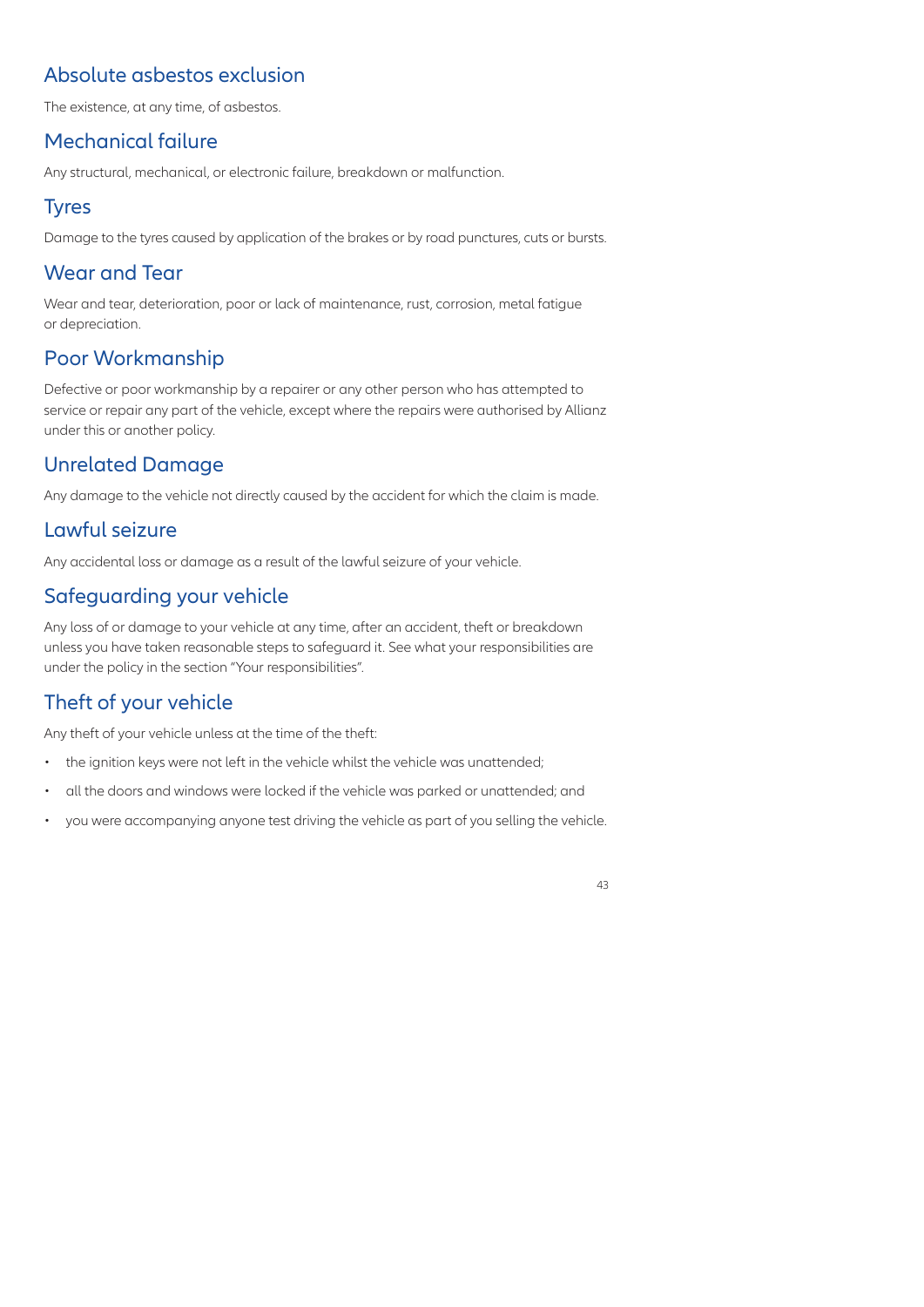## Absolute asbestos exclusion

The existence, at any time, of asbestos.

## Mechanical failure

Any structural, mechanical, or electronic failure, breakdown or malfunction.

## Tyres

Damage to the tyres caused by application of the brakes or by road punctures, cuts or bursts.

## Wear and Tear

Wear and tear, deterioration, poor or lack of maintenance, rust, corrosion, metal fatigue or depreciation.

## Poor Workmanship

Defective or poor workmanship by a repairer or any other person who has attempted to service or repair any part of the vehicle, except where the repairs were authorised by Allianz under this or another policy.

## Unrelated Damage

Any damage to the vehicle not directly caused by the accident for which the claim is made.

## Lawful seizure

Any accidental loss or damage as a result of the lawful seizure of your vehicle.

## Safeguarding your vehicle

Any loss of or damage to your vehicle at any time, after an accident, theft or breakdown unless you have taken reasonable steps to safeguard it. See what your responsibilities are under the policy in the section "Your responsibilities".

## Theft of your vehicle

Any theft of your vehicle unless at the time of the theft:

- the ignition keys were not left in the vehicle whilst the vehicle was unattended;
- all the doors and windows were locked if the vehicle was parked or unattended; and
- you were accompanying anyone test driving the vehicle as part of you selling the vehicle.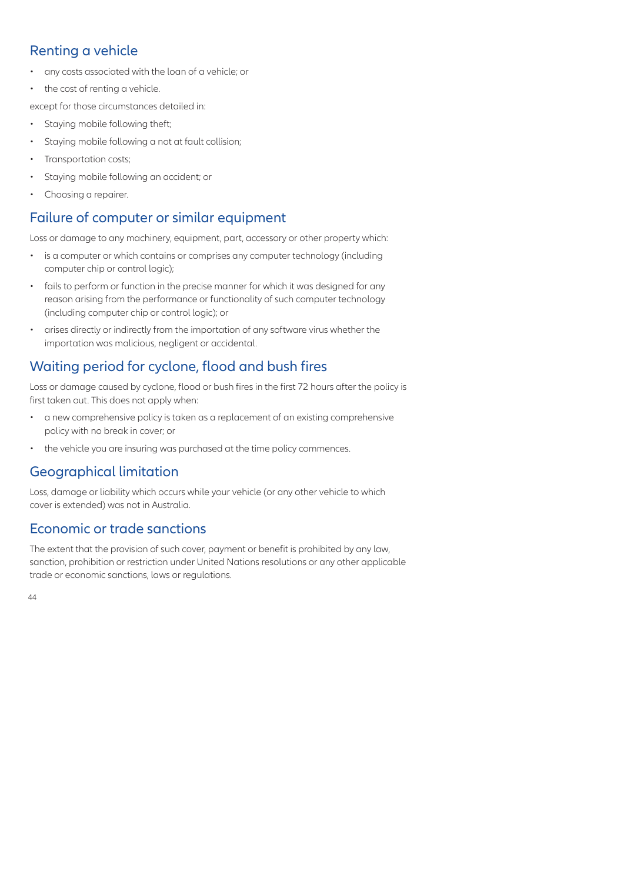## Renting a vehicle

- any costs associated with the loan of a vehicle; or
- the cost of renting a vehicle.

except for those circumstances detailed in:

- Staying mobile following theft;
- Staying mobile following a not at fault collision;
- Transportation costs;
- Staying mobile following an accident; or
- Choosing a repairer.

## Failure of computer or similar equipment

Loss or damage to any machinery, equipment, part, accessory or other property which:

- is a computer or which contains or comprises any computer technology (including computer chip or control logic);
- fails to perform or function in the precise manner for which it was designed for any reason arising from the performance or functionality of such computer technology (including computer chip or control logic); or
- arises directly or indirectly from the importation of any software virus whether the importation was malicious, negligent or accidental.

## Waiting period for cyclone, flood and bush fires

Loss or damage caused by cyclone, flood or bush fires in the first 72 hours after the policy is first taken out. This does not apply when:

- a new comprehensive policy is taken as a replacement of an existing comprehensive policy with no break in cover; or
- the vehicle you are insuring was purchased at the time policy commences.

## Geographical limitation

Loss, damage or liability which occurs while your vehicle (or any other vehicle to which cover is extended) was not in Australia.

## Economic or trade sanctions

The extent that the provision of such cover, payment or benefit is prohibited by any law, sanction, prohibition or restriction under United Nations resolutions or any other applicable trade or economic sanctions, laws or regulations.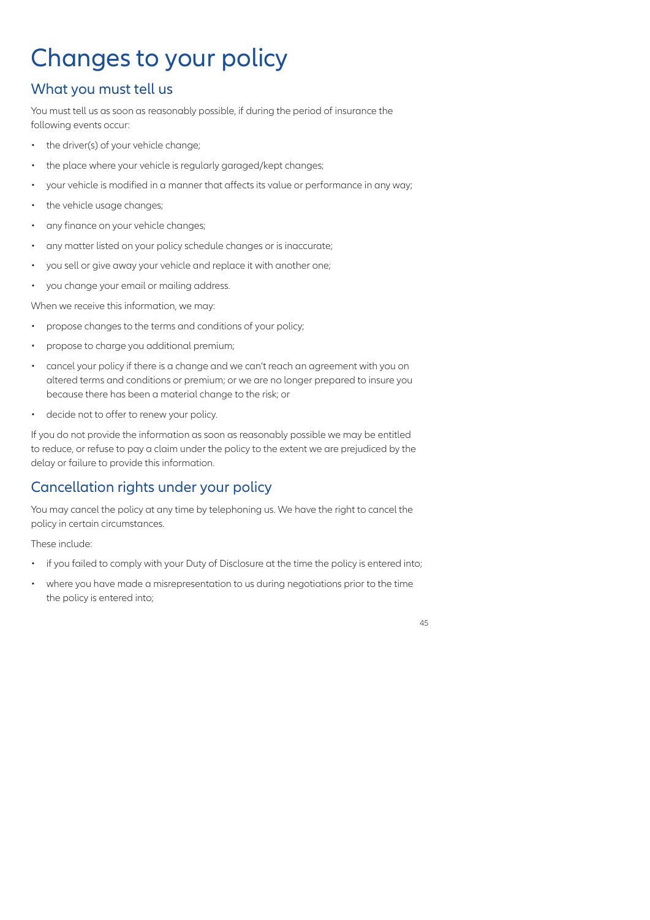# Changes to your policy

## What you must tell us

You must tell us as soon as reasonably possible, if during the period of insurance the following events occur:

- the driver(s) of your vehicle change;
- the place where your vehicle is regularly garaged/kept changes;
- your vehicle is modified in a manner that affects its value or performance in any way;
- the vehicle usage changes;
- any finance on your vehicle changes;
- any matter listed on your policy schedule changes or is inaccurate;
- you sell or give away your vehicle and replace it with another one;
- you change your email or mailing address.

When we receive this information, we may:

- propose changes to the terms and conditions of your policy;
- propose to charge you additional premium;
- cancel your policy if there is a change and we can't reach an agreement with you on altered terms and conditions or premium; or we are no longer prepared to insure you because there has been a material change to the risk; or
- decide not to offer to renew your policy.

If you do not provide the information as soon as reasonably possible we may be entitled to reduce, or refuse to pay a claim under the policy to the extent we are prejudiced by the delay or failure to provide this information.

## Cancellation rights under your policy

You may cancel the policy at any time by telephoning us. We have the right to cancel the policy in certain circumstances.

These include:

- if you failed to comply with your Duty of Disclosure at the time the policy is entered into;
- where you have made a misrepresentation to us during negotiations prior to the time the policy is entered into;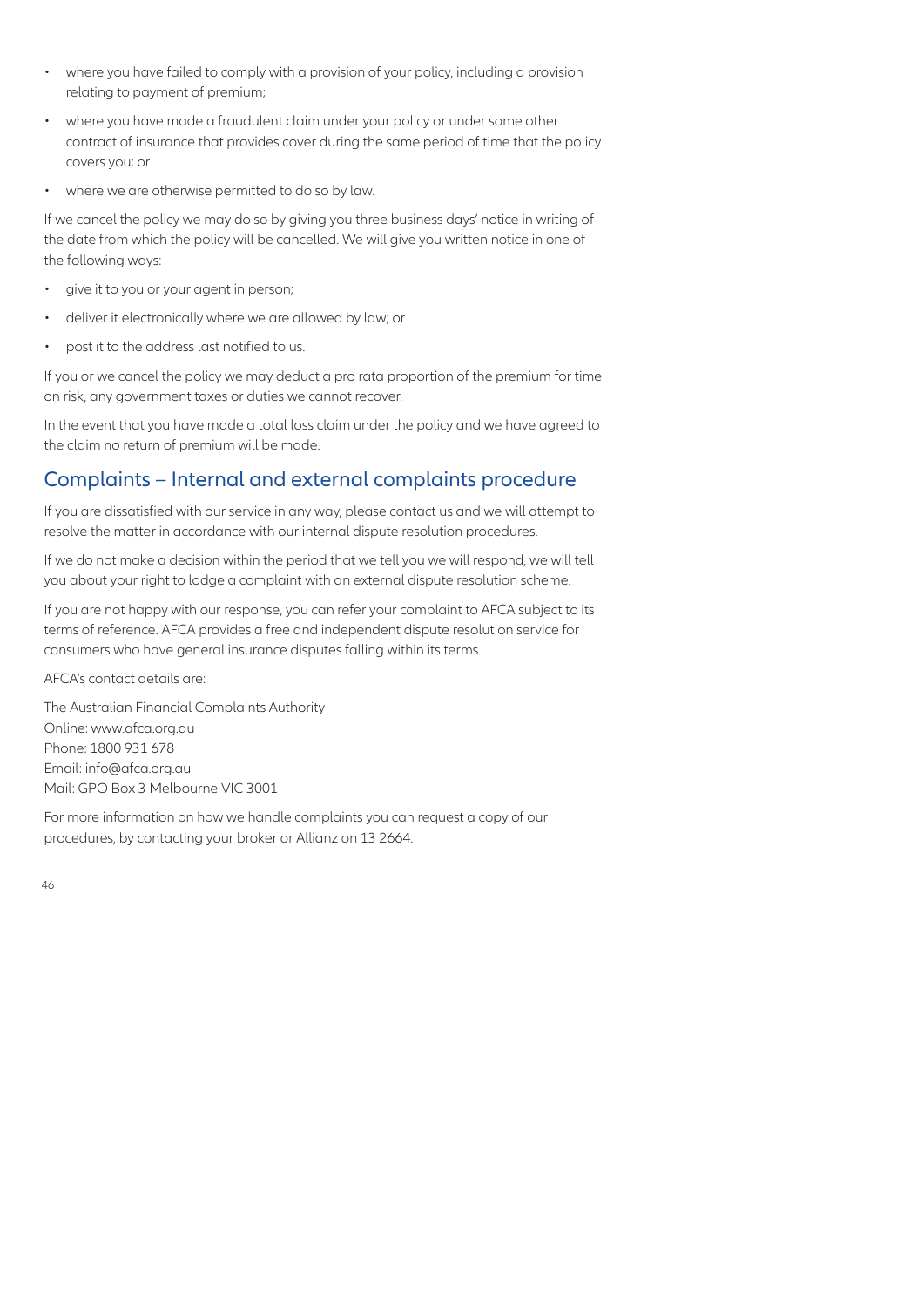- where you have failed to comply with a provision of your policy, including a provision relating to payment of premium;
- where you have made a fraudulent claim under your policy or under some other contract of insurance that provides cover during the same period of time that the policy covers you; or
- where we are otherwise permitted to do so by law.

If we cancel the policy we may do so by giving you three business days' notice in writing of the date from which the policy will be cancelled. We will give you written notice in one of the following ways:

- give it to you or your agent in person;
- deliver it electronically where we are allowed by law; or
- post it to the address last notified to us.

If you or we cancel the policy we may deduct a pro rata proportion of the premium for time on risk, any government taxes or duties we cannot recover.

In the event that you have made a total loss claim under the policy and we have agreed to the claim no return of premium will be made.

## Complaints – Internal and external complaints procedure

If you are dissatisfied with our service in any way, please contact us and we will attempt to resolve the matter in accordance with our internal dispute resolution procedures.

If we do not make a decision within the period that we tell you we will respond, we will tell you about your right to lodge a complaint with an external dispute resolution scheme.

If you are not happy with our response, you can refer your complaint to AFCA subject to its terms of reference. AFCA provides a free and independent dispute resolution service for consumers who have general insurance disputes falling within its terms.

AFCA's contact details are:

The Australian Financial Complaints Authority
Online: www.afca.org.au
Phone: 1800 931 678
Email: info@afca.org.au
Mail: GPO Box 3 Melbourne VIC 3001

For more information on how we handle complaints you can request a copy of our procedures, by contacting your broker or Allianz on 13 2664.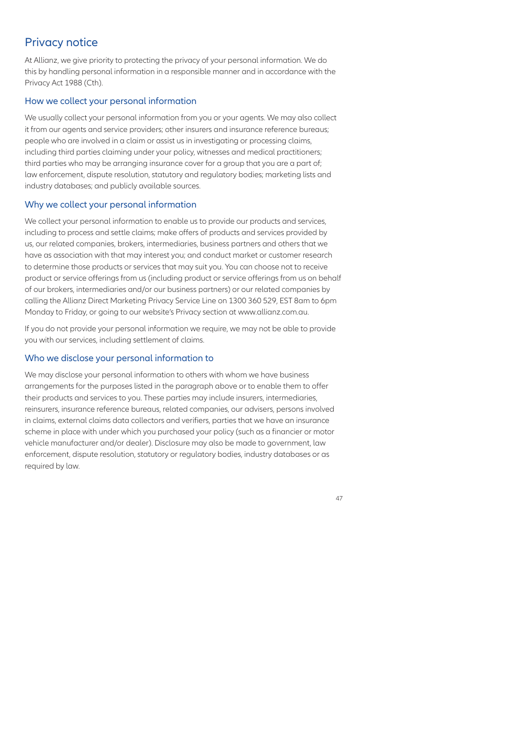## Privacy notice

At Allianz, we give priority to protecting the privacy of your personal information. We do this by handling personal information in a responsible manner and in accordance with the Privacy Act 1988 (Cth).

### How we collect your personal information

We usually collect your personal information from you or your agents. We may also collect it from our agents and service providers; other insurers and insurance reference bureaus; people who are involved in a claim or assist us in investigating or processing claims, including third parties claiming under your policy, witnesses and medical practitioners; third parties who may be arranging insurance cover for a group that you are a part of; law enforcement, dispute resolution, statutory and regulatory bodies; marketing lists and industry databases; and publicly available sources.

### Why we collect your personal information

We collect your personal information to enable us to provide our products and services, including to process and settle claims; make offers of products and services provided by us, our related companies, brokers, intermediaries, business partners and others that we have as association with that may interest you; and conduct market or customer research to determine those products or services that may suit you. You can choose not to receive product or service offerings from us (including product or service offerings from us on behalf of our brokers, intermediaries and/or our business partners) or our related companies by calling the Allianz Direct Marketing Privacy Service Line on 1300 360 529, EST 8am to 6pm Monday to Friday, or going to our website's Privacy section at www.allianz.com.au.

If you do not provide your personal information we require, we may not be able to provide you with our services, including settlement of claims.

### Who we disclose your personal information to

We may disclose your personal information to others with whom we have business arrangements for the purposes listed in the paragraph above or to enable them to offer their products and services to you. These parties may include insurers, intermediaries, reinsurers, insurance reference bureaus, related companies, our advisers, persons involved in claims, external claims data collectors and verifiers, parties that we have an insurance scheme in place with under which you purchased your policy (such as a financier or motor vehicle manufacturer and/or dealer). Disclosure may also be made to government, law enforcement, dispute resolution, statutory or regulatory bodies, industry databases or as required by law.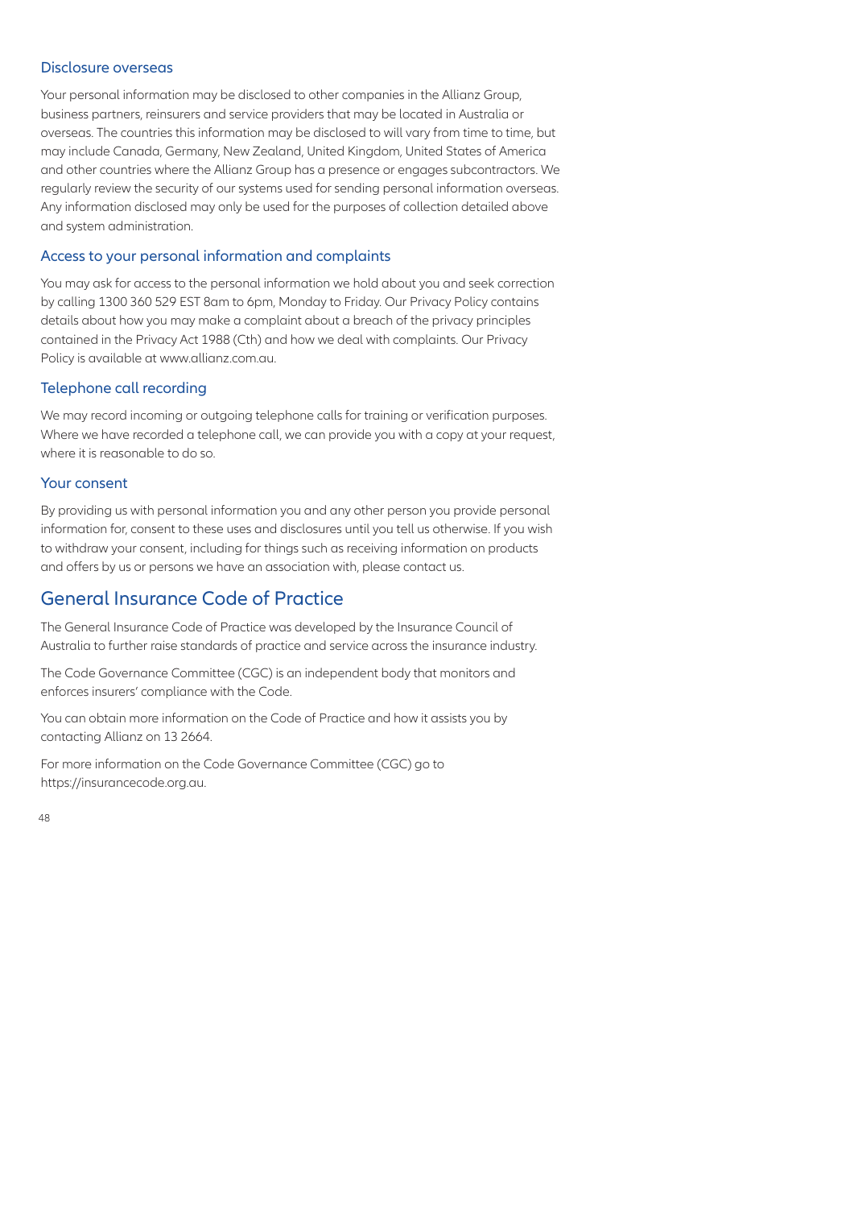### Disclosure overseas

Your personal information may be disclosed to other companies in the Allianz Group, business partners, reinsurers and service providers that may be located in Australia or overseas. The countries this information may be disclosed to will vary from time to time, but may include Canada, Germany, New Zealand, United Kingdom, United States of America and other countries where the Allianz Group has a presence or engages subcontractors. We regularly review the security of our systems used for sending personal information overseas. Any information disclosed may only be used for the purposes of collection detailed above and system administration.

### Access to your personal information and complaints

You may ask for access to the personal information we hold about you and seek correction by calling 1300 360 529 EST 8am to 6pm, Monday to Friday. Our Privacy Policy contains details about how you may make a complaint about a breach of the privacy principles contained in the Privacy Act 1988 (Cth) and how we deal with complaints. Our Privacy Policy is available at www.allianz.com.au.

### Telephone call recording

We may record incoming or outgoing telephone calls for training or verification purposes. Where we have recorded a telephone call, we can provide you with a copy at your request, where it is reasonable to do so.

### Your consent

By providing us with personal information you and any other person you provide personal information for, consent to these uses and disclosures until you tell us otherwise. If you wish to withdraw your consent, including for things such as receiving information on products and offers by us or persons we have an association with, please contact us.

## General Insurance Code of Practice

The General Insurance Code of Practice was developed by the Insurance Council of Australia to further raise standards of practice and service across the insurance industry.

The Code Governance Committee (CGC) is an independent body that monitors and enforces insurers' compliance with the Code.

You can obtain more information on the Code of Practice and how it assists you by contacting Allianz on 13 2664.

For more information on the Code Governance Committee (CGC) go to https://insurancecode.org.au.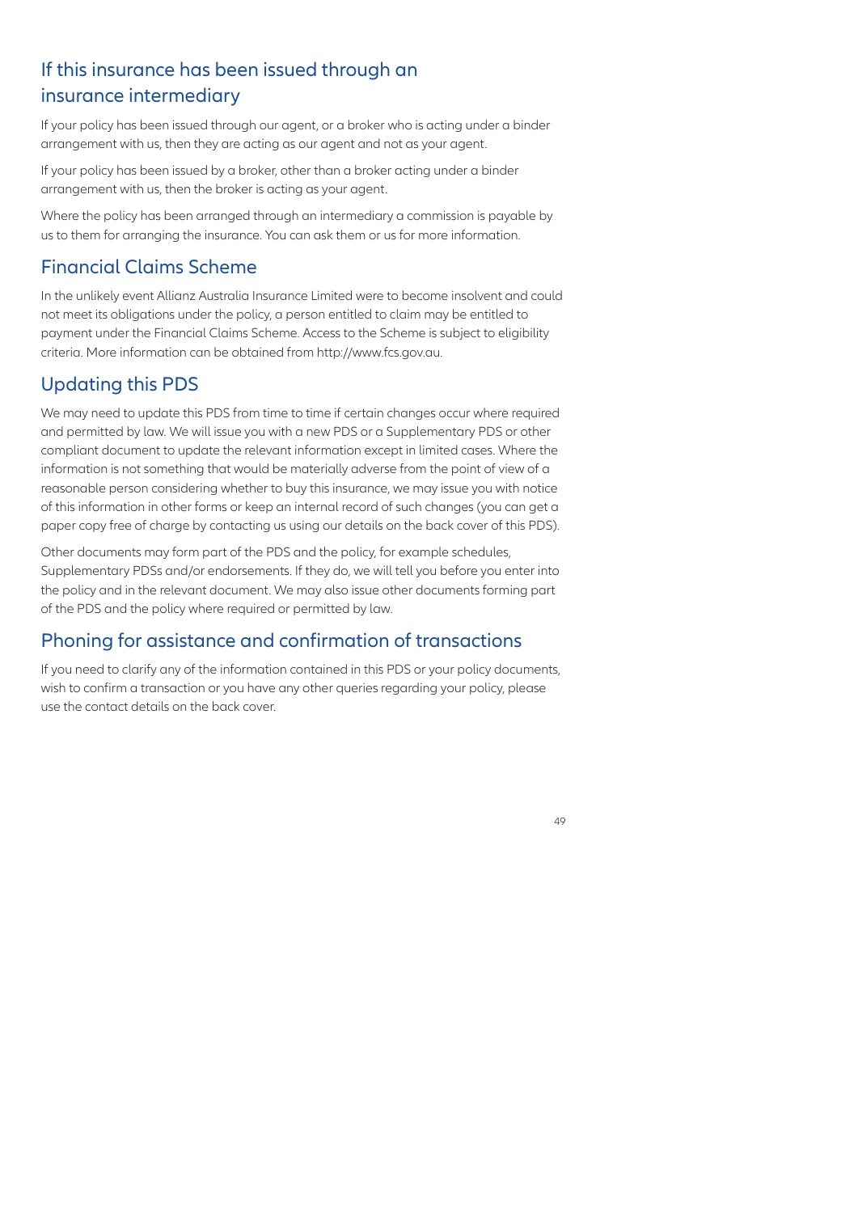## If this insurance has been issued through an insurance intermediary

If your policy has been issued through our agent, or a broker who is acting under a binder arrangement with us, then they are acting as our agent and not as your agent.

If your policy has been issued by a broker, other than a broker acting under a binder arrangement with us, then the broker is acting as your agent.

Where the policy has been arranged through an intermediary a commission is payable by us to them for arranging the insurance. You can ask them or us for more information.

## Financial Claims Scheme

In the unlikely event Allianz Australia Insurance Limited were to become insolvent and could not meet its obligations under the policy, a person entitled to claim may be entitled to payment under the Financial Claims Scheme. Access to the Scheme is subject to eligibility criteria. More information can be obtained from http://www.fcs.gov.au.

## Updating this PDS

We may need to update this PDS from time to time if certain changes occur where required and permitted by law. We will issue you with a new PDS or a Supplementary PDS or other compliant document to update the relevant information except in limited cases. Where the information is not something that would be materially adverse from the point of view of a reasonable person considering whether to buy this insurance, we may issue you with notice of this information in other forms or keep an internal record of such changes (you can get a paper copy free of charge by contacting us using our details on the back cover of this PDS).

Other documents may form part of the PDS and the policy, for example schedules, Supplementary PDSs and/or endorsements. If they do, we will tell you before you enter into the policy and in the relevant document. We may also issue other documents forming part of the PDS and the policy where required or permitted by law.

## Phoning for assistance and confirmation of transactions

If you need to clarify any of the information contained in this PDS or your policy documents, wish to confirm a transaction or you have any other queries regarding your policy, please use the contact details on the back cover.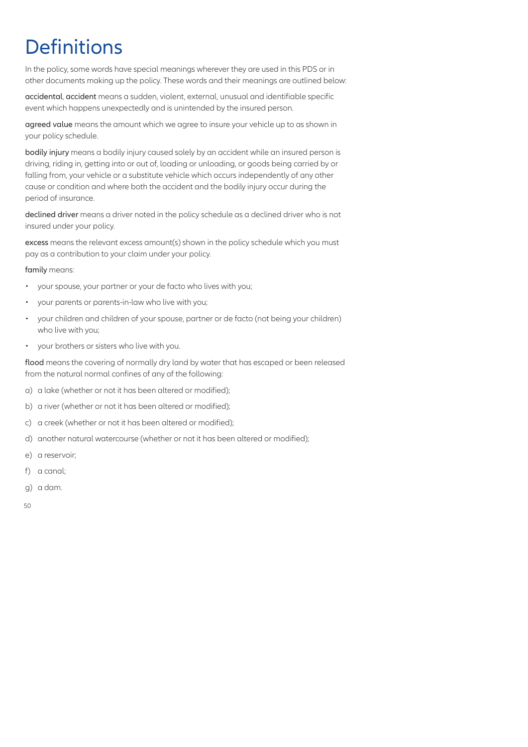# Definitions

In the policy, some words have special meanings wherever they are used in this PDS or in other documents making up the policy. These words and their meanings are outlined below:

**accidental**, **accident** means a sudden, violent, external, unusual and identifiable specific event which happens unexpectedly and is unintended by the insured person.

**agreed value** means the amount which we agree to insure your vehicle up to as shown in your policy schedule.

**bodily injury** means a bodily injury caused solely by an accident while an insured person is driving, riding in, getting into or out of, loading or unloading, or goods being carried by or falling from, your vehicle or a substitute vehicle which occurs independently of any other cause or condition and where both the accident and the bodily injury occur during the period of insurance.

**declined driver** means a driver noted in the policy schedule as a declined driver who is not insured under your policy.

**excess** means the relevant excess amount(s) shown in the policy schedule which you must pay as a contribution to your claim under your policy.

**family** means:

- your spouse, your partner or your de facto who lives with you;
- your parents or parents-in-law who live with you;
- your children and children of your spouse, partner or de facto (not being your children) who live with you;
- your brothers or sisters who live with you.

**flood** means the covering of normally dry land by water that has escaped or been released from the natural normal confines of any of the following:

a) a lake (whether or not it has been altered or modified);

b) a river (whether or not it has been altered or modified);

c) a creek (whether or not it has been altered or modified);

d) another natural watercourse (whether or not it has been altered or modified);

e) a reservoir;

f) a canal;

g) a dam.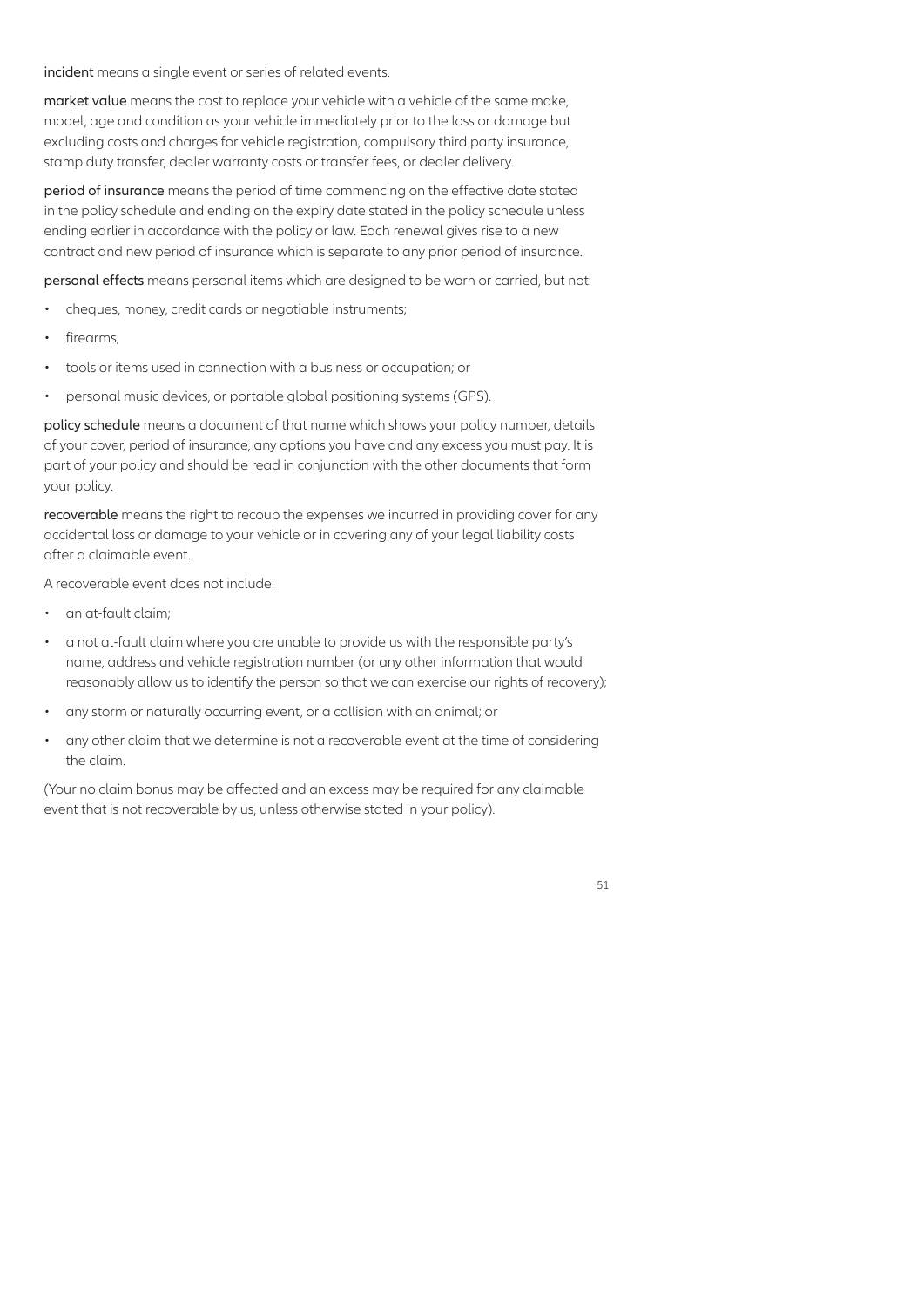**incident** means a single event or series of related events.

**market value** means the cost to replace your vehicle with a vehicle of the same make, model, age and condition as your vehicle immediately prior to the loss or damage but excluding costs and charges for vehicle registration, compulsory third party insurance, stamp duty transfer, dealer warranty costs or transfer fees, or dealer delivery.

**period of insurance** means the period of time commencing on the effective date stated in the policy schedule and ending on the expiry date stated in the policy schedule unless ending earlier in accordance with the policy or law. Each renewal gives rise to a new contract and new period of insurance which is separate to any prior period of insurance.

**personal effects** means personal items which are designed to be worn or carried, but not:

- cheques, money, credit cards or negotiable instruments;
- firearms;
- tools or items used in connection with a business or occupation; or
- personal music devices, or portable global positioning systems (GPS).

**policy schedule** means a document of that name which shows your policy number, details of your cover, period of insurance, any options you have and any excess you must pay. It is part of your policy and should be read in conjunction with the other documents that form your policy.

**recoverable** means the right to recoup the expenses we incurred in providing cover for any accidental loss or damage to your vehicle or in covering any of your legal liability costs after a claimable event.

A recoverable event does not include:

- an at-fault claim;
- a not at-fault claim where you are unable to provide us with the responsible party's name, address and vehicle registration number (or any other information that would reasonably allow us to identify the person so that we can exercise our rights of recovery);
- any storm or naturally occurring event, or a collision with an animal; or
- any other claim that we determine is not a recoverable event at the time of considering the claim.

(Your no claim bonus may be affected and an excess may be required for any claimable event that is not recoverable by us, unless otherwise stated in your policy).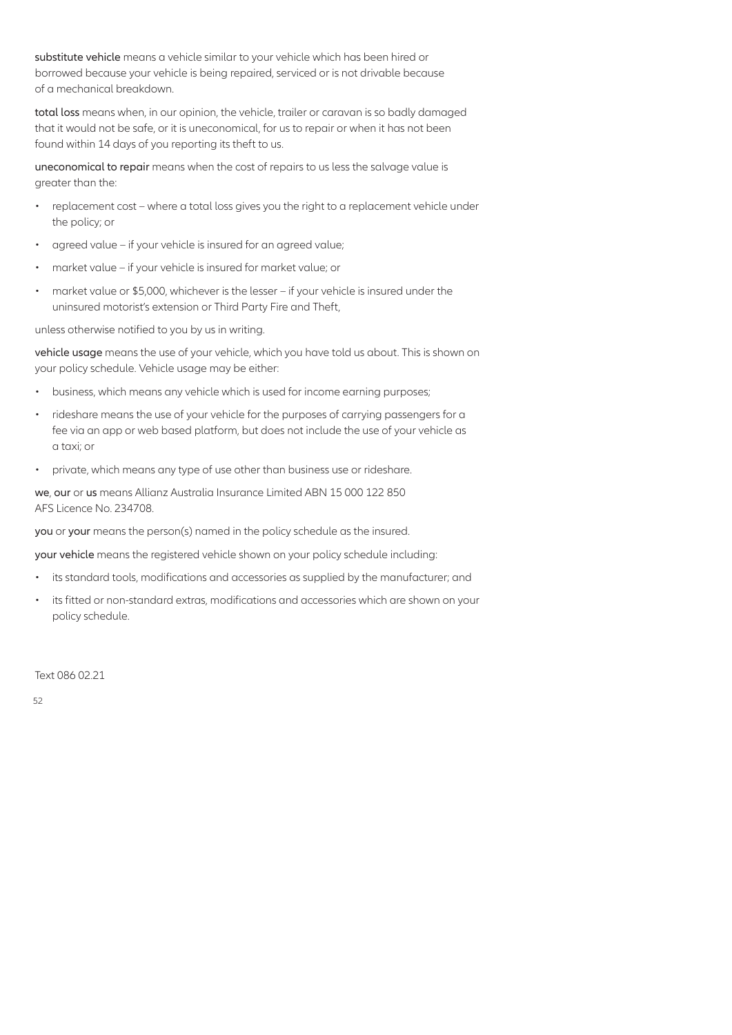**substitute vehicle** means a vehicle similar to your vehicle which has been hired or borrowed because your vehicle is being repaired, serviced or is not drivable because of a mechanical breakdown.

**total loss** means when, in our opinion, the vehicle, trailer or caravan is so badly damaged that it would not be safe, or it is uneconomical, for us to repair or when it has not been found within 14 days of you reporting its theft to us.

**uneconomical to repair** means when the cost of repairs to us less the salvage value is greater than the:

- replacement cost – where a total loss gives you the right to a replacement vehicle under the policy; or
- agreed value – if your vehicle is insured for an agreed value;
- market value – if your vehicle is insured for market value; or
- market value or $5,000, whichever is the lesser – if your vehicle is insured under the uninsured motorist's extension or Third Party Fire and Theft,

unless otherwise notified to you by us in writing.

**vehicle usage** means the use of your vehicle, which you have told us about. This is shown on your policy schedule. Vehicle usage may be either:

- business, which means any vehicle which is used for income earning purposes;
- rideshare means the use of your vehicle for the purposes of carrying passengers for a fee via an app or web based platform, but does not include the use of your vehicle as a taxi; or
- private, which means any type of use other than business use or rideshare.

**we**, **our** or **us** means Allianz Australia Insurance Limited ABN 15 000 122 850 AFS Licence No. 234708.

**you** or **your** means the person(s) named in the policy schedule as the insured.

**your vehicle** means the registered vehicle shown on your policy schedule including:

- its standard tools, modifications and accessories as supplied by the manufacturer; and
- its fitted or non-standard extras, modifications and accessories which are shown on your policy schedule.

Text 086 02.21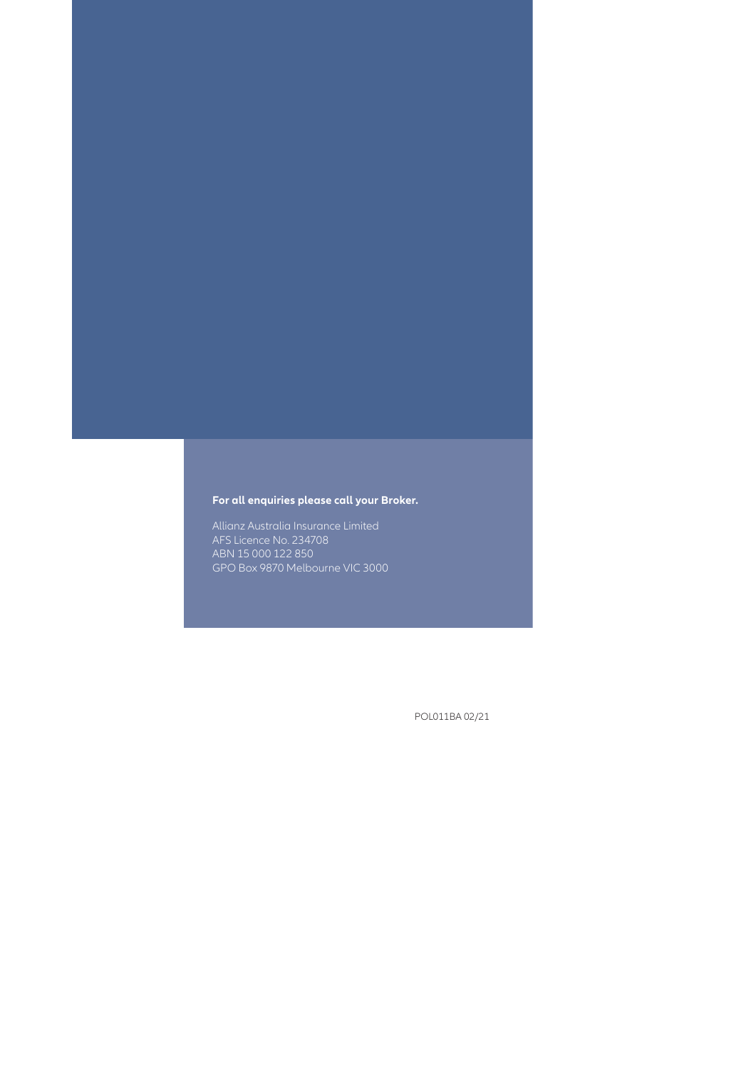**For all enquiries please call your Broker.**

Allianz Australia Insurance Limited
AFS Licence No. 234708
ABN 15 000 122 850
GPO Box 9870 Melbourne VIC 3000

POL011BA 02/21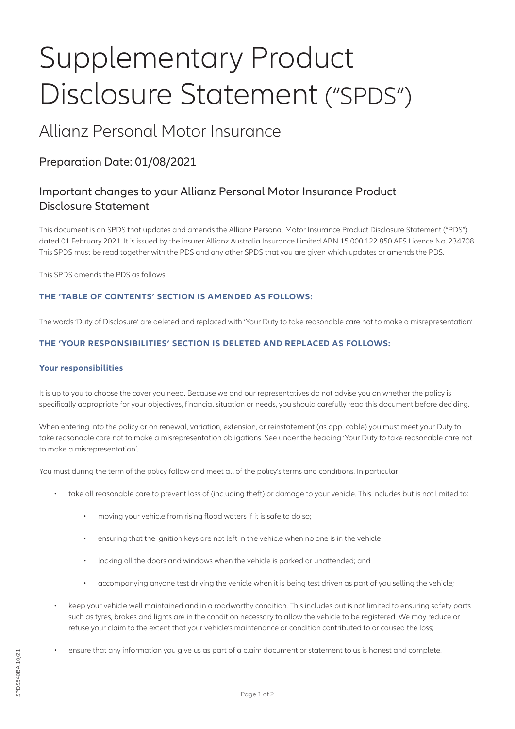# Supplementary Product Disclosure Statement ("SPDS")

## Allianz Personal Motor Insurance

### Preparation Date: 01/08/2021

### Important changes to your Allianz Personal Motor Insurance Product Disclosure Statement

This document is an SPDS that updates and amends the Allianz Personal Motor Insurance Product Disclosure Statement ("PDS") dated 01 February 2021. It is issued by the insurer Allianz Australia Insurance Limited ABN 15 000 122 850 AFS Licence No. 234708. This SPDS must be read together with the PDS and any other SPDS that you are given which updates or amends the PDS.

This SPDS amends the PDS as follows:

**THE 'TABLE OF CONTENTS' SECTION IS AMENDED AS FOLLOWS:**

The words 'Duty of Disclosure' are deleted and replaced with 'Your Duty to take reasonable care not to make a misrepresentation'.

**THE 'YOUR RESPONSIBILITIES' SECTION IS DELETED AND REPLACED AS FOLLOWS:**

**Your responsibilities**

It is up to you to choose the cover you need. Because we and our representatives do not advise you on whether the policy is specifically appropriate for your objectives, financial situation or needs, you should carefully read this document before deciding.

When entering into the policy or on renewal, variation, extension, or reinstatement (as applicable) you must meet your Duty to take reasonable care not to make a misrepresentation obligations. See under the heading 'Your Duty to take reasonable care not to make a misrepresentation'.

You must during the term of the policy follow and meet all of the policy's terms and conditions. In particular:

- take all reasonable care to prevent loss of (including theft) or damage to your vehicle. This includes but is not limited to:
  - moving your vehicle from rising flood waters if it is safe to do so;
  - ensuring that the ignition keys are not left in the vehicle when no one is in the vehicle
  - locking all the doors and windows when the vehicle is parked or unattended; and
  - accompanying anyone test driving the vehicle when it is being test driven as part of you selling the vehicle;
- keep your vehicle well maintained and in a roadworthy condition. This includes but is not limited to ensuring safety parts such as tyres, brakes and lights are in the condition necessary to allow the vehicle to be registered. We may reduce or refuse your claim to the extent that your vehicle's maintenance or condition contributed to or caused the loss;
- ensure that any information you give us as part of a claim document or statement to us is honest and complete.

SPDS540BA 10/21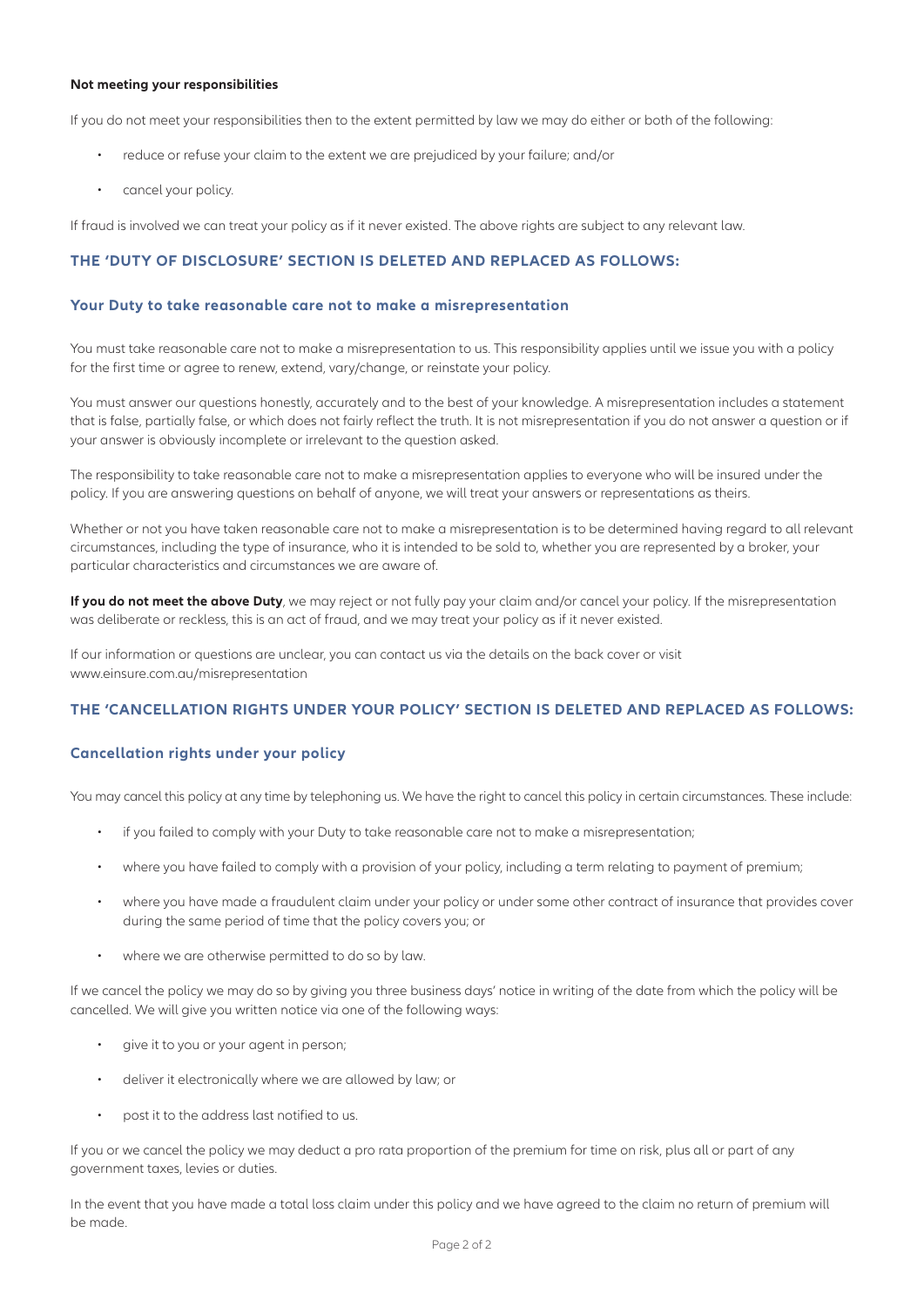**Not meeting your responsibilities**

If you do not meet your responsibilities then to the extent permitted by law we may do either or both of the following:

- reduce or refuse your claim to the extent we are prejudiced by your failure; and/or
- cancel your policy.

If fraud is involved we can treat your policy as if it never existed. The above rights are subject to any relevant law.

## THE 'DUTY OF DISCLOSURE' SECTION IS DELETED AND REPLACED AS FOLLOWS:

### Your Duty to take reasonable care not to make a misrepresentation

You must take reasonable care not to make a misrepresentation to us. This responsibility applies until we issue you with a policy for the first time or agree to renew, extend, vary/change, or reinstate your policy.

You must answer our questions honestly, accurately and to the best of your knowledge. A misrepresentation includes a statement that is false, partially false, or which does not fairly reflect the truth. It is not misrepresentation if you do not answer a question or if your answer is obviously incomplete or irrelevant to the question asked.

The responsibility to take reasonable care not to make a misrepresentation applies to everyone who will be insured under the policy. If you are answering questions on behalf of anyone, we will treat your answers or representations as theirs.

Whether or not you have taken reasonable care not to make a misrepresentation is to be determined having regard to all relevant circumstances, including the type of insurance, who it is intended to be sold to, whether you are represented by a broker, your particular characteristics and circumstances we are aware of.

**If you do not meet the above Duty**, we may reject or not fully pay your claim and/or cancel your policy. If the misrepresentation was deliberate or reckless, this is an act of fraud, and we may treat your policy as if it never existed.

If our information or questions are unclear, you can contact us via the details on the back cover or visit www.einsure.com.au/misrepresentation

## THE 'CANCELLATION RIGHTS UNDER YOUR POLICY' SECTION IS DELETED AND REPLACED AS FOLLOWS:

### Cancellation rights under your policy

You may cancel this policy at any time by telephoning us. We have the right to cancel this policy in certain circumstances. These include:

- if you failed to comply with your Duty to take reasonable care not to make a misrepresentation;
- where you have failed to comply with a provision of your policy, including a term relating to payment of premium;
- where you have made a fraudulent claim under your policy or under some other contract of insurance that provides cover during the same period of time that the policy covers you; or
- where we are otherwise permitted to do so by law.

If we cancel the policy we may do so by giving you three business days' notice in writing of the date from which the policy will be cancelled. We will give you written notice via one of the following ways:

- give it to you or your agent in person;
- deliver it electronically where we are allowed by law; or
- post it to the address last notified to us.

If you or we cancel the policy we may deduct a pro rata proportion of the premium for time on risk, plus all or part of any government taxes, levies or duties.

In the event that you have made a total loss claim under this policy and we have agreed to the claim no return of premium will be made.